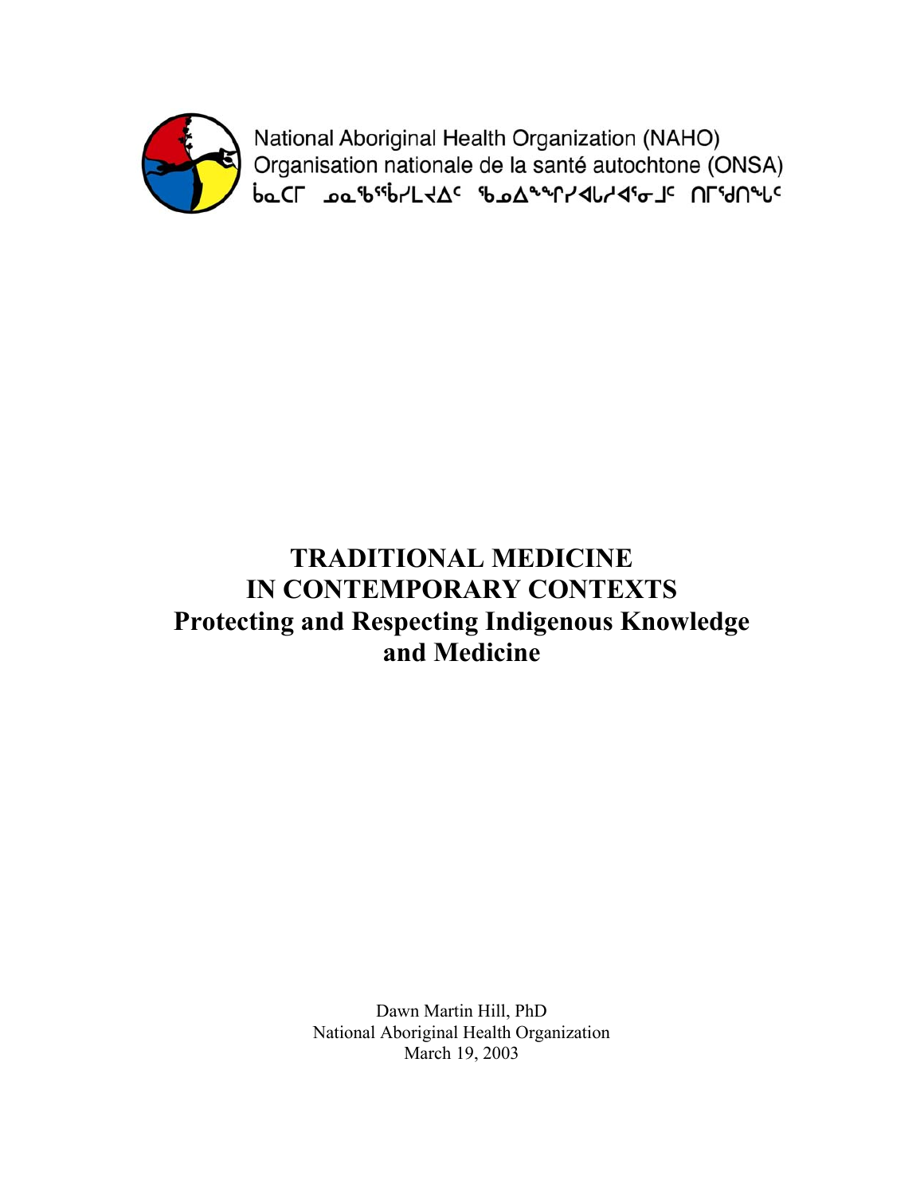National Aboriginal Health Organization (NAHO)
Organisation nationale de la santé autochtone (ONSA)
ᑳᓇᑕᒥ ᓄᓇᖃᖅᑳᓯᒪᔪᐃᑦ ᖃᓄᐃᙱᑦᓯᐊᕐᓂᖏᓐᓄᑦ ᑎᒥᖁᑎᖓᑦ

# TRADITIONAL MEDICINE IN CONTEMPORARY CONTEXTS
## Protecting and Respecting Indigenous Knowledge and Medicine

Dawn Martin Hill, PhD
National Aboriginal Health Organization
March 19, 2003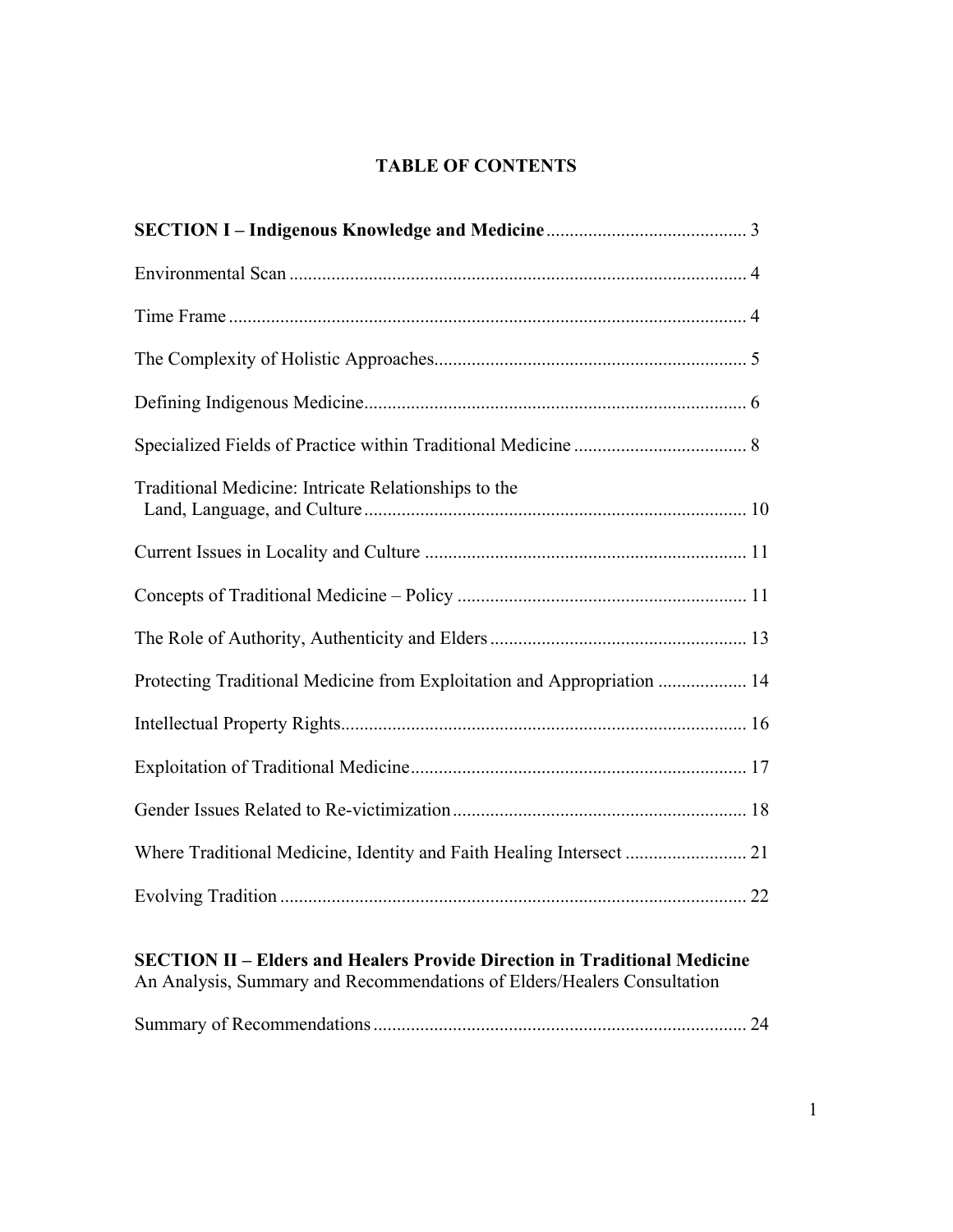# TABLE OF CONTENTS

**SECTION I – Indigenous Knowledge and Medicine** ........................................... 3

Environmental Scan ................................................................................................ 4

Time Frame .............................................................................................................. 4

The Complexity of Holistic Approaches.................................................................. 5

Defining Indigenous Medicine................................................................................. 6

Specialized Fields of Practice within Traditional Medicine .................................... 8

Traditional Medicine: Intricate Relationships to the Land, Language, and Culture ................................................................................. 10

Current Issues in Locality and Culture .................................................................... 11

Concepts of Traditional Medicine – Policy ............................................................. 11

The Role of Authority, Authenticity and Elders ...................................................... 13

Protecting Traditional Medicine from Exploitation and Appropriation .................. 14

Intellectual Property Rights...................................................................................... 16

Exploitation of Traditional Medicine....................................................................... 17

Gender Issues Related to Re-victimization .............................................................. 18

Where Traditional Medicine, Identity and Faith Healing Intersect ......................... 21

Evolving Tradition ................................................................................................... 22

**SECTION II – Elders and Healers Provide Direction in Traditional Medicine**
An Analysis, Summary and Recommendations of Elders/Healers Consultation

Summary of Recommendations ............................................................................... 24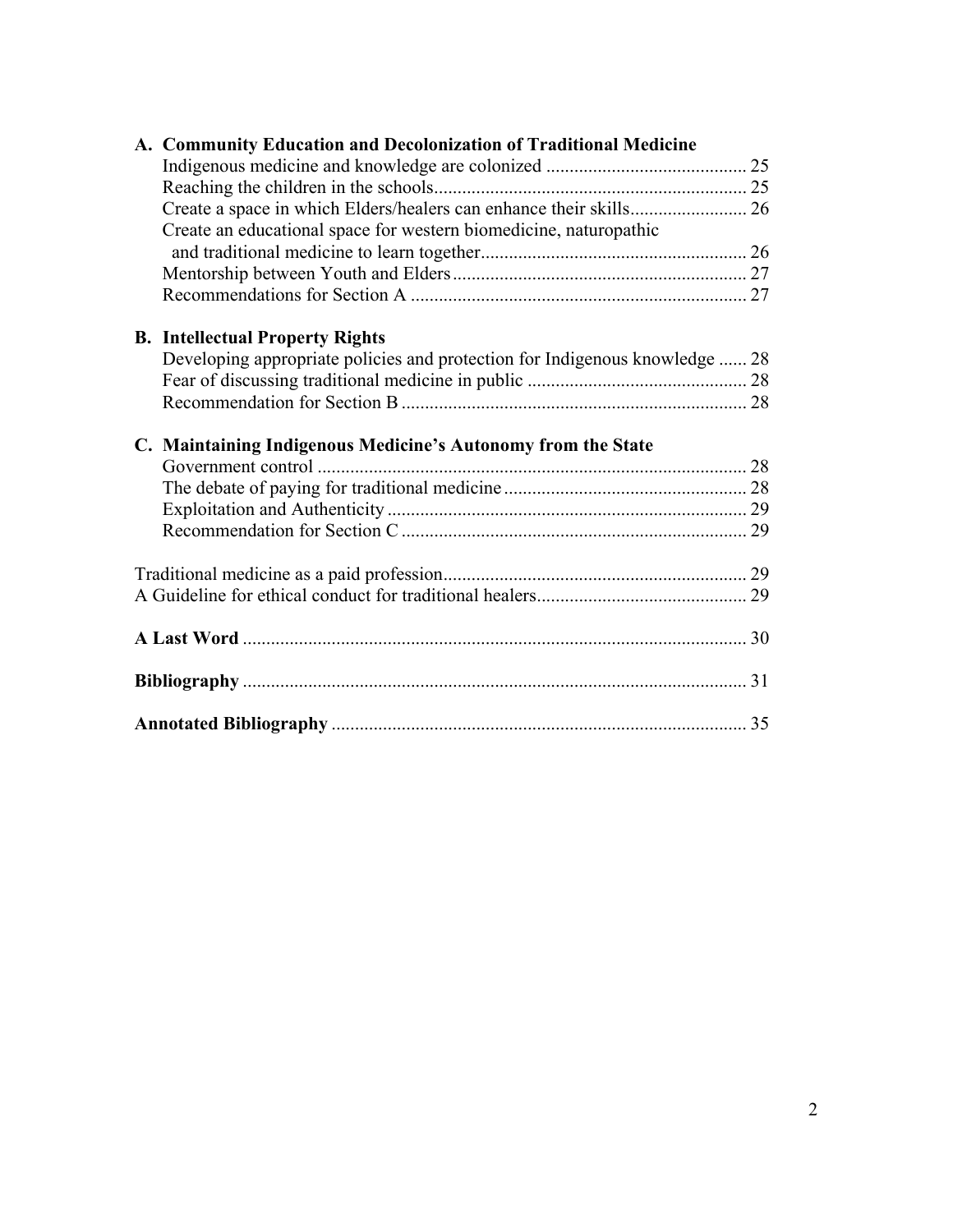**A. Community Education and Decolonization of Traditional Medicine**

Indigenous medicine and knowledge are colonized .......................................... 25
Reaching the children in the schools.................................................................. 25
Create a space in which Elders/healers can enhance their skills........................ 26
Create an educational space for western biomedicine, naturopathic
and traditional medicine to learn together......................................................... 26
Mentorship between Youth and Elders.............................................................. 27
Recommendations for Section A ....................................................................... 27

**B. Intellectual Property Rights**

Developing appropriate policies and protection for Indigenous knowledge ...... 28
Fear of discussing traditional medicine in public .............................................. 28
Recommendation for Section B ......................................................................... 28

**C. Maintaining Indigenous Medicine's Autonomy from the State**

Government control ........................................................................................... 28
The debate of paying for traditional medicine.................................................... 28
Exploitation and Authenticity ............................................................................. 29
Recommendation for Section C .......................................................................... 29

Traditional medicine as a paid profession................................................................ 29
A Guideline for ethical conduct for traditional healers............................................ 29

**A Last Word** ........................................................................................................... 30

**Bibliography** ........................................................................................................... 31

**Annotated Bibliography** ........................................................................................ 35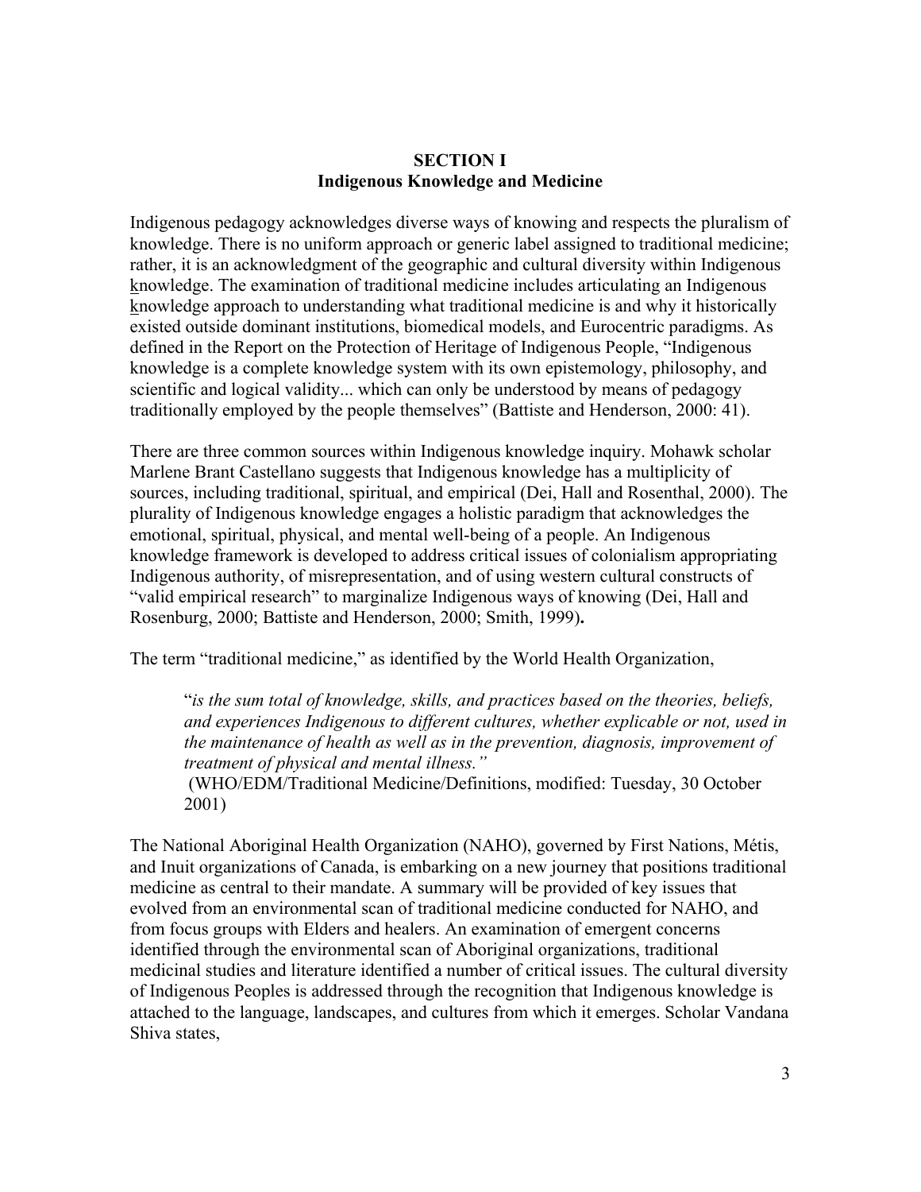## SECTION I
## Indigenous Knowledge and Medicine

Indigenous pedagogy acknowledges diverse ways of knowing and respects the pluralism of knowledge. There is no uniform approach or generic label assigned to traditional medicine; rather, it is an acknowledgment of the geographic and cultural diversity within Indigenous knowledge. The examination of traditional medicine includes articulating an Indigenous knowledge approach to understanding what traditional medicine is and why it historically existed outside dominant institutions, biomedical models, and Eurocentric paradigms. As defined in the Report on the Protection of Heritage of Indigenous People, "Indigenous knowledge is a complete knowledge system with its own epistemology, philosophy, and scientific and logical validity... which can only be understood by means of pedagogy traditionally employed by the people themselves" (Battiste and Henderson, 2000: 41).

There are three common sources within Indigenous knowledge inquiry. Mohawk scholar Marlene Brant Castellano suggests that Indigenous knowledge has a multiplicity of sources, including traditional, spiritual, and empirical (Dei, Hall and Rosenthal, 2000). The plurality of Indigenous knowledge engages a holistic paradigm that acknowledges the emotional, spiritual, physical, and mental well-being of a people. An Indigenous knowledge framework is developed to address critical issues of colonialism appropriating Indigenous authority, of misrepresentation, and of using western cultural constructs of "valid empirical research" to marginalize Indigenous ways of knowing (Dei, Hall and Rosenburg, 2000; Battiste and Henderson, 2000; Smith, 1999)**.**

The term "traditional medicine," as identified by the World Health Organization,

> "*is the sum total of knowledge, skills, and practices based on the theories, beliefs, and experiences Indigenous to different cultures, whether explicable or not, used in the maintenance of health as well as in the prevention, diagnosis, improvement of treatment of physical and mental illness."*
> (WHO/EDM/Traditional Medicine/Definitions, modified: Tuesday, 30 October 2001)

The National Aboriginal Health Organization (NAHO), governed by First Nations, Métis, and Inuit organizations of Canada, is embarking on a new journey that positions traditional medicine as central to their mandate. A summary will be provided of key issues that evolved from an environmental scan of traditional medicine conducted for NAHO, and from focus groups with Elders and healers. An examination of emergent concerns identified through the environmental scan of Aboriginal organizations, traditional medicinal studies and literature identified a number of critical issues. The cultural diversity of Indigenous Peoples is addressed through the recognition that Indigenous knowledge is attached to the language, landscapes, and cultures from which it emerges. Scholar Vandana Shiva states,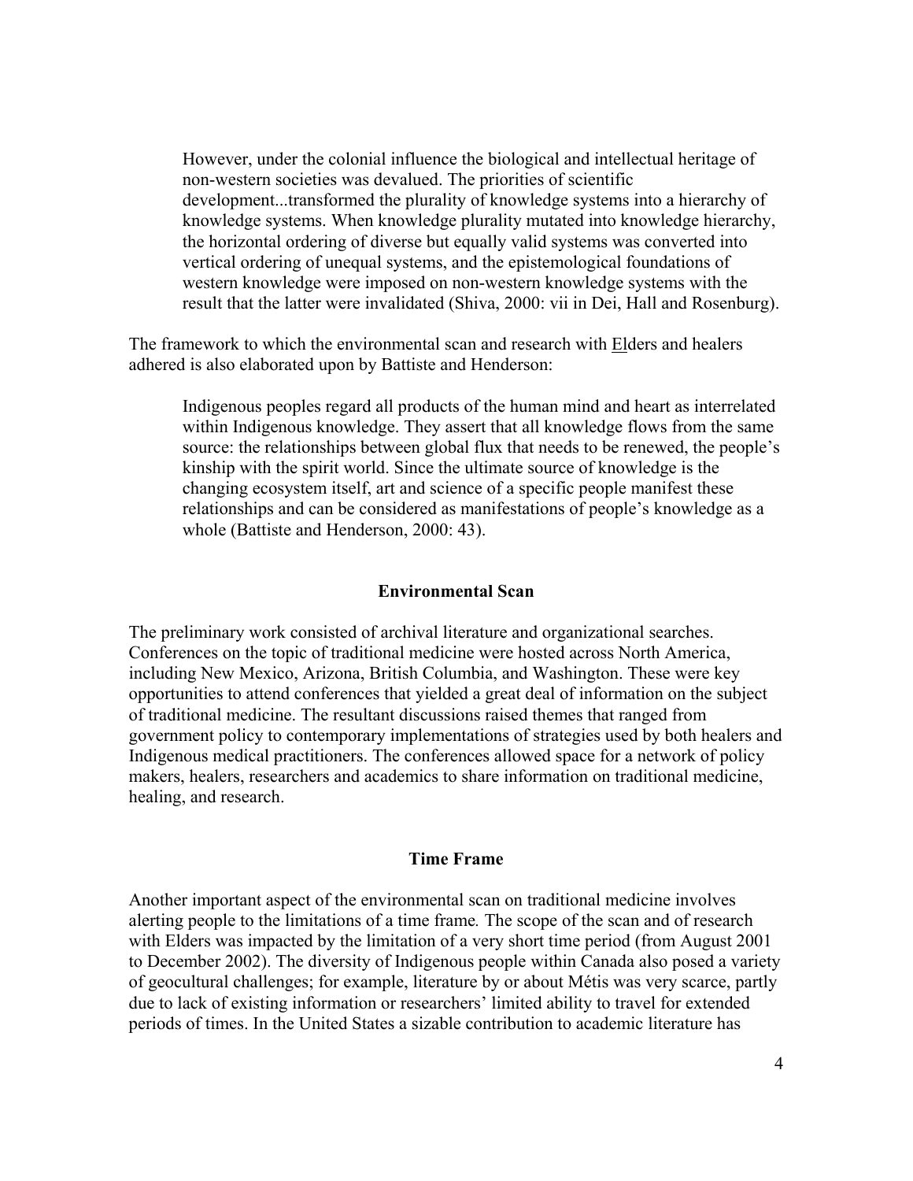> However, under the colonial influence the biological and intellectual heritage of non-western societies was devalued. The priorities of scientific development...transformed the plurality of knowledge systems into a hierarchy of knowledge systems. When knowledge plurality mutated into knowledge hierarchy, the horizontal ordering of diverse but equally valid systems was converted into vertical ordering of unequal systems, and the epistemological foundations of western knowledge were imposed on non-western knowledge systems with the result that the latter were invalidated (Shiva, 2000: vii in Dei, Hall and Rosenburg).

The framework to which the environmental scan and research with Elders and healers adhered is also elaborated upon by Battiste and Henderson:

> Indigenous peoples regard all products of the human mind and heart as interrelated within Indigenous knowledge. They assert that all knowledge flows from the same source: the relationships between global flux that needs to be renewed, the people's kinship with the spirit world. Since the ultimate source of knowledge is the changing ecosystem itself, art and science of a specific people manifest these relationships and can be considered as manifestations of people's knowledge as a whole (Battiste and Henderson, 2000: 43).

### Environmental Scan

The preliminary work consisted of archival literature and organizational searches. Conferences on the topic of traditional medicine were hosted across North America, including New Mexico, Arizona, British Columbia, and Washington. These were key opportunities to attend conferences that yielded a great deal of information on the subject of traditional medicine. The resultant discussions raised themes that ranged from government policy to contemporary implementations of strategies used by both healers and Indigenous medical practitioners. The conferences allowed space for a network of policy makers, healers, researchers and academics to share information on traditional medicine, healing, and research.

### Time Frame

Another important aspect of the environmental scan on traditional medicine involves alerting people to the limitations of a time frame. The scope of the scan and of research with Elders was impacted by the limitation of a very short time period (from August 2001 to December 2002). The diversity of Indigenous people within Canada also posed a variety of geocultural challenges; for example, literature by or about Métis was very scarce, partly due to lack of existing information or researchers' limited ability to travel for extended periods of times. In the United States a sizable contribution to academic literature has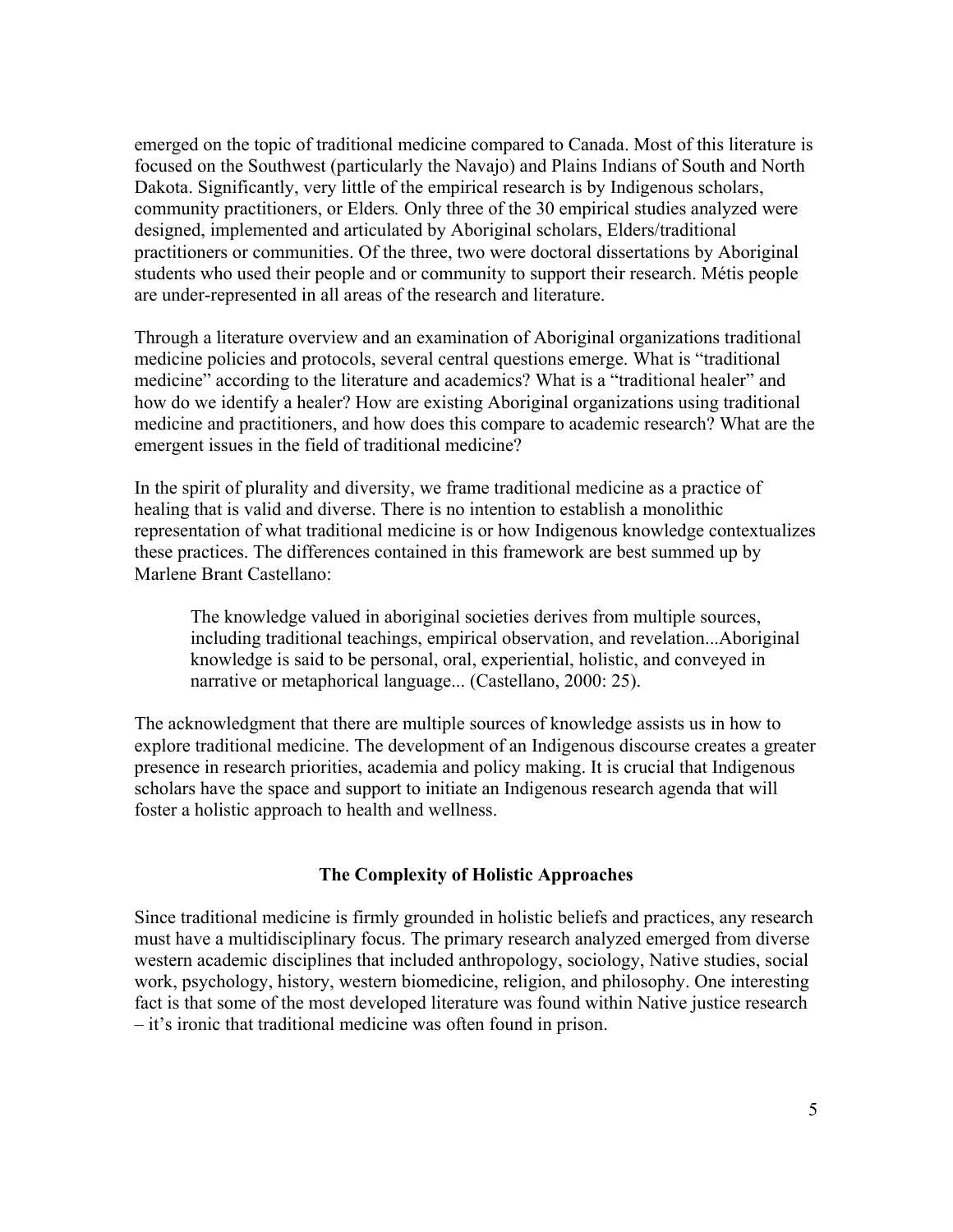emerged on the topic of traditional medicine compared to Canada. Most of this literature is focused on the Southwest (particularly the Navajo) and Plains Indians of South and North Dakota. Significantly, very little of the empirical research is by Indigenous scholars, community practitioners, or Elders. Only three of the 30 empirical studies analyzed were designed, implemented and articulated by Aboriginal scholars, Elders/traditional practitioners or communities. Of the three, two were doctoral dissertations by Aboriginal students who used their people and or community to support their research. Métis people are under-represented in all areas of the research and literature.

Through a literature overview and an examination of Aboriginal organizations traditional medicine policies and protocols, several central questions emerge. What is "traditional medicine" according to the literature and academics? What is a "traditional healer" and how do we identify a healer? How are existing Aboriginal organizations using traditional medicine and practitioners, and how does this compare to academic research? What are the emergent issues in the field of traditional medicine?

In the spirit of plurality and diversity, we frame traditional medicine as a practice of healing that is valid and diverse. There is no intention to establish a monolithic representation of what traditional medicine is or how Indigenous knowledge contextualizes these practices. The differences contained in this framework are best summed up by Marlene Brant Castellano:

> The knowledge valued in aboriginal societies derives from multiple sources, including traditional teachings, empirical observation, and revelation...Aboriginal knowledge is said to be personal, oral, experiential, holistic, and conveyed in narrative or metaphorical language... (Castellano, 2000: 25).

The acknowledgment that there are multiple sources of knowledge assists us in how to explore traditional medicine. The development of an Indigenous discourse creates a greater presence in research priorities, academia and policy making. It is crucial that Indigenous scholars have the space and support to initiate an Indigenous research agenda that will foster a holistic approach to health and wellness.

## The Complexity of Holistic Approaches

Since traditional medicine is firmly grounded in holistic beliefs and practices, any research must have a multidisciplinary focus. The primary research analyzed emerged from diverse western academic disciplines that included anthropology, sociology, Native studies, social work, psychology, history, western biomedicine, religion, and philosophy. One interesting fact is that some of the most developed literature was found within Native justice research – it's ironic that traditional medicine was often found in prison.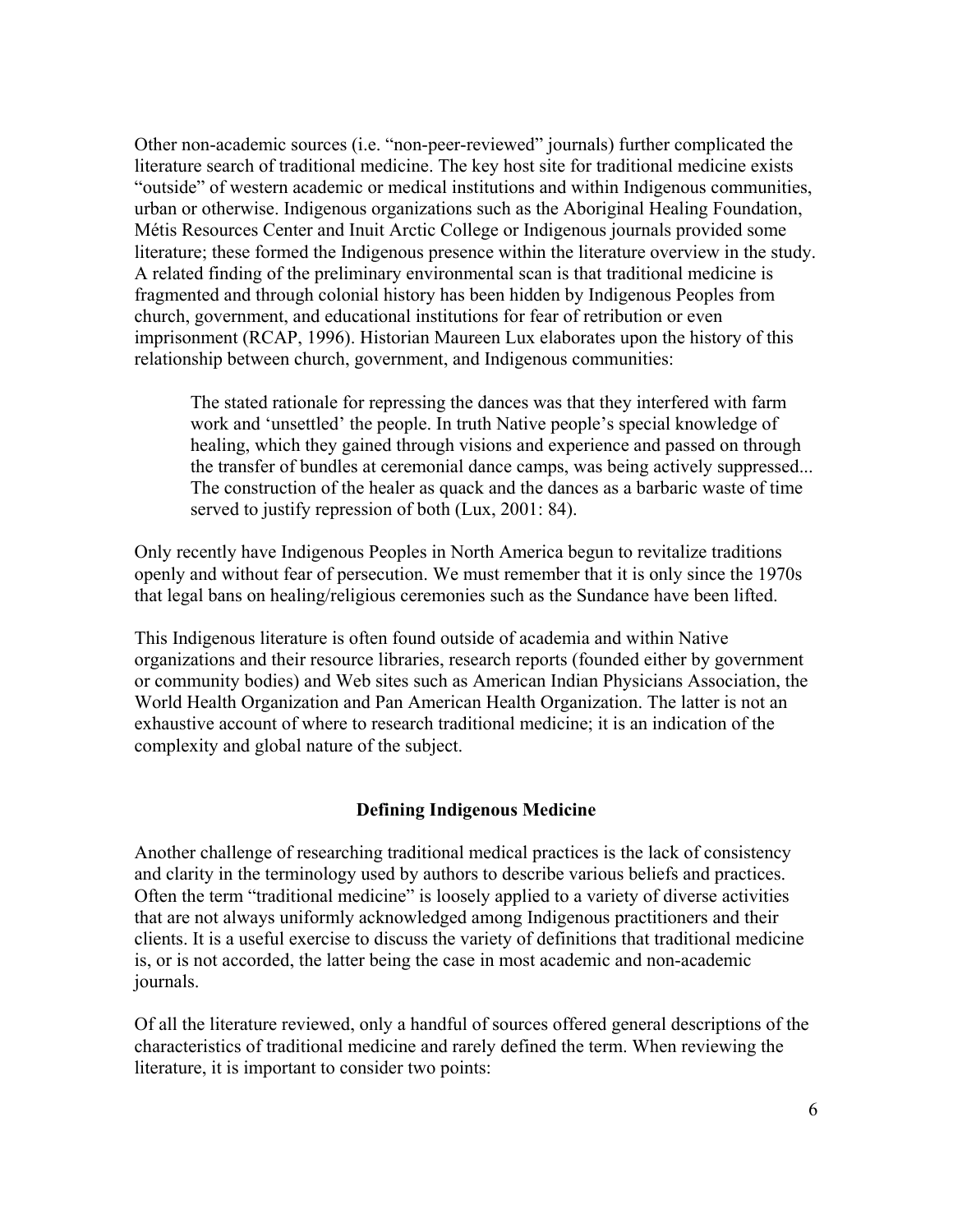Other non-academic sources (i.e. "non-peer-reviewed" journals) further complicated the literature search of traditional medicine. The key host site for traditional medicine exists "outside" of western academic or medical institutions and within Indigenous communities, urban or otherwise. Indigenous organizations such as the Aboriginal Healing Foundation, Métis Resources Center and Inuit Arctic College or Indigenous journals provided some literature; these formed the Indigenous presence within the literature overview in the study. A related finding of the preliminary environmental scan is that traditional medicine is fragmented and through colonial history has been hidden by Indigenous Peoples from church, government, and educational institutions for fear of retribution or even imprisonment (RCAP, 1996). Historian Maureen Lux elaborates upon the history of this relationship between church, government, and Indigenous communities:

> The stated rationale for repressing the dances was that they interfered with farm work and 'unsettled' the people. In truth Native people's special knowledge of healing, which they gained through visions and experience and passed on through the transfer of bundles at ceremonial dance camps, was being actively suppressed... The construction of the healer as quack and the dances as a barbaric waste of time served to justify repression of both (Lux, 2001: 84).

Only recently have Indigenous Peoples in North America begun to revitalize traditions openly and without fear of persecution. We must remember that it is only since the 1970s that legal bans on healing/religious ceremonies such as the Sundance have been lifted.

This Indigenous literature is often found outside of academia and within Native organizations and their resource libraries, research reports (founded either by government or community bodies) and Web sites such as American Indian Physicians Association, the World Health Organization and Pan American Health Organization. The latter is not an exhaustive account of where to research traditional medicine; it is an indication of the complexity and global nature of the subject.

## Defining Indigenous Medicine

Another challenge of researching traditional medical practices is the lack of consistency and clarity in the terminology used by authors to describe various beliefs and practices. Often the term "traditional medicine" is loosely applied to a variety of diverse activities that are not always uniformly acknowledged among Indigenous practitioners and their clients. It is a useful exercise to discuss the variety of definitions that traditional medicine is, or is not accorded, the latter being the case in most academic and non-academic journals.

Of all the literature reviewed, only a handful of sources offered general descriptions of the characteristics of traditional medicine and rarely defined the term. When reviewing the literature, it is important to consider two points: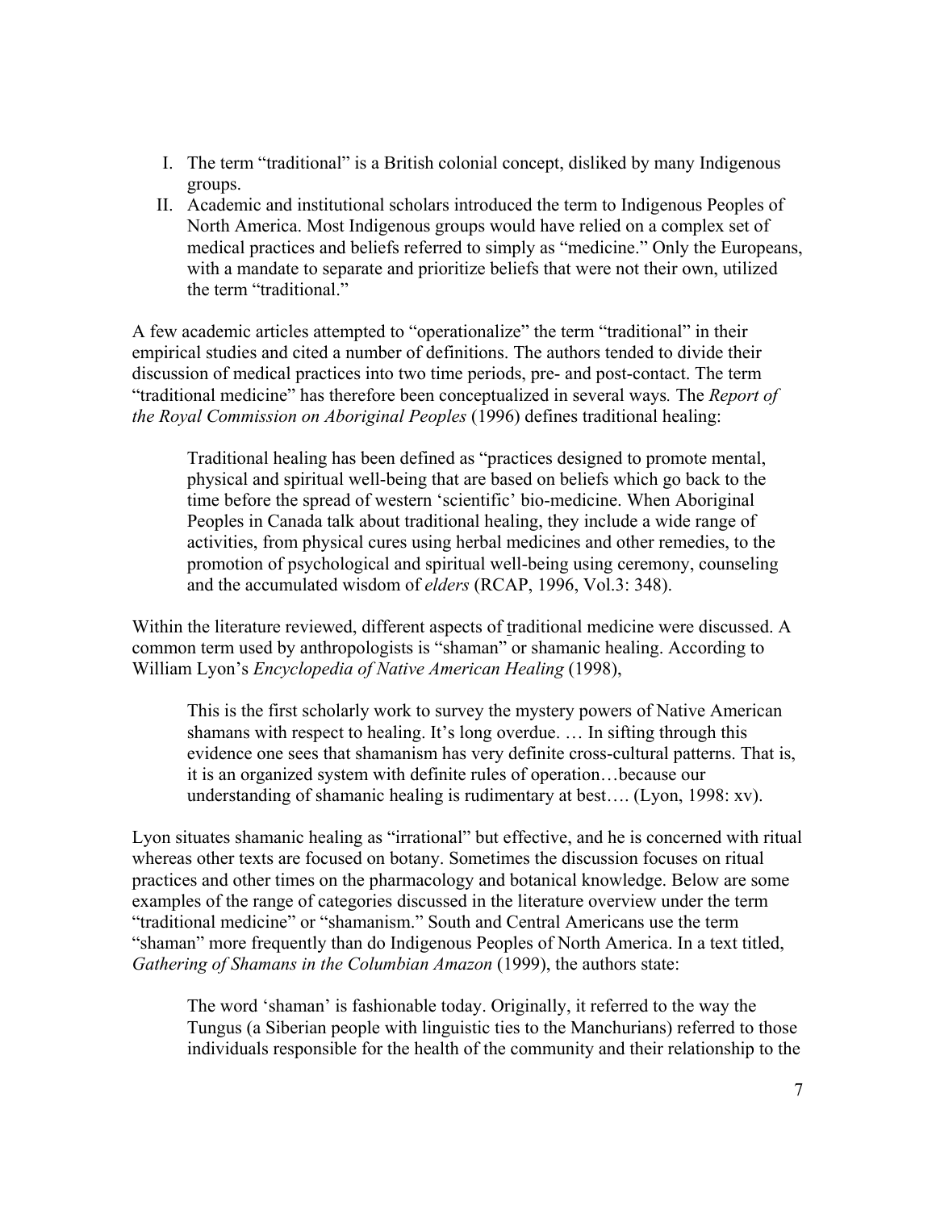I. The term "traditional" is a British colonial concept, disliked by many Indigenous groups.
II. Academic and institutional scholars introduced the term to Indigenous Peoples of North America. Most Indigenous groups would have relied on a complex set of medical practices and beliefs referred to simply as "medicine." Only the Europeans, with a mandate to separate and prioritize beliefs that were not their own, utilized the term "traditional."

A few academic articles attempted to "operationalize" the term "traditional" in their empirical studies and cited a number of definitions. The authors tended to divide their discussion of medical practices into two time periods, pre- and post-contact. The term "traditional medicine" has therefore been conceptualized in several ways. The *Report of the Royal Commission on Aboriginal Peoples* (1996) defines traditional healing:

> Traditional healing has been defined as "practices designed to promote mental, physical and spiritual well-being that are based on beliefs which go back to the time before the spread of western 'scientific' bio-medicine. When Aboriginal Peoples in Canada talk about traditional healing, they include a wide range of activities, from physical cures using herbal medicines and other remedies, to the promotion of psychological and spiritual well-being using ceremony, counseling and the accumulated wisdom of *elders* (RCAP, 1996, Vol.3: 348).

Within the literature reviewed, different aspects of traditional medicine were discussed. A common term used by anthropologists is "shaman" or shamanic healing. According to William Lyon's *Encyclopedia of Native American Healing* (1998),

> This is the first scholarly work to survey the mystery powers of Native American shamans with respect to healing. It's long overdue. … In sifting through this evidence one sees that shamanism has very definite cross-cultural patterns. That is, it is an organized system with definite rules of operation…because our understanding of shamanic healing is rudimentary at best…. (Lyon, 1998: xv).

Lyon situates shamanic healing as "irrational" but effective, and he is concerned with ritual whereas other texts are focused on botany. Sometimes the discussion focuses on ritual practices and other times on the pharmacology and botanical knowledge. Below are some examples of the range of categories discussed in the literature overview under the term "traditional medicine" or "shamanism." South and Central Americans use the term "shaman" more frequently than do Indigenous Peoples of North America. In a text titled, *Gathering of Shamans in the Columbian Amazon* (1999), the authors state:

> The word 'shaman' is fashionable today. Originally, it referred to the way the Tungus (a Siberian people with linguistic ties to the Manchurians) referred to those individuals responsible for the health of the community and their relationship to the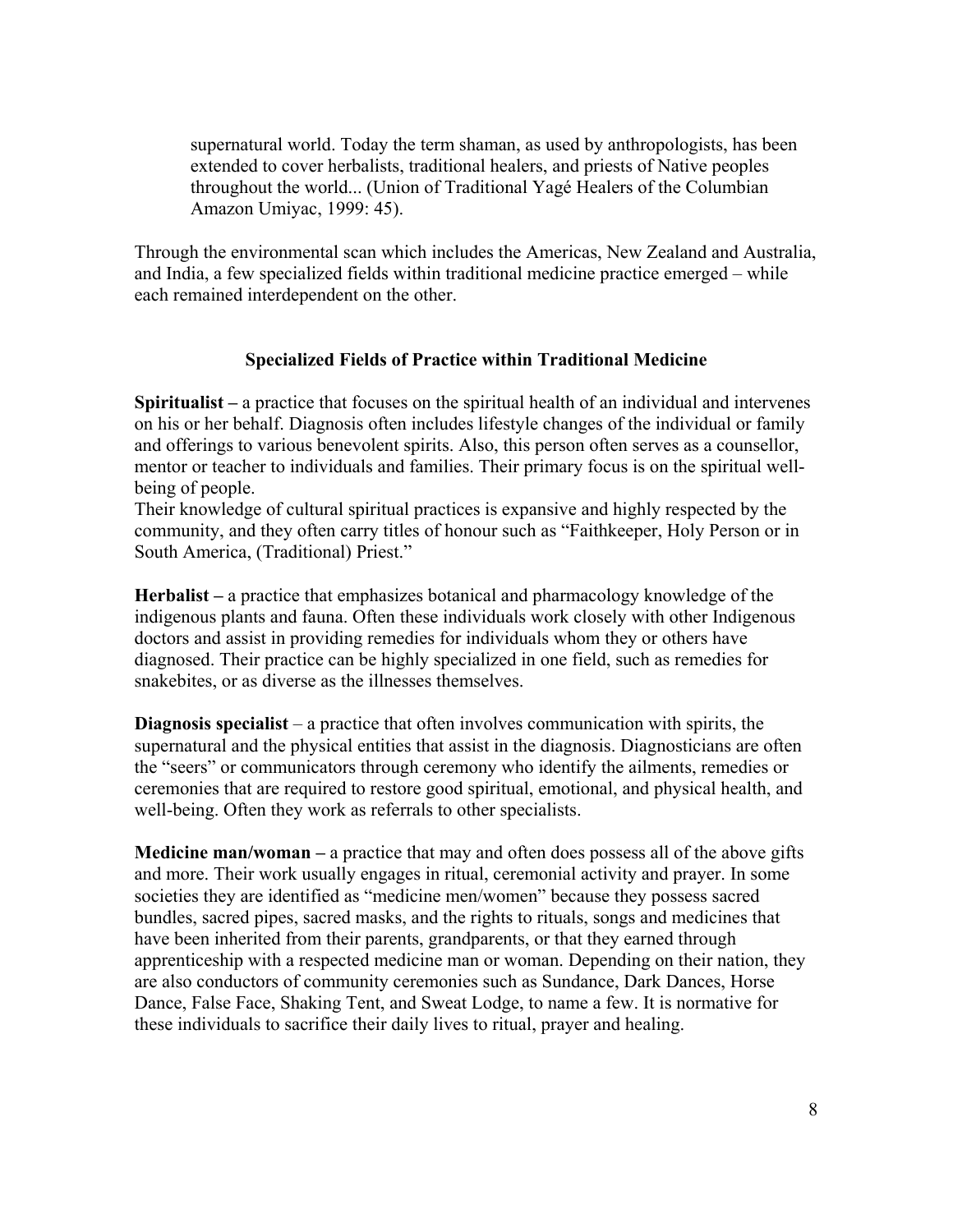> supernatural world. Today the term shaman, as used by anthropologists, has been extended to cover herbalists, traditional healers, and priests of Native peoples throughout the world... (Union of Traditional Yagé Healers of the Columbian Amazon Umiyac, 1999: 45).

Through the environmental scan which includes the Americas, New Zealand and Australia, and India, a few specialized fields within traditional medicine practice emerged – while each remained interdependent on the other.

### Specialized Fields of Practice within Traditional Medicine

**Spiritualist –** a practice that focuses on the spiritual health of an individual and intervenes on his or her behalf. Diagnosis often includes lifestyle changes of the individual or family and offerings to various benevolent spirits. Also, this person often serves as a counsellor, mentor or teacher to individuals and families. Their primary focus is on the spiritual well-being of people.
Their knowledge of cultural spiritual practices is expansive and highly respected by the community, and they often carry titles of honour such as "Faithkeeper, Holy Person or in South America, (Traditional) Priest."

**Herbalist –** a practice that emphasizes botanical and pharmacology knowledge of the indigenous plants and fauna. Often these individuals work closely with other Indigenous doctors and assist in providing remedies for individuals whom they or others have diagnosed. Their practice can be highly specialized in one field, such as remedies for snakebites, or as diverse as the illnesses themselves.

**Diagnosis specialist** – a practice that often involves communication with spirits, the supernatural and the physical entities that assist in the diagnosis. Diagnosticians are often the "seers" or communicators through ceremony who identify the ailments, remedies or ceremonies that are required to restore good spiritual, emotional, and physical health, and well-being. Often they work as referrals to other specialists.

**Medicine man/woman –** a practice that may and often does possess all of the above gifts and more. Their work usually engages in ritual, ceremonial activity and prayer. In some societies they are identified as "medicine men/women" because they possess sacred bundles, sacred pipes, sacred masks, and the rights to rituals, songs and medicines that have been inherited from their parents, grandparents, or that they earned through apprenticeship with a respected medicine man or woman. Depending on their nation, they are also conductors of community ceremonies such as Sundance, Dark Dances, Horse Dance, False Face, Shaking Tent, and Sweat Lodge, to name a few. It is normative for these individuals to sacrifice their daily lives to ritual, prayer and healing.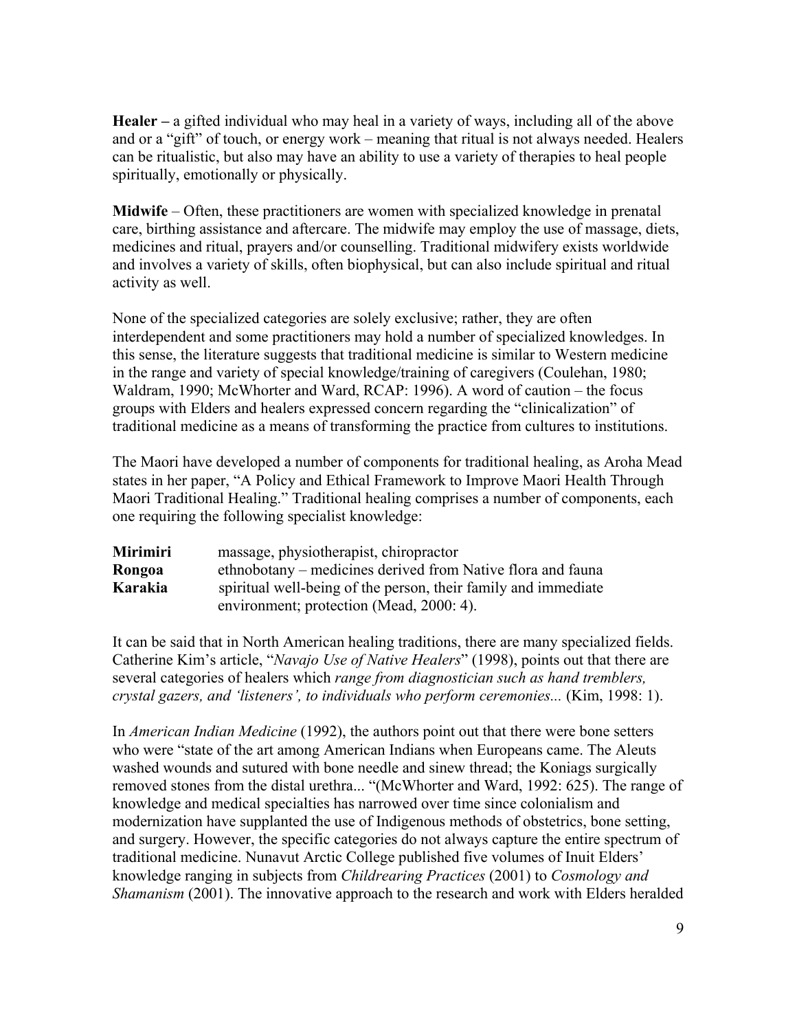**Healer –** a gifted individual who may heal in a variety of ways, including all of the above and or a "gift" of touch, or energy work – meaning that ritual is not always needed. Healers can be ritualistic, but also may have an ability to use a variety of therapies to heal people spiritually, emotionally or physically.

**Midwife** – Often, these practitioners are women with specialized knowledge in prenatal care, birthing assistance and aftercare. The midwife may employ the use of massage, diets, medicines and ritual, prayers and/or counselling. Traditional midwifery exists worldwide and involves a variety of skills, often biophysical, but can also include spiritual and ritual activity as well.

None of the specialized categories are solely exclusive; rather, they are often interdependent and some practitioners may hold a number of specialized knowledges. In this sense, the literature suggests that traditional medicine is similar to Western medicine in the range and variety of special knowledge/training of caregivers (Coulehan, 1980; Waldram, 1990; McWhorter and Ward, RCAP: 1996). A word of caution – the focus groups with Elders and healers expressed concern regarding the "clinicalization" of traditional medicine as a means of transforming the practice from cultures to institutions.

The Maori have developed a number of components for traditional healing, as Aroha Mead states in her paper, "A Policy and Ethical Framework to Improve Maori Health Through Maori Traditional Healing." Traditional healing comprises a number of components, each one requiring the following specialist knowledge:

| | |
|---|---|
| **Mirimiri** | massage, physiotherapist, chiropractor |
| **Rongoa** | ethnobotany – medicines derived from Native flora and fauna |
| **Karakia** | spiritual well-being of the person, their family and immediate environment; protection (Mead, 2000: 4). |

It can be said that in North American healing traditions, there are many specialized fields. Catherine Kim's article, "*Navajo Use of Native Healers*" (1998), points out that there are several categories of healers which *range from diagnostician such as hand tremblers, crystal gazers, and 'listeners', to individuals who perform ceremonies...* (Kim, 1998: 1).

In *American Indian Medicine* (1992), the authors point out that there were bone setters who were "state of the art among American Indians when Europeans came. The Aleuts washed wounds and sutured with bone needle and sinew thread; the Koniags surgically removed stones from the distal urethra... "(McWhorter and Ward, 1992: 625). The range of knowledge and medical specialties has narrowed over time since colonialism and modernization have supplanted the use of Indigenous methods of obstetrics, bone setting, and surgery. However, the specific categories do not always capture the entire spectrum of traditional medicine. Nunavut Arctic College published five volumes of Inuit Elders' knowledge ranging in subjects from *Childrearing Practices* (2001) to *Cosmology and Shamanism* (2001). The innovative approach to the research and work with Elders heralded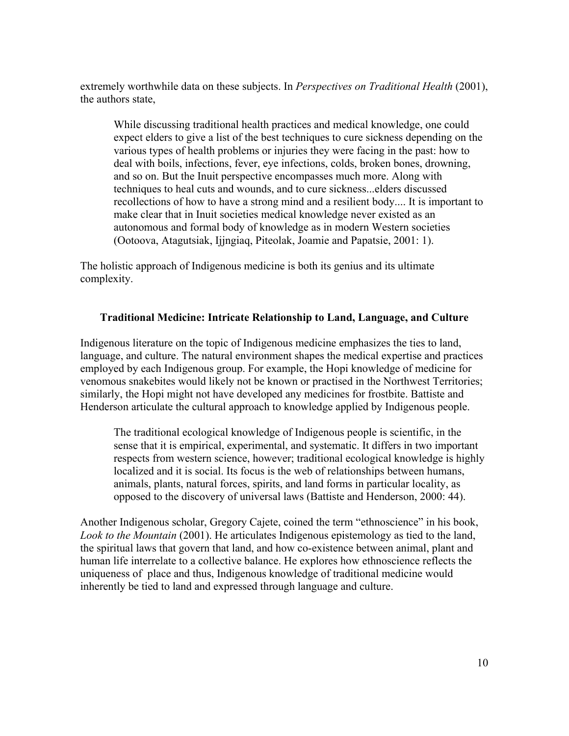extremely worthwhile data on these subjects. In *Perspectives on Traditional Health* (2001), the authors state,

> While discussing traditional health practices and medical knowledge, one could expect elders to give a list of the best techniques to cure sickness depending on the various types of health problems or injuries they were facing in the past: how to deal with boils, infections, fever, eye infections, colds, broken bones, drowning, and so on. But the Inuit perspective encompasses much more. Along with techniques to heal cuts and wounds, and to cure sickness...elders discussed recollections of how to have a strong mind and a resilient body.... It is important to make clear that in Inuit societies medical knowledge never existed as an autonomous and formal body of knowledge as in modern Western societies (Ootoova, Atagutsiak, Ijjngiaq, Piteolak, Joamie and Papatsie, 2001: 1).

The holistic approach of Indigenous medicine is both its genius and its ultimate complexity.

### Traditional Medicine: Intricate Relationship to Land, Language, and Culture

Indigenous literature on the topic of Indigenous medicine emphasizes the ties to land, language, and culture. The natural environment shapes the medical expertise and practices employed by each Indigenous group. For example, the Hopi knowledge of medicine for venomous snakebites would likely not be known or practised in the Northwest Territories; similarly, the Hopi might not have developed any medicines for frostbite. Battiste and Henderson articulate the cultural approach to knowledge applied by Indigenous people.

> The traditional ecological knowledge of Indigenous people is scientific, in the sense that it is empirical, experimental, and systematic. It differs in two important respects from western science, however; traditional ecological knowledge is highly localized and it is social. Its focus is the web of relationships between humans, animals, plants, natural forces, spirits, and land forms in particular locality, as opposed to the discovery of universal laws (Battiste and Henderson, 2000: 44).

Another Indigenous scholar, Gregory Cajete, coined the term "ethnoscience" in his book, *Look to the Mountain* (2001). He articulates Indigenous epistemology as tied to the land, the spiritual laws that govern that land, and how co-existence between animal, plant and human life interrelate to a collective balance. He explores how ethnoscience reflects the uniqueness of place and thus, Indigenous knowledge of traditional medicine would inherently be tied to land and expressed through language and culture.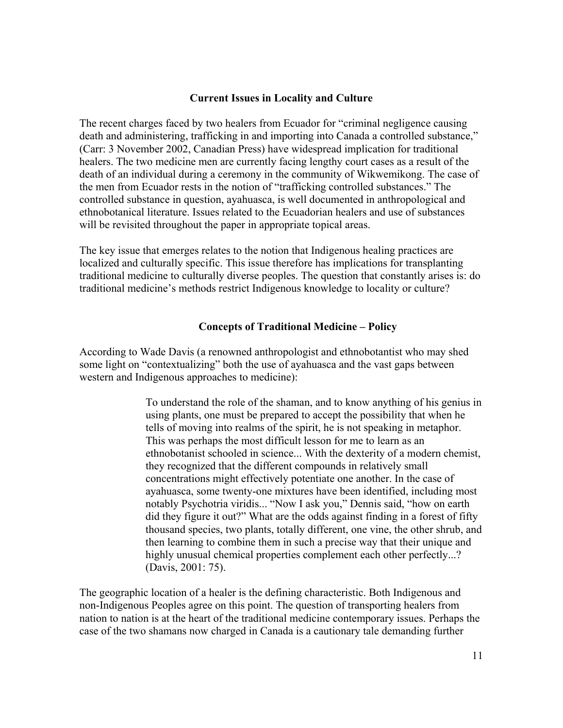## Current Issues in Locality and Culture

The recent charges faced by two healers from Ecuador for "criminal negligence causing death and administering, trafficking in and importing into Canada a controlled substance," (Carr: 3 November 2002, Canadian Press) have widespread implication for traditional healers. The two medicine men are currently facing lengthy court cases as a result of the death of an individual during a ceremony in the community of Wikwemikong. The case of the men from Ecuador rests in the notion of "trafficking controlled substances." The controlled substance in question, ayahuasca, is well documented in anthropological and ethnobotanical literature. Issues related to the Ecuadorian healers and use of substances will be revisited throughout the paper in appropriate topical areas.

The key issue that emerges relates to the notion that Indigenous healing practices are localized and culturally specific. This issue therefore has implications for transplanting traditional medicine to culturally diverse peoples. The question that constantly arises is: do traditional medicine's methods restrict Indigenous knowledge to locality or culture?

## Concepts of Traditional Medicine – Policy

According to Wade Davis (a renowned anthropologist and ethnobotantist who may shed some light on "contextualizing" both the use of ayahuasca and the vast gaps between western and Indigenous approaches to medicine):

> To understand the role of the shaman, and to know anything of his genius in using plants, one must be prepared to accept the possibility that when he tells of moving into realms of the spirit, he is not speaking in metaphor. This was perhaps the most difficult lesson for me to learn as an ethnobotanist schooled in science... With the dexterity of a modern chemist, they recognized that the different compounds in relatively small concentrations might effectively potentiate one another. In the case of ayahuasca, some twenty-one mixtures have been identified, including most notably Psychotria viridis... "Now I ask you," Dennis said, "how on earth did they figure it out?" What are the odds against finding in a forest of fifty thousand species, two plants, totally different, one vine, the other shrub, and then learning to combine them in such a precise way that their unique and highly unusual chemical properties complement each other perfectly...? (Davis, 2001: 75).

The geographic location of a healer is the defining characteristic. Both Indigenous and non-Indigenous Peoples agree on this point. The question of transporting healers from nation to nation is at the heart of the traditional medicine contemporary issues. Perhaps the case of the two shamans now charged in Canada is a cautionary tale demanding further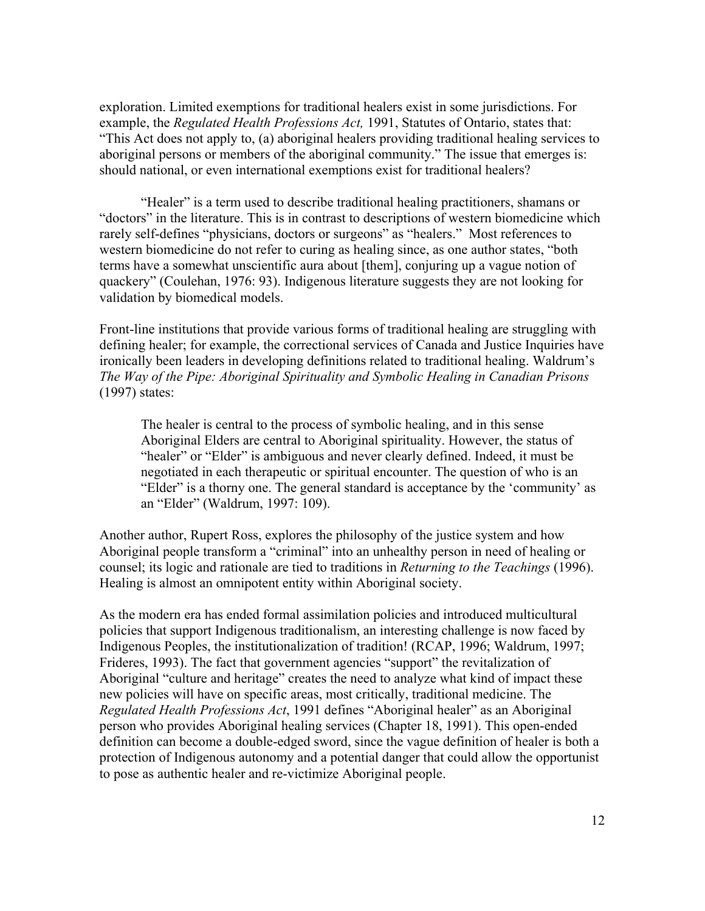exploration. Limited exemptions for traditional healers exist in some jurisdictions. For example, the *Regulated Health Professions Act,* 1991, Statutes of Ontario, states that: "This Act does not apply to, (a) aboriginal healers providing traditional healing services to aboriginal persons or members of the aboriginal community." The issue that emerges is: should national, or even international exemptions exist for traditional healers?

"Healer" is a term used to describe traditional healing practitioners, shamans or "doctors" in the literature. This is in contrast to descriptions of western biomedicine which rarely self-defines "physicians, doctors or surgeons" as "healers." Most references to western biomedicine do not refer to curing as healing since, as one author states, "both terms have a somewhat unscientific aura about [them], conjuring up a vague notion of quackery" (Coulehan, 1976: 93). Indigenous literature suggests they are not looking for validation by biomedical models.

Front-line institutions that provide various forms of traditional healing are struggling with defining healer; for example, the correctional services of Canada and Justice Inquiries have ironically been leaders in developing definitions related to traditional healing. Waldrum's *The Way of the Pipe: Aboriginal Spirituality and Symbolic Healing in Canadian Prisons* (1997) states:

> The healer is central to the process of symbolic healing, and in this sense Aboriginal Elders are central to Aboriginal spirituality. However, the status of "healer" or "Elder" is ambiguous and never clearly defined. Indeed, it must be negotiated in each therapeutic or spiritual encounter. The question of who is an "Elder" is a thorny one. The general standard is acceptance by the 'community' as an "Elder" (Waldrum, 1997: 109).

Another author, Rupert Ross, explores the philosophy of the justice system and how Aboriginal people transform a "criminal" into an unhealthy person in need of healing or counsel; its logic and rationale are tied to traditions in *Returning to the Teachings* (1996). Healing is almost an omnipotent entity within Aboriginal society.

As the modern era has ended formal assimilation policies and introduced multicultural policies that support Indigenous traditionalism, an interesting challenge is now faced by Indigenous Peoples, the institutionalization of tradition! (RCAP, 1996; Waldrum, 1997; Frideres, 1993). The fact that government agencies "support" the revitalization of Aboriginal "culture and heritage" creates the need to analyze what kind of impact these new policies will have on specific areas, most critically, traditional medicine. The *Regulated Health Professions Act*, 1991 defines "Aboriginal healer" as an Aboriginal person who provides Aboriginal healing services (Chapter 18, 1991). This open-ended definition can become a double-edged sword, since the vague definition of healer is both a protection of Indigenous autonomy and a potential danger that could allow the opportunist to pose as authentic healer and re-victimize Aboriginal people.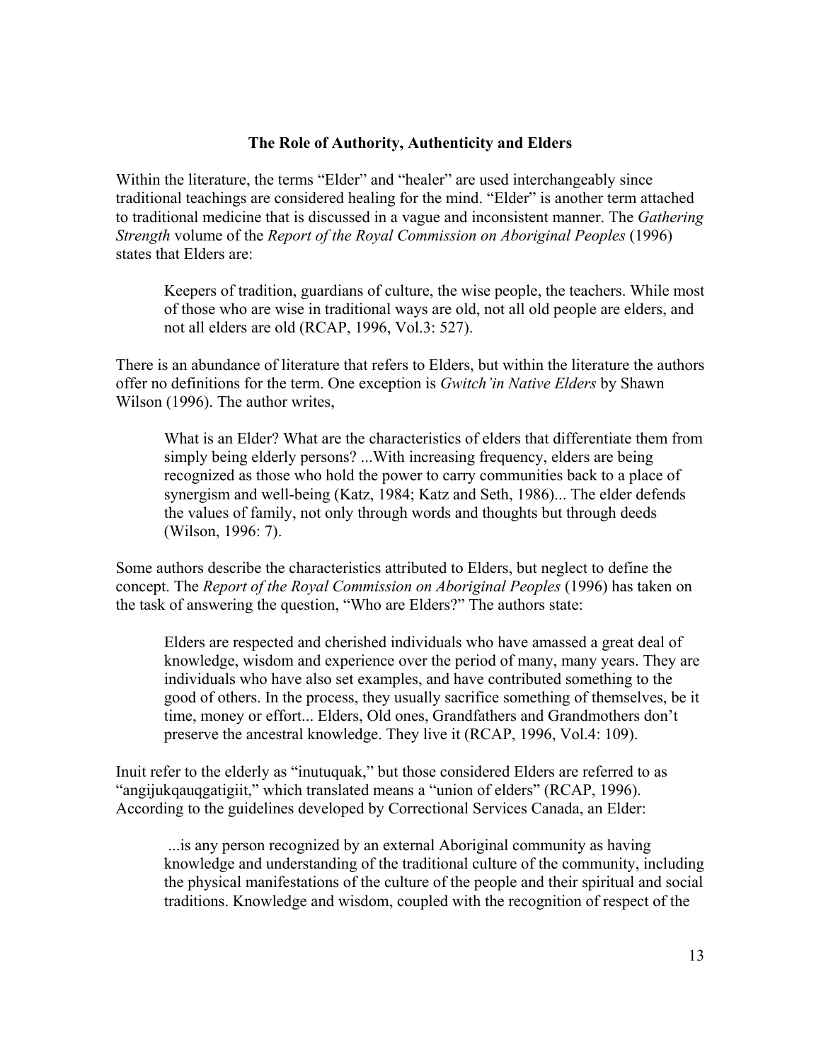### The Role of Authority, Authenticity and Elders

Within the literature, the terms "Elder" and "healer" are used interchangeably since traditional teachings are considered healing for the mind. "Elder" is another term attached to traditional medicine that is discussed in a vague and inconsistent manner. The *Gathering Strength* volume of the *Report of the Royal Commission on Aboriginal Peoples* (1996) states that Elders are:

> Keepers of tradition, guardians of culture, the wise people, the teachers. While most of those who are wise in traditional ways are old, not all old people are elders, and not all elders are old (RCAP, 1996, Vol.3: 527).

There is an abundance of literature that refers to Elders, but within the literature the authors offer no definitions for the term. One exception is *Gwitch'in Native Elders* by Shawn Wilson (1996). The author writes,

> What is an Elder? What are the characteristics of elders that differentiate them from simply being elderly persons? ...With increasing frequency, elders are being recognized as those who hold the power to carry communities back to a place of synergism and well-being (Katz, 1984; Katz and Seth, 1986)... The elder defends the values of family, not only through words and thoughts but through deeds (Wilson, 1996: 7).

Some authors describe the characteristics attributed to Elders, but neglect to define the concept. The *Report of the Royal Commission on Aboriginal Peoples* (1996) has taken on the task of answering the question, "Who are Elders?" The authors state:

> Elders are respected and cherished individuals who have amassed a great deal of knowledge, wisdom and experience over the period of many, many years. They are individuals who have also set examples, and have contributed something to the good of others. In the process, they usually sacrifice something of themselves, be it time, money or effort... Elders, Old ones, Grandfathers and Grandmothers don't preserve the ancestral knowledge. They live it (RCAP, 1996, Vol.4: 109).

Inuit refer to the elderly as "inutuquak," but those considered Elders are referred to as "angijukqauqgatigiit," which translated means a "union of elders" (RCAP, 1996). According to the guidelines developed by Correctional Services Canada, an Elder:

> ...is any person recognized by an external Aboriginal community as having knowledge and understanding of the traditional culture of the community, including the physical manifestations of the culture of the people and their spiritual and social traditions. Knowledge and wisdom, coupled with the recognition of respect of the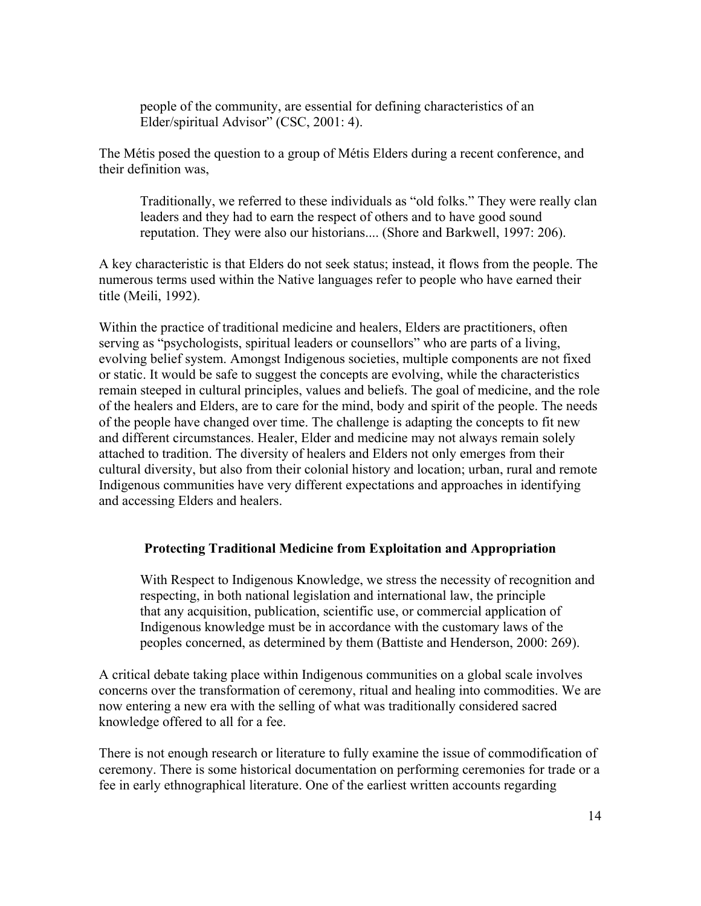> people of the community, are essential for defining characteristics of an Elder/spiritual Advisor" (CSC, 2001: 4).

The Métis posed the question to a group of Métis Elders during a recent conference, and their definition was,

> Traditionally, we referred to these individuals as "old folks." They were really clan leaders and they had to earn the respect of others and to have good sound reputation. They were also our historians.... (Shore and Barkwell, 1997: 206).

A key characteristic is that Elders do not seek status; instead, it flows from the people. The numerous terms used within the Native languages refer to people who have earned their title (Meili, 1992).

Within the practice of traditional medicine and healers, Elders are practitioners, often serving as "psychologists, spiritual leaders or counsellors" who are parts of a living, evolving belief system. Amongst Indigenous societies, multiple components are not fixed or static. It would be safe to suggest the concepts are evolving, while the characteristics remain steeped in cultural principles, values and beliefs. The goal of medicine, and the role of the healers and Elders, are to care for the mind, body and spirit of the people. The needs of the people have changed over time. The challenge is adapting the concepts to fit new and different circumstances. Healer, Elder and medicine may not always remain solely attached to tradition. The diversity of healers and Elders not only emerges from their cultural diversity, but also from their colonial history and location; urban, rural and remote Indigenous communities have very different expectations and approaches in identifying and accessing Elders and healers.

## Protecting Traditional Medicine from Exploitation and Appropriation

> With Respect to Indigenous Knowledge, we stress the necessity of recognition and respecting, in both national legislation and international law, the principle that any acquisition, publication, scientific use, or commercial application of Indigenous knowledge must be in accordance with the customary laws of the peoples concerned, as determined by them (Battiste and Henderson, 2000: 269).

A critical debate taking place within Indigenous communities on a global scale involves concerns over the transformation of ceremony, ritual and healing into commodities. We are now entering a new era with the selling of what was traditionally considered sacred knowledge offered to all for a fee.

There is not enough research or literature to fully examine the issue of commodification of ceremony. There is some historical documentation on performing ceremonies for trade or a fee in early ethnographical literature. One of the earliest written accounts regarding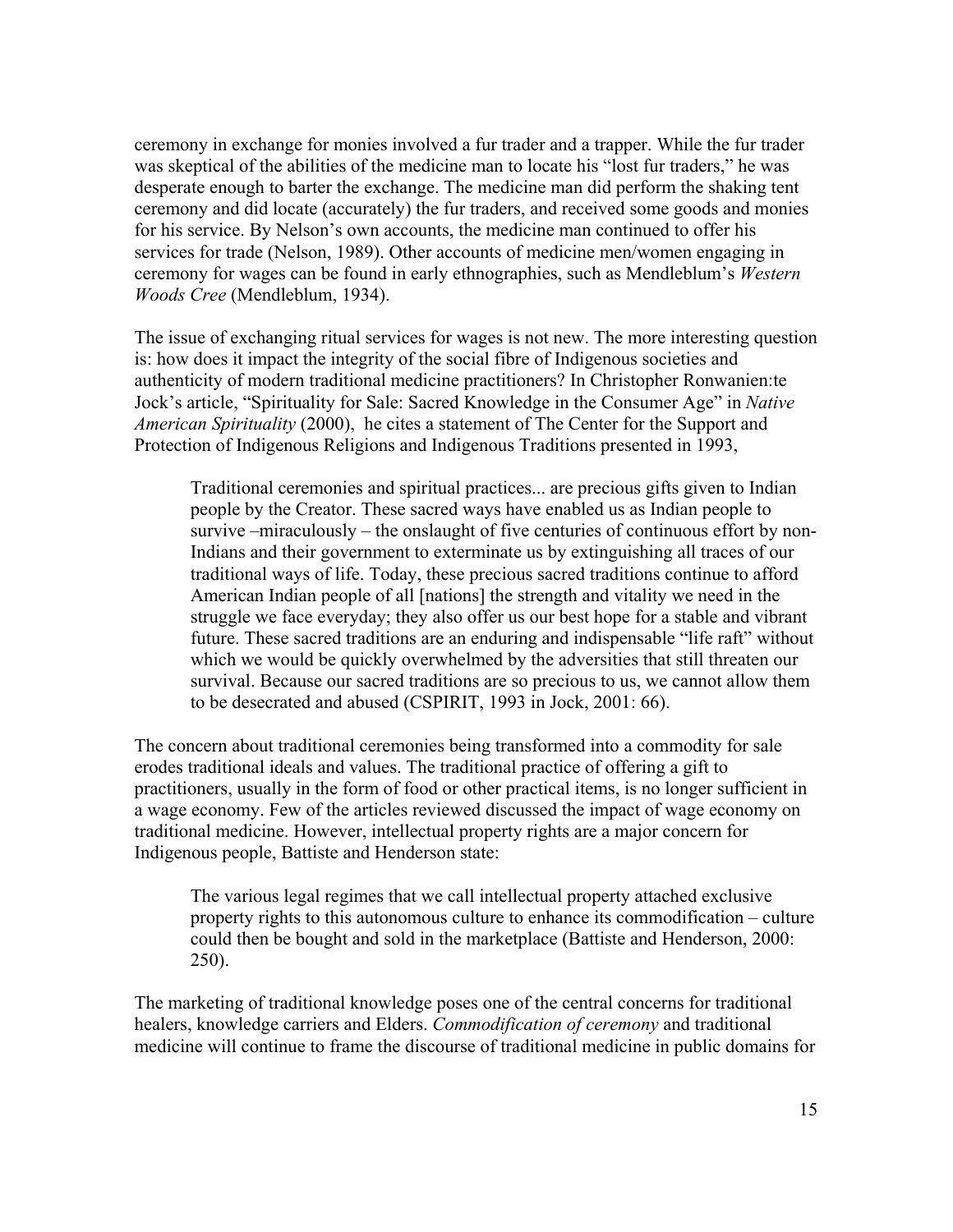ceremony in exchange for monies involved a fur trader and a trapper. While the fur trader was skeptical of the abilities of the medicine man to locate his "lost fur traders," he was desperate enough to barter the exchange. The medicine man did perform the shaking tent ceremony and did locate (accurately) the fur traders, and received some goods and monies for his service. By Nelson's own accounts, the medicine man continued to offer his services for trade (Nelson, 1989). Other accounts of medicine men/women engaging in ceremony for wages can be found in early ethnographies, such as Mendleblum's *Western Woods Cree* (Mendleblum, 1934).

The issue of exchanging ritual services for wages is not new. The more interesting question is: how does it impact the integrity of the social fibre of Indigenous societies and authenticity of modern traditional medicine practitioners? In Christopher Ronwanien:te Jock's article, "Spirituality for Sale: Sacred Knowledge in the Consumer Age" in *Native American Spirituality* (2000), he cites a statement of The Center for the Support and Protection of Indigenous Religions and Indigenous Traditions presented in 1993,

> Traditional ceremonies and spiritual practices... are precious gifts given to Indian people by the Creator. These sacred ways have enabled us as Indian people to survive –miraculously – the onslaught of five centuries of continuous effort by non-Indians and their government to exterminate us by extinguishing all traces of our traditional ways of life. Today, these precious sacred traditions continue to afford American Indian people of all [nations] the strength and vitality we need in the struggle we face everyday; they also offer us our best hope for a stable and vibrant future. These sacred traditions are an enduring and indispensable "life raft" without which we would be quickly overwhelmed by the adversities that still threaten our survival. Because our sacred traditions are so precious to us, we cannot allow them to be desecrated and abused (CSPIRIT, 1993 in Jock, 2001: 66).

The concern about traditional ceremonies being transformed into a commodity for sale erodes traditional ideals and values. The traditional practice of offering a gift to practitioners, usually in the form of food or other practical items, is no longer sufficient in a wage economy. Few of the articles reviewed discussed the impact of wage economy on traditional medicine. However, intellectual property rights are a major concern for Indigenous people, Battiste and Henderson state:

> The various legal regimes that we call intellectual property attached exclusive property rights to this autonomous culture to enhance its commodification – culture could then be bought and sold in the marketplace (Battiste and Henderson, 2000: 250).

The marketing of traditional knowledge poses one of the central concerns for traditional healers, knowledge carriers and Elders. *Commodification of ceremony* and traditional medicine will continue to frame the discourse of traditional medicine in public domains for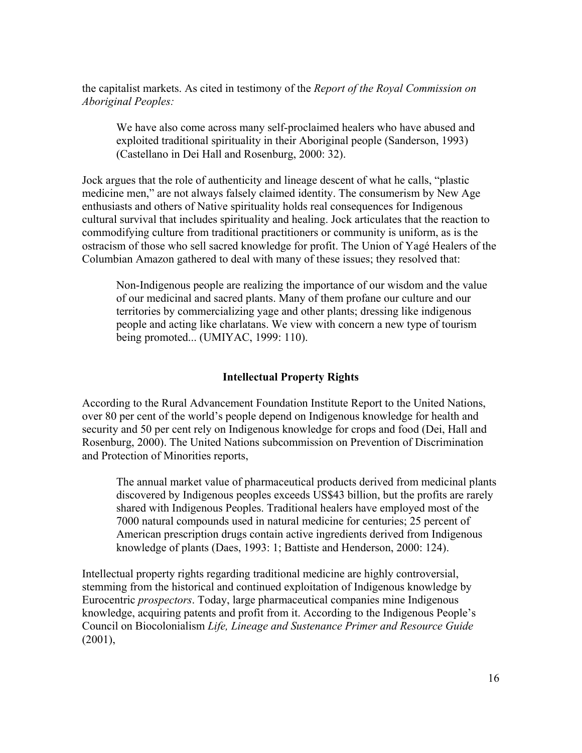the capitalist markets. As cited in testimony of the *Report of the Royal Commission on Aboriginal Peoples:*

> We have also come across many self-proclaimed healers who have abused and exploited traditional spirituality in their Aboriginal people (Sanderson, 1993) (Castellano in Dei Hall and Rosenburg, 2000: 32).

Jock argues that the role of authenticity and lineage descent of what he calls, "plastic medicine men," are not always falsely claimed identity. The consumerism by New Age enthusiasts and others of Native spirituality holds real consequences for Indigenous cultural survival that includes spirituality and healing. Jock articulates that the reaction to commodifying culture from traditional practitioners or community is uniform, as is the ostracism of those who sell sacred knowledge for profit. The Union of Yagé Healers of the Columbian Amazon gathered to deal with many of these issues; they resolved that:

> Non-Indigenous people are realizing the importance of our wisdom and the value of our medicinal and sacred plants. Many of them profane our culture and our territories by commercializing yage and other plants; dressing like indigenous people and acting like charlatans. We view with concern a new type of tourism being promoted... (UMIYAC, 1999: 110).

## Intellectual Property Rights

According to the Rural Advancement Foundation Institute Report to the United Nations, over 80 per cent of the world's people depend on Indigenous knowledge for health and security and 50 per cent rely on Indigenous knowledge for crops and food (Dei, Hall and Rosenburg, 2000). The United Nations subcommission on Prevention of Discrimination and Protection of Minorities reports,

> The annual market value of pharmaceutical products derived from medicinal plants discovered by Indigenous peoples exceeds US$43 billion, but the profits are rarely shared with Indigenous Peoples. Traditional healers have employed most of the 7000 natural compounds used in natural medicine for centuries; 25 percent of American prescription drugs contain active ingredients derived from Indigenous knowledge of plants (Daes, 1993: 1; Battiste and Henderson, 2000: 124).

Intellectual property rights regarding traditional medicine are highly controversial, stemming from the historical and continued exploitation of Indigenous knowledge by Eurocentric *prospectors*. Today, large pharmaceutical companies mine Indigenous knowledge, acquiring patents and profit from it. According to the Indigenous People's Council on Biocolonialism *Life, Lineage and Sustenance Primer and Resource Guide* (2001),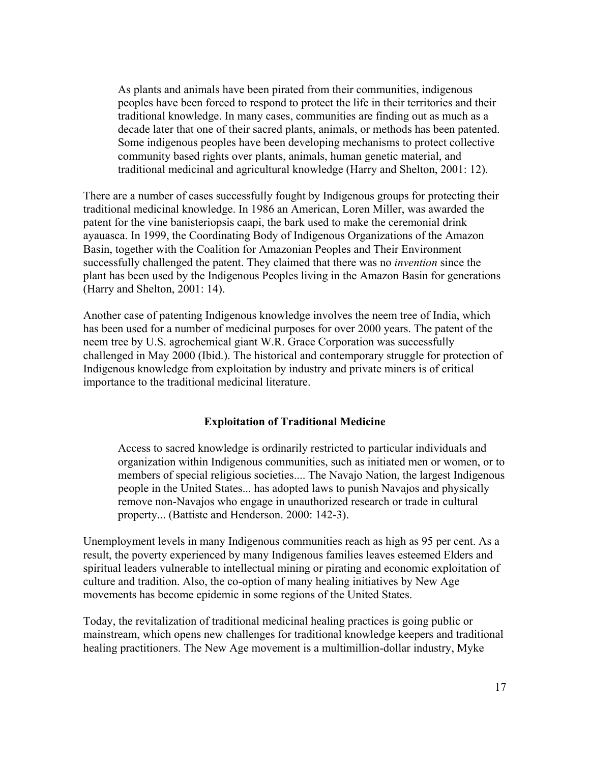> As plants and animals have been pirated from their communities, indigenous peoples have been forced to respond to protect the life in their territories and their traditional knowledge. In many cases, communities are finding out as much as a decade later that one of their sacred plants, animals, or methods has been patented. Some indigenous peoples have been developing mechanisms to protect collective community based rights over plants, animals, human genetic material, and traditional medicinal and agricultural knowledge (Harry and Shelton, 2001: 12).

There are a number of cases successfully fought by Indigenous groups for protecting their traditional medicinal knowledge. In 1986 an American, Loren Miller, was awarded the patent for the vine banisteriopsis caapi, the bark used to make the ceremonial drink ayauasca. In 1999, the Coordinating Body of Indigenous Organizations of the Amazon Basin, together with the Coalition for Amazonian Peoples and Their Environment successfully challenged the patent. They claimed that there was no *invention* since the plant has been used by the Indigenous Peoples living in the Amazon Basin for generations (Harry and Shelton, 2001: 14).

Another case of patenting Indigenous knowledge involves the neem tree of India, which has been used for a number of medicinal purposes for over 2000 years. The patent of the neem tree by U.S. agrochemical giant W.R. Grace Corporation was successfully challenged in May 2000 (Ibid.). The historical and contemporary struggle for protection of Indigenous knowledge from exploitation by industry and private miners is of critical importance to the traditional medicinal literature.

## Exploitation of Traditional Medicine

> Access to sacred knowledge is ordinarily restricted to particular individuals and organization within Indigenous communities, such as initiated men or women, or to members of special religious societies.... The Navajo Nation, the largest Indigenous people in the United States... has adopted laws to punish Navajos and physically remove non-Navajos who engage in unauthorized research or trade in cultural property... (Battiste and Henderson. 2000: 142-3).

Unemployment levels in many Indigenous communities reach as high as 95 per cent. As a result, the poverty experienced by many Indigenous families leaves esteemed Elders and spiritual leaders vulnerable to intellectual mining or pirating and economic exploitation of culture and tradition. Also, the co-option of many healing initiatives by New Age movements has become epidemic in some regions of the United States.

Today, the revitalization of traditional medicinal healing practices is going public or mainstream, which opens new challenges for traditional knowledge keepers and traditional healing practitioners. The New Age movement is a multimillion-dollar industry, Myke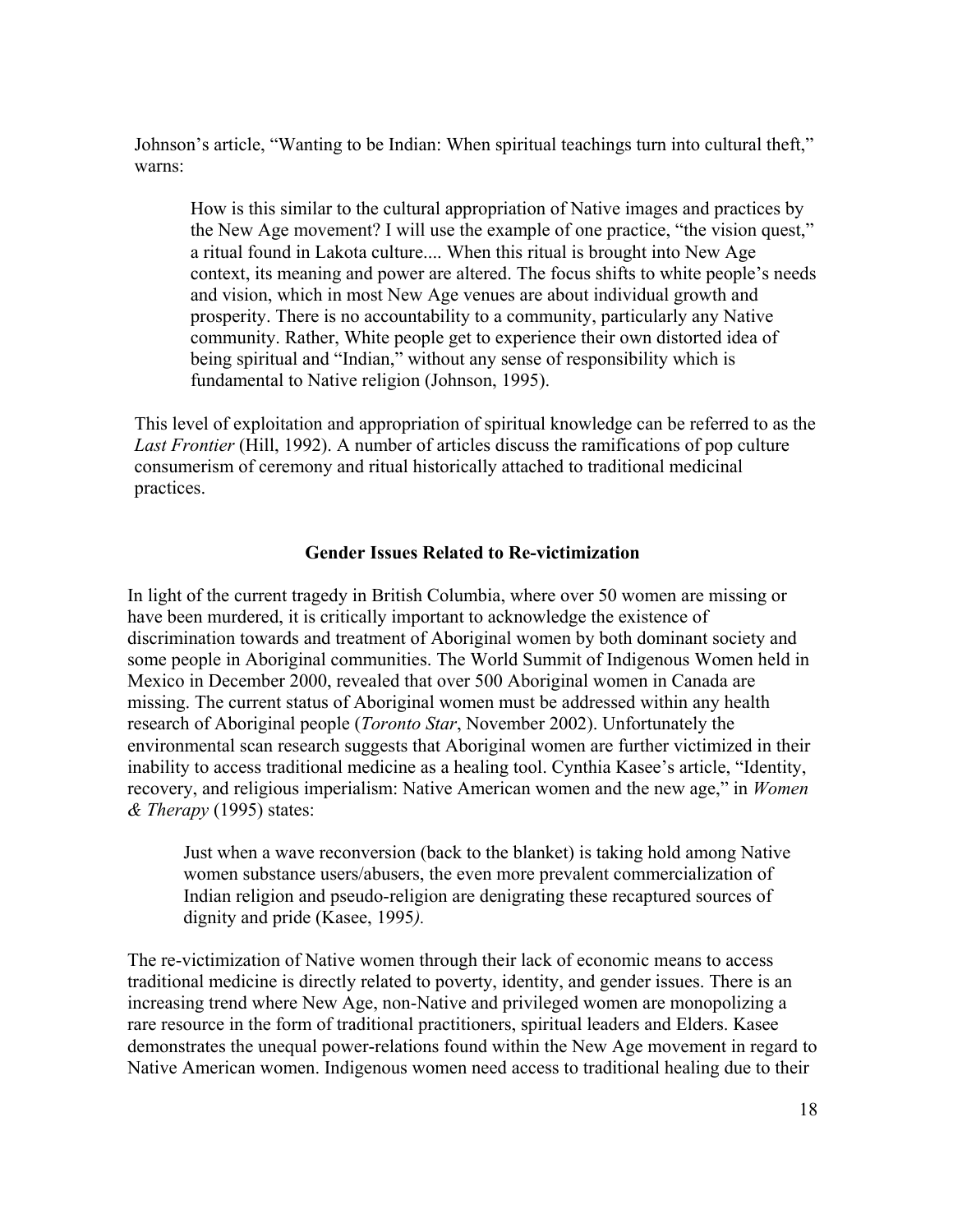Johnson's article, "Wanting to be Indian: When spiritual teachings turn into cultural theft," warns:

> How is this similar to the cultural appropriation of Native images and practices by the New Age movement? I will use the example of one practice, "the vision quest," a ritual found in Lakota culture.... When this ritual is brought into New Age context, its meaning and power are altered. The focus shifts to white people's needs and vision, which in most New Age venues are about individual growth and prosperity. There is no accountability to a community, particularly any Native community. Rather, White people get to experience their own distorted idea of being spiritual and "Indian," without any sense of responsibility which is fundamental to Native religion (Johnson, 1995).

This level of exploitation and appropriation of spiritual knowledge can be referred to as the *Last Frontier* (Hill, 1992). A number of articles discuss the ramifications of pop culture consumerism of ceremony and ritual historically attached to traditional medicinal practices.

### Gender Issues Related to Re-victimization

In light of the current tragedy in British Columbia, where over 50 women are missing or have been murdered, it is critically important to acknowledge the existence of discrimination towards and treatment of Aboriginal women by both dominant society and some people in Aboriginal communities. The World Summit of Indigenous Women held in Mexico in December 2000, revealed that over 500 Aboriginal women in Canada are missing. The current status of Aboriginal women must be addressed within any health research of Aboriginal people (*Toronto Star*, November 2002). Unfortunately the environmental scan research suggests that Aboriginal women are further victimized in their inability to access traditional medicine as a healing tool. Cynthia Kasee's article, "Identity, recovery, and religious imperialism: Native American women and the new age," in *Women & Therapy* (1995) states:

> Just when a wave reconversion (back to the blanket) is taking hold among Native women substance users/abusers, the even more prevalent commercialization of Indian religion and pseudo-religion are denigrating these recaptured sources of dignity and pride (Kasee, 1995*).*

The re-victimization of Native women through their lack of economic means to access traditional medicine is directly related to poverty, identity, and gender issues. There is an increasing trend where New Age, non-Native and privileged women are monopolizing a rare resource in the form of traditional practitioners, spiritual leaders and Elders. Kasee demonstrates the unequal power-relations found within the New Age movement in regard to Native American women. Indigenous women need access to traditional healing due to their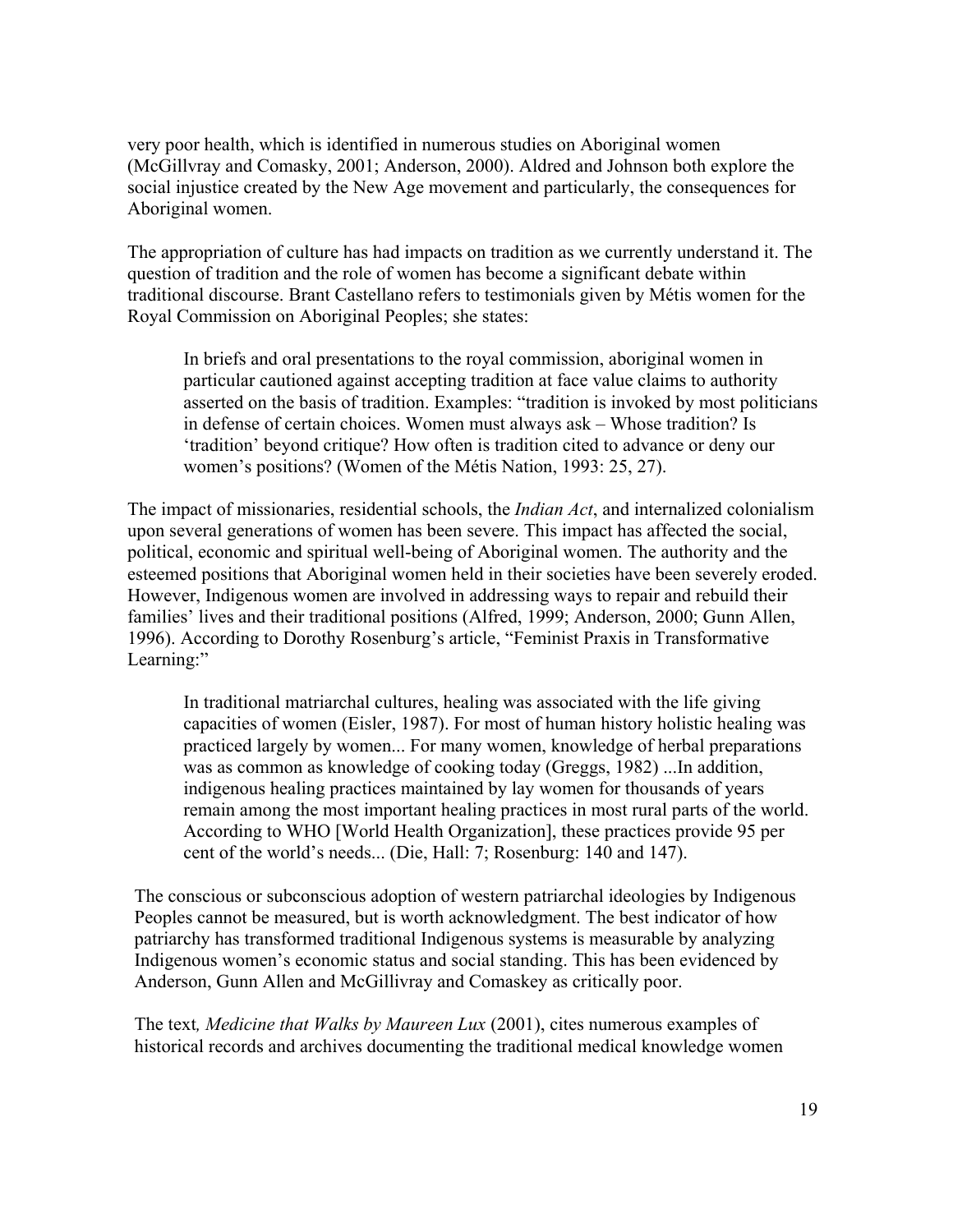very poor health, which is identified in numerous studies on Aboriginal women (McGillvray and Comasky, 2001; Anderson, 2000). Aldred and Johnson both explore the social injustice created by the New Age movement and particularly, the consequences for Aboriginal women.

The appropriation of culture has had impacts on tradition as we currently understand it. The question of tradition and the role of women has become a significant debate within traditional discourse. Brant Castellano refers to testimonials given by Métis women for the Royal Commission on Aboriginal Peoples; she states:

> In briefs and oral presentations to the royal commission, aboriginal women in particular cautioned against accepting tradition at face value claims to authority asserted on the basis of tradition. Examples: "tradition is invoked by most politicians in defense of certain choices. Women must always ask – Whose tradition? Is 'tradition' beyond critique? How often is tradition cited to advance or deny our women's positions? (Women of the Métis Nation, 1993: 25, 27).

The impact of missionaries, residential schools, the *Indian Act*, and internalized colonialism upon several generations of women has been severe. This impact has affected the social, political, economic and spiritual well-being of Aboriginal women. The authority and the esteemed positions that Aboriginal women held in their societies have been severely eroded. However, Indigenous women are involved in addressing ways to repair and rebuild their families' lives and their traditional positions (Alfred, 1999; Anderson, 2000; Gunn Allen, 1996). According to Dorothy Rosenburg's article, "Feminist Praxis in Transformative Learning:"

> In traditional matriarchal cultures, healing was associated with the life giving capacities of women (Eisler, 1987). For most of human history holistic healing was practiced largely by women... For many women, knowledge of herbal preparations was as common as knowledge of cooking today (Greggs, 1982) ...In addition, indigenous healing practices maintained by lay women for thousands of years remain among the most important healing practices in most rural parts of the world. According to WHO [World Health Organization], these practices provide 95 per cent of the world's needs... (Die, Hall: 7; Rosenburg: 140 and 147).

The conscious or subconscious adoption of western patriarchal ideologies by Indigenous Peoples cannot be measured, but is worth acknowledgment. The best indicator of how patriarchy has transformed traditional Indigenous systems is measurable by analyzing Indigenous women's economic status and social standing. This has been evidenced by Anderson, Gunn Allen and McGillivray and Comaskey as critically poor.

The text*, Medicine that Walks by Maureen Lux* (2001), cites numerous examples of historical records and archives documenting the traditional medical knowledge women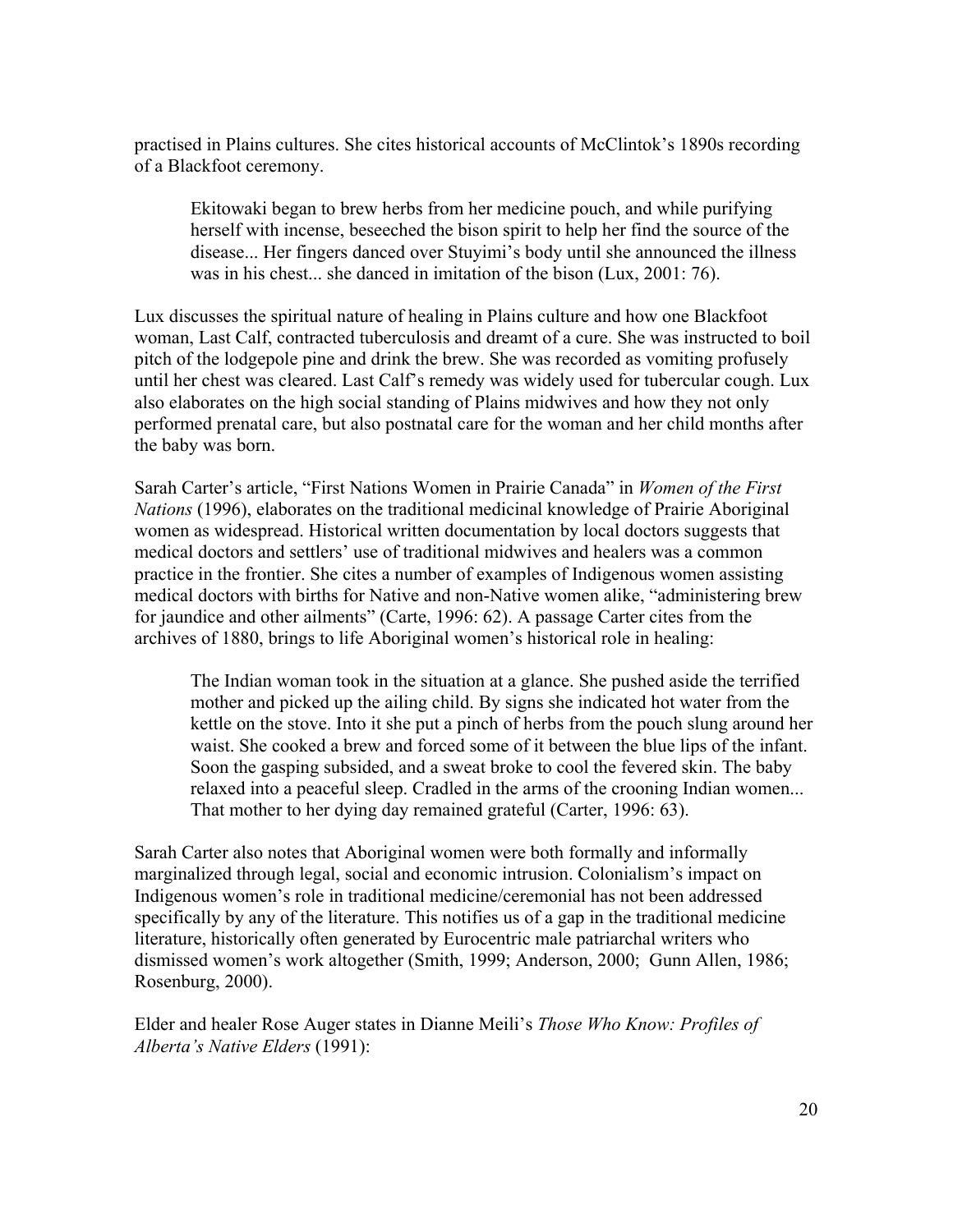practised in Plains cultures. She cites historical accounts of McClintok's 1890s recording of a Blackfoot ceremony.

> Ekitowaki began to brew herbs from her medicine pouch, and while purifying herself with incense, beseeched the bison spirit to help her find the source of the disease... Her fingers danced over Stuyimi's body until she announced the illness was in his chest... she danced in imitation of the bison (Lux, 2001: 76).

Lux discusses the spiritual nature of healing in Plains culture and how one Blackfoot woman, Last Calf, contracted tuberculosis and dreamt of a cure. She was instructed to boil pitch of the lodgepole pine and drink the brew. She was recorded as vomiting profusely until her chest was cleared. Last Calf's remedy was widely used for tubercular cough. Lux also elaborates on the high social standing of Plains midwives and how they not only performed prenatal care, but also postnatal care for the woman and her child months after the baby was born.

Sarah Carter's article, "First Nations Women in Prairie Canada" in *Women of the First Nations* (1996), elaborates on the traditional medicinal knowledge of Prairie Aboriginal women as widespread. Historical written documentation by local doctors suggests that medical doctors and settlers' use of traditional midwives and healers was a common practice in the frontier. She cites a number of examples of Indigenous women assisting medical doctors with births for Native and non-Native women alike, "administering brew for jaundice and other ailments" (Carte, 1996: 62). A passage Carter cites from the archives of 1880, brings to life Aboriginal women's historical role in healing:

> The Indian woman took in the situation at a glance. She pushed aside the terrified mother and picked up the ailing child. By signs she indicated hot water from the kettle on the stove. Into it she put a pinch of herbs from the pouch slung around her waist. She cooked a brew and forced some of it between the blue lips of the infant. Soon the gasping subsided, and a sweat broke to cool the fevered skin. The baby relaxed into a peaceful sleep. Cradled in the arms of the crooning Indian women... That mother to her dying day remained grateful (Carter, 1996: 63).

Sarah Carter also notes that Aboriginal women were both formally and informally marginalized through legal, social and economic intrusion. Colonialism's impact on Indigenous women's role in traditional medicine/ceremonial has not been addressed specifically by any of the literature. This notifies us of a gap in the traditional medicine literature, historically often generated by Eurocentric male patriarchal writers who dismissed women's work altogether (Smith, 1999; Anderson, 2000; Gunn Allen, 1986; Rosenburg, 2000).

Elder and healer Rose Auger states in Dianne Meili's *Those Who Know: Profiles of Alberta's Native Elders* (1991):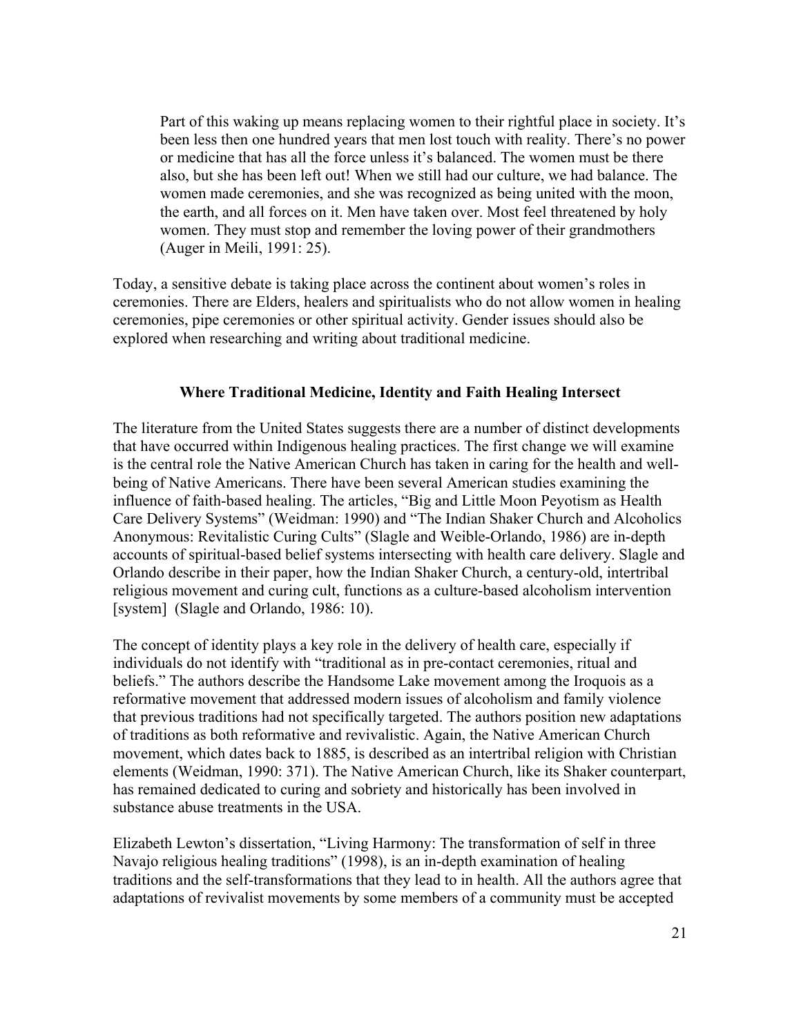> Part of this waking up means replacing women to their rightful place in society. It's been less then one hundred years that men lost touch with reality. There's no power or medicine that has all the force unless it's balanced. The women must be there also, but she has been left out! When we still had our culture, we had balance. The women made ceremonies, and she was recognized as being united with the moon, the earth, and all forces on it. Men have taken over. Most feel threatened by holy women. They must stop and remember the loving power of their grandmothers (Auger in Meili, 1991: 25).

Today, a sensitive debate is taking place across the continent about women's roles in ceremonies. There are Elders, healers and spiritualists who do not allow women in healing ceremonies, pipe ceremonies or other spiritual activity. Gender issues should also be explored when researching and writing about traditional medicine.

### Where Traditional Medicine, Identity and Faith Healing Intersect

The literature from the United States suggests there are a number of distinct developments that have occurred within Indigenous healing practices. The first change we will examine is the central role the Native American Church has taken in caring for the health and well-being of Native Americans. There have been several American studies examining the influence of faith-based healing. The articles, "Big and Little Moon Peyotism as Health Care Delivery Systems" (Weidman: 1990) and "The Indian Shaker Church and Alcoholics Anonymous: Revitalistic Curing Cults" (Slagle and Weible-Orlando, 1986) are in-depth accounts of spiritual-based belief systems intersecting with health care delivery. Slagle and Orlando describe in their paper, how the Indian Shaker Church, a century-old, intertribal religious movement and curing cult, functions as a culture-based alcoholism intervention [system] (Slagle and Orlando, 1986: 10).

The concept of identity plays a key role in the delivery of health care, especially if individuals do not identify with "traditional as in pre-contact ceremonies, ritual and beliefs." The authors describe the Handsome Lake movement among the Iroquois as a reformative movement that addressed modern issues of alcoholism and family violence that previous traditions had not specifically targeted. The authors position new adaptations of traditions as both reformative and revivalistic. Again, the Native American Church movement, which dates back to 1885, is described as an intertribal religion with Christian elements (Weidman, 1990: 371). The Native American Church, like its Shaker counterpart, has remained dedicated to curing and sobriety and historically has been involved in substance abuse treatments in the USA.

Elizabeth Lewton's dissertation, "Living Harmony: The transformation of self in three Navajo religious healing traditions" (1998), is an in-depth examination of healing traditions and the self-transformations that they lead to in health. All the authors agree that adaptations of revivalist movements by some members of a community must be accepted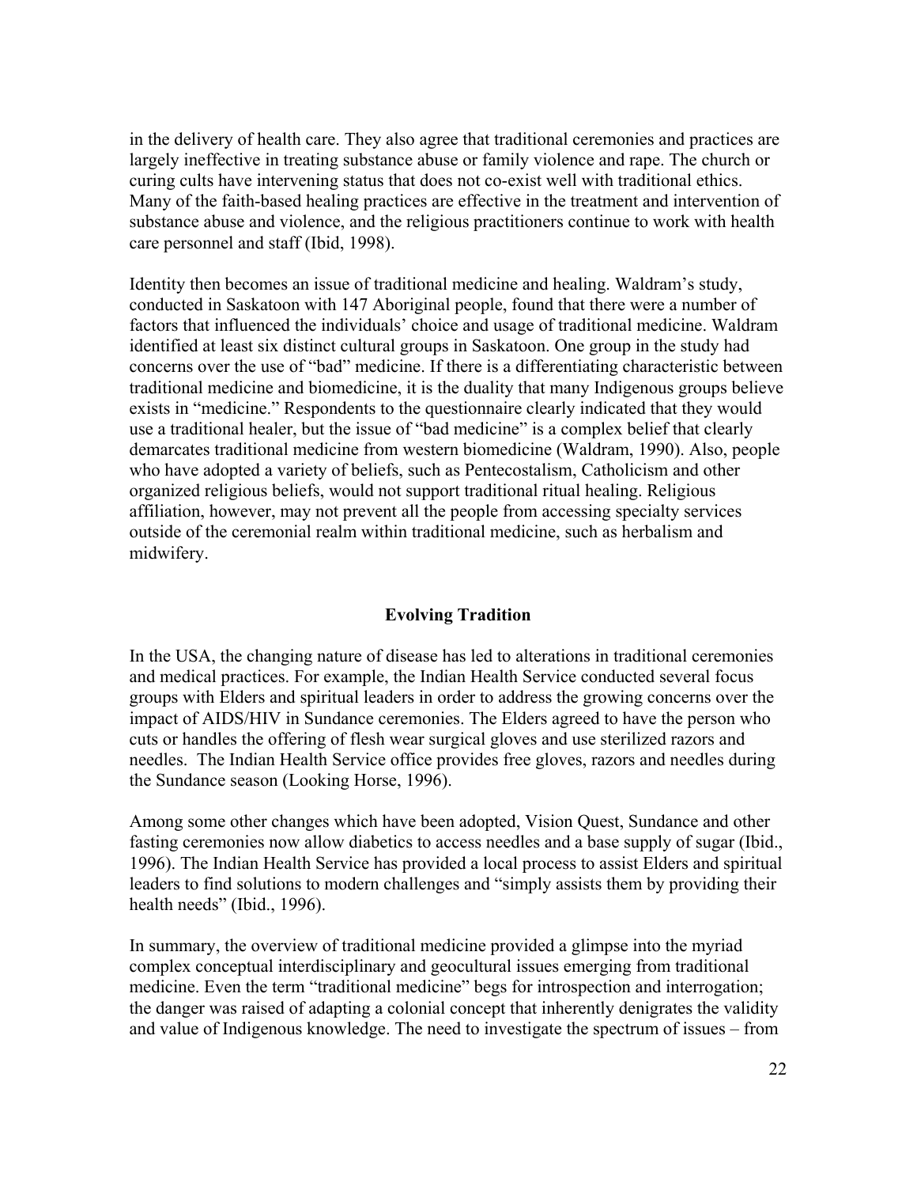in the delivery of health care. They also agree that traditional ceremonies and practices are largely ineffective in treating substance abuse or family violence and rape. The church or curing cults have intervening status that does not co-exist well with traditional ethics. Many of the faith-based healing practices are effective in the treatment and intervention of substance abuse and violence, and the religious practitioners continue to work with health care personnel and staff (Ibid, 1998).

Identity then becomes an issue of traditional medicine and healing. Waldram's study, conducted in Saskatoon with 147 Aboriginal people, found that there were a number of factors that influenced the individuals' choice and usage of traditional medicine. Waldram identified at least six distinct cultural groups in Saskatoon. One group in the study had concerns over the use of "bad" medicine. If there is a differentiating characteristic between traditional medicine and biomedicine, it is the duality that many Indigenous groups believe exists in "medicine." Respondents to the questionnaire clearly indicated that they would use a traditional healer, but the issue of "bad medicine" is a complex belief that clearly demarcates traditional medicine from western biomedicine (Waldram, 1990). Also, people who have adopted a variety of beliefs, such as Pentecostalism, Catholicism and other organized religious beliefs, would not support traditional ritual healing. Religious affiliation, however, may not prevent all the people from accessing specialty services outside of the ceremonial realm within traditional medicine, such as herbalism and midwifery.

## Evolving Tradition

In the USA, the changing nature of disease has led to alterations in traditional ceremonies and medical practices. For example, the Indian Health Service conducted several focus groups with Elders and spiritual leaders in order to address the growing concerns over the impact of AIDS/HIV in Sundance ceremonies. The Elders agreed to have the person who cuts or handles the offering of flesh wear surgical gloves and use sterilized razors and needles. The Indian Health Service office provides free gloves, razors and needles during the Sundance season (Looking Horse, 1996).

Among some other changes which have been adopted, Vision Quest, Sundance and other fasting ceremonies now allow diabetics to access needles and a base supply of sugar (Ibid., 1996). The Indian Health Service has provided a local process to assist Elders and spiritual leaders to find solutions to modern challenges and "simply assists them by providing their health needs" (Ibid., 1996).

In summary, the overview of traditional medicine provided a glimpse into the myriad complex conceptual interdisciplinary and geocultural issues emerging from traditional medicine. Even the term "traditional medicine" begs for introspection and interrogation; the danger was raised of adapting a colonial concept that inherently denigrates the validity and value of Indigenous knowledge. The need to investigate the spectrum of issues – from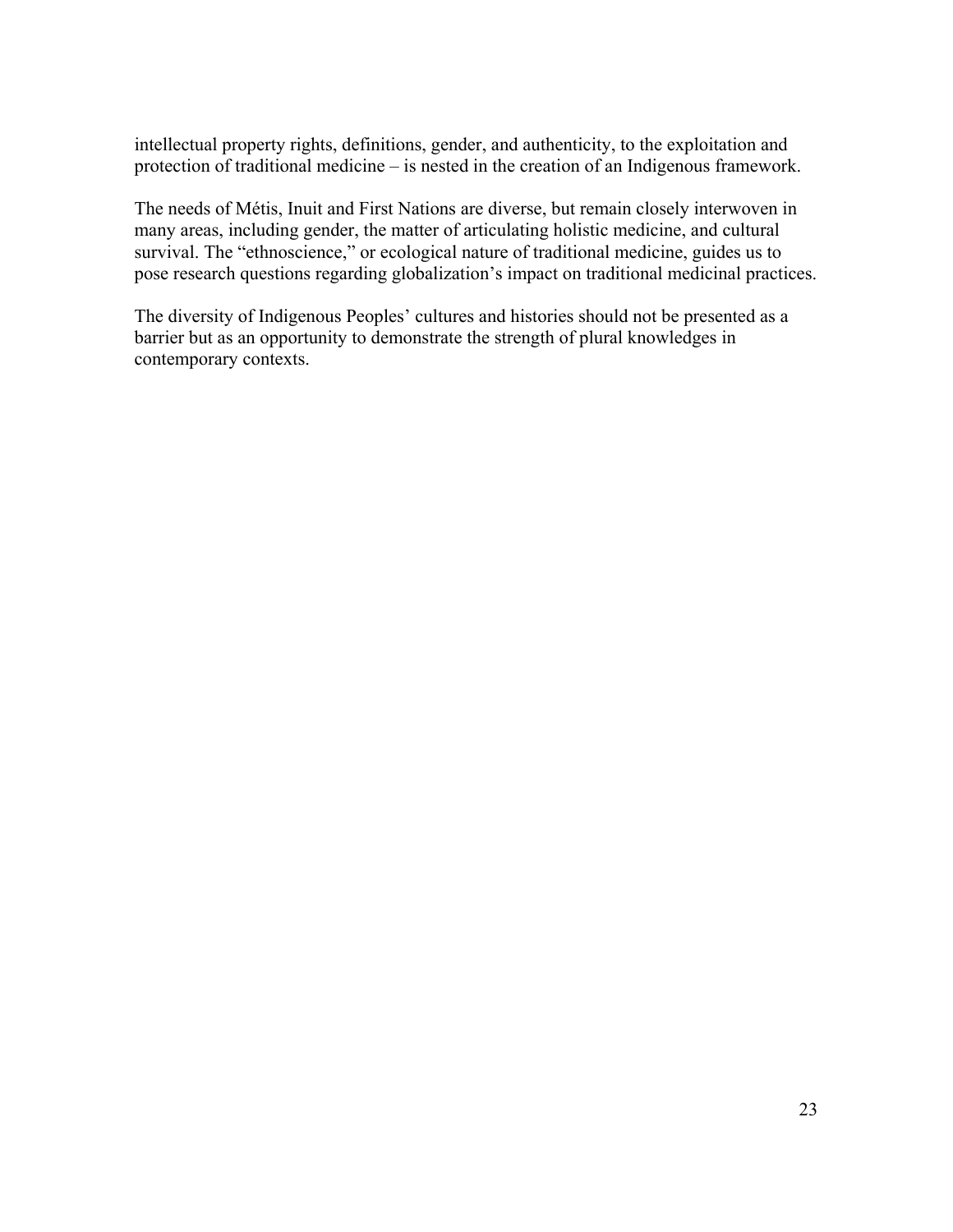intellectual property rights, definitions, gender, and authenticity, to the exploitation and protection of traditional medicine – is nested in the creation of an Indigenous framework.

The needs of Métis, Inuit and First Nations are diverse, but remain closely interwoven in many areas, including gender, the matter of articulating holistic medicine, and cultural survival. The "ethnoscience," or ecological nature of traditional medicine, guides us to pose research questions regarding globalization's impact on traditional medicinal practices.

The diversity of Indigenous Peoples' cultures and histories should not be presented as a barrier but as an opportunity to demonstrate the strength of plural knowledges in contemporary contexts.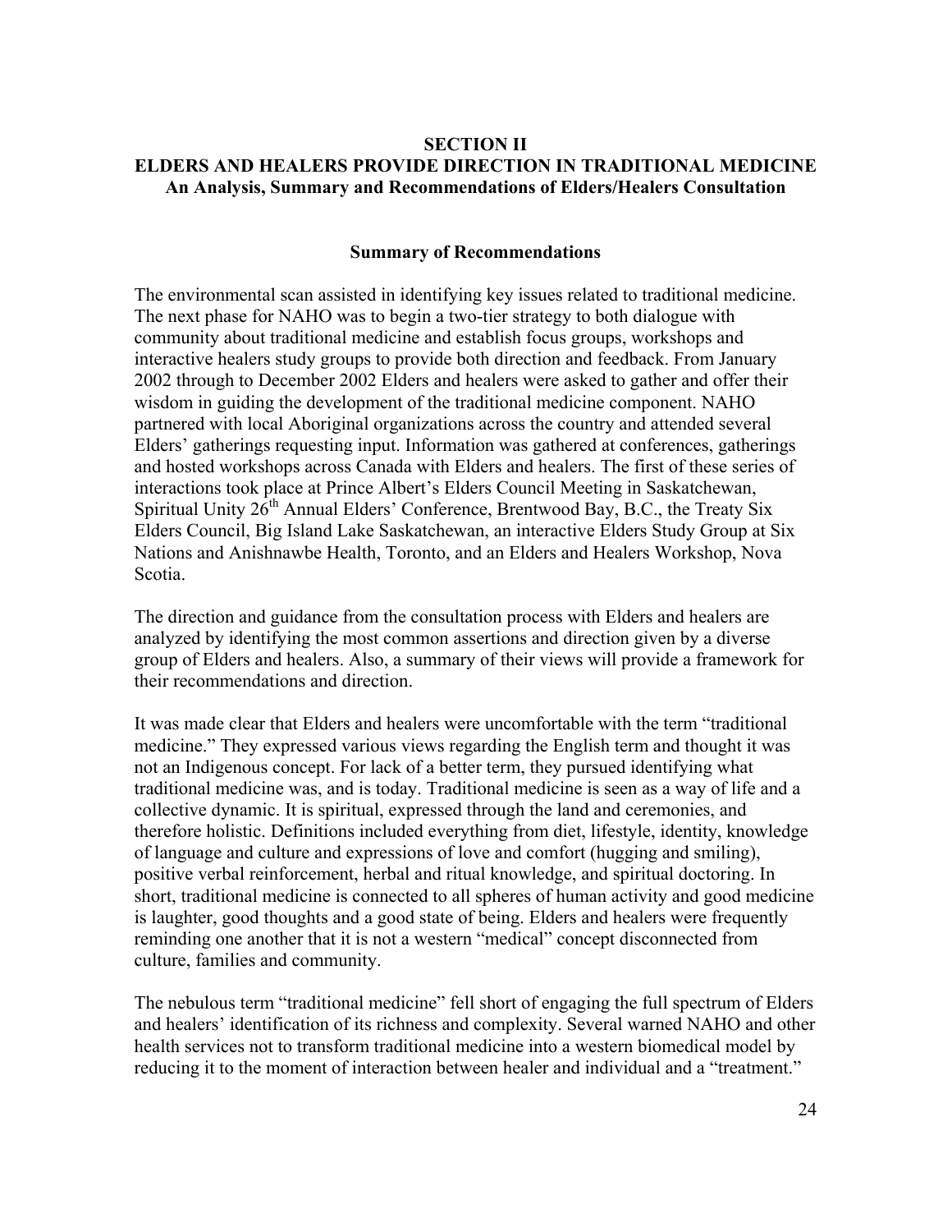## SECTION II
## ELDERS AND HEALERS PROVIDE DIRECTION IN TRADITIONAL MEDICINE
### An Analysis, Summary and Recommendations of Elders/Healers Consultation

### Summary of Recommendations

The environmental scan assisted in identifying key issues related to traditional medicine. The next phase for NAHO was to begin a two-tier strategy to both dialogue with community about traditional medicine and establish focus groups, workshops and interactive healers study groups to provide both direction and feedback. From January 2002 through to December 2002 Elders and healers were asked to gather and offer their wisdom in guiding the development of the traditional medicine component. NAHO partnered with local Aboriginal organizations across the country and attended several Elders' gatherings requesting input. Information was gathered at conferences, gatherings and hosted workshops across Canada with Elders and healers. The first of these series of interactions took place at Prince Albert's Elders Council Meeting in Saskatchewan, Spiritual Unity 26th Annual Elders' Conference, Brentwood Bay, B.C., the Treaty Six Elders Council, Big Island Lake Saskatchewan, an interactive Elders Study Group at Six Nations and Anishnawbe Health, Toronto, and an Elders and Healers Workshop, Nova Scotia.

The direction and guidance from the consultation process with Elders and healers are analyzed by identifying the most common assertions and direction given by a diverse group of Elders and healers. Also, a summary of their views will provide a framework for their recommendations and direction.

It was made clear that Elders and healers were uncomfortable with the term "traditional medicine." They expressed various views regarding the English term and thought it was not an Indigenous concept. For lack of a better term, they pursued identifying what traditional medicine was, and is today. Traditional medicine is seen as a way of life and a collective dynamic. It is spiritual, expressed through the land and ceremonies, and therefore holistic. Definitions included everything from diet, lifestyle, identity, knowledge of language and culture and expressions of love and comfort (hugging and smiling), positive verbal reinforcement, herbal and ritual knowledge, and spiritual doctoring. In short, traditional medicine is connected to all spheres of human activity and good medicine is laughter, good thoughts and a good state of being. Elders and healers were frequently reminding one another that it is not a western "medical" concept disconnected from culture, families and community.

The nebulous term "traditional medicine" fell short of engaging the full spectrum of Elders and healers' identification of its richness and complexity. Several warned NAHO and other health services not to transform traditional medicine into a western biomedical model by reducing it to the moment of interaction between healer and individual and a "treatment."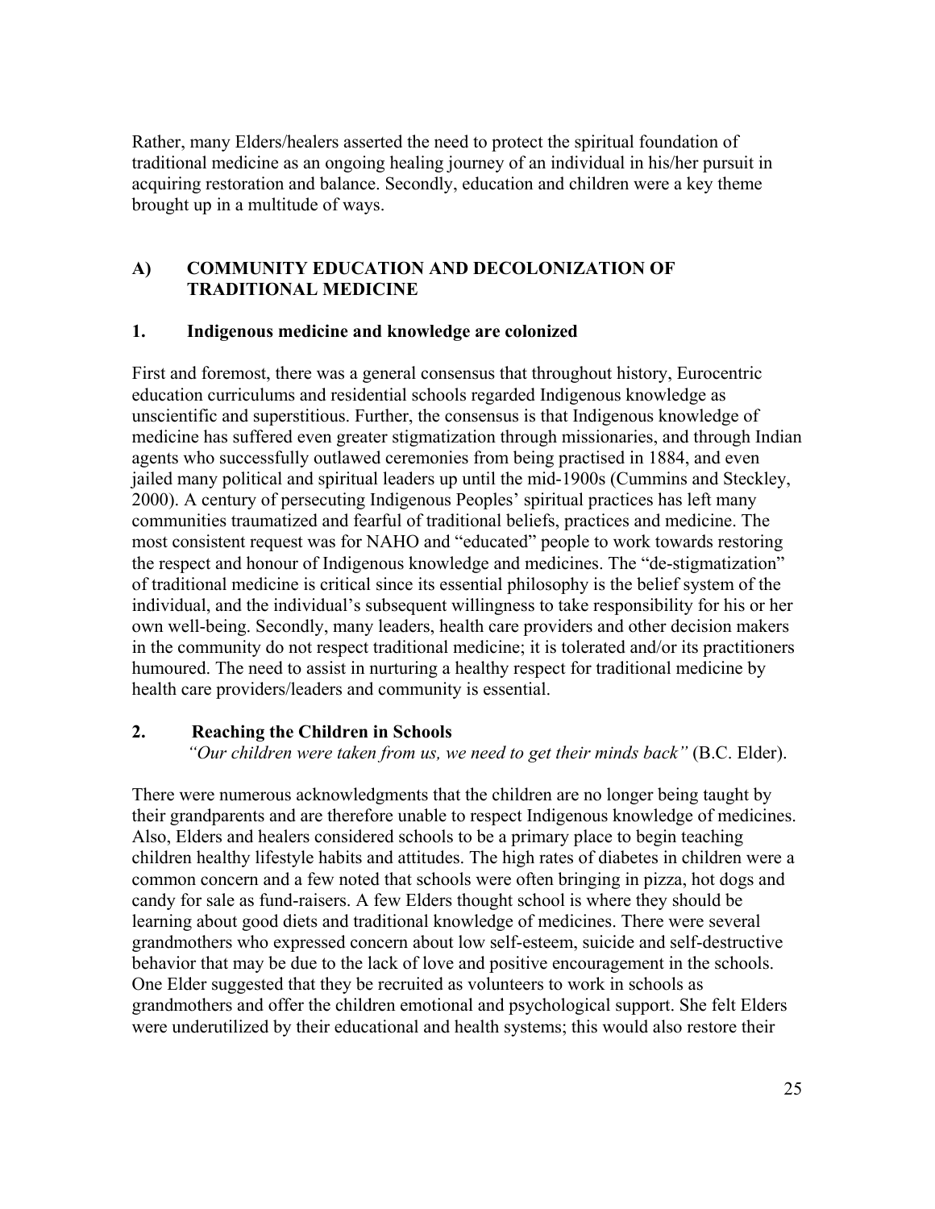Rather, many Elders/healers asserted the need to protect the spiritual foundation of traditional medicine as an ongoing healing journey of an individual in his/her pursuit in acquiring restoration and balance. Secondly, education and children were a key theme brought up in a multitude of ways.

## A) COMMUNITY EDUCATION AND DECOLONIZATION OF TRADITIONAL MEDICINE

### 1. Indigenous medicine and knowledge are colonized

First and foremost, there was a general consensus that throughout history, Eurocentric education curriculums and residential schools regarded Indigenous knowledge as unscientific and superstitious. Further, the consensus is that Indigenous knowledge of medicine has suffered even greater stigmatization through missionaries, and through Indian agents who successfully outlawed ceremonies from being practised in 1884, and even jailed many political and spiritual leaders up until the mid-1900s (Cummins and Steckley, 2000). A century of persecuting Indigenous Peoples' spiritual practices has left many communities traumatized and fearful of traditional beliefs, practices and medicine. The most consistent request was for NAHO and "educated" people to work towards restoring the respect and honour of Indigenous knowledge and medicines. The "de-stigmatization" of traditional medicine is critical since its essential philosophy is the belief system of the individual, and the individual's subsequent willingness to take responsibility for his or her own well-being. Secondly, many leaders, health care providers and other decision makers in the community do not respect traditional medicine; it is tolerated and/or its practitioners humoured. The need to assist in nurturing a healthy respect for traditional medicine by health care providers/leaders and community is essential.

### 2. Reaching the Children in Schools

*"Our children were taken from us, we need to get their minds back"* (B.C. Elder).

There were numerous acknowledgments that the children are no longer being taught by their grandparents and are therefore unable to respect Indigenous knowledge of medicines. Also, Elders and healers considered schools to be a primary place to begin teaching children healthy lifestyle habits and attitudes. The high rates of diabetes in children were a common concern and a few noted that schools were often bringing in pizza, hot dogs and candy for sale as fund-raisers. A few Elders thought school is where they should be learning about good diets and traditional knowledge of medicines. There were several grandmothers who expressed concern about low self-esteem, suicide and self-destructive behavior that may be due to the lack of love and positive encouragement in the schools. One Elder suggested that they be recruited as volunteers to work in schools as grandmothers and offer the children emotional and psychological support. She felt Elders were underutilized by their educational and health systems; this would also restore their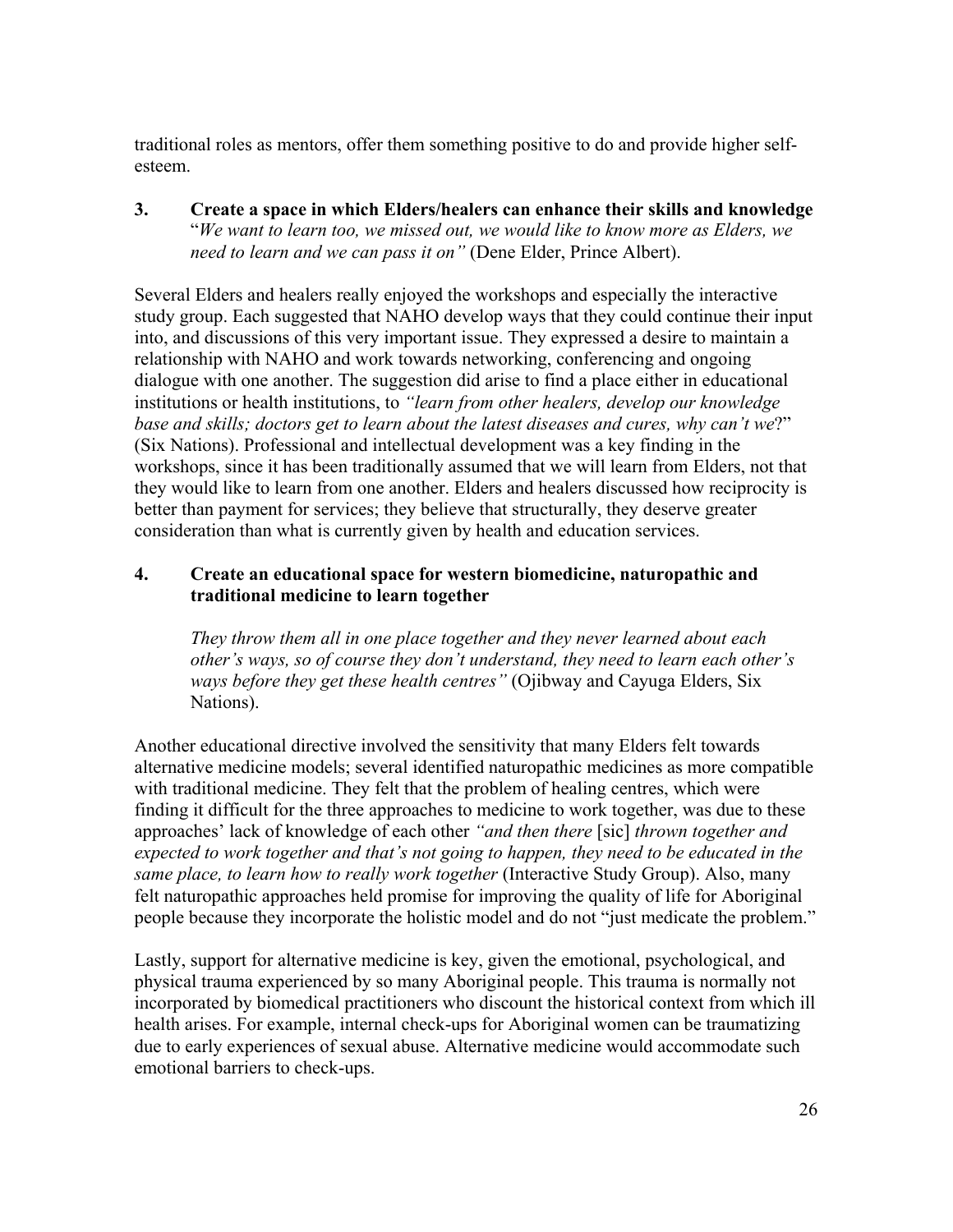traditional roles as mentors, offer them something positive to do and provide higher self-esteem.

**3. Create a space in which Elders/healers can enhance their skills and knowledge**
"*We want to learn too, we missed out, we would like to know more as Elders, we need to learn and we can pass it on"* (Dene Elder, Prince Albert).

Several Elders and healers really enjoyed the workshops and especially the interactive study group. Each suggested that NAHO develop ways that they could continue their input into, and discussions of this very important issue. They expressed a desire to maintain a relationship with NAHO and work towards networking, conferencing and ongoing dialogue with one another. The suggestion did arise to find a place either in educational institutions or health institutions, to *"learn from other healers, develop our knowledge base and skills; doctors get to learn about the latest diseases and cures, why can't we*?" (Six Nations). Professional and intellectual development was a key finding in the workshops, since it has been traditionally assumed that we will learn from Elders, not that they would like to learn from one another. Elders and healers discussed how reciprocity is better than payment for services; they believe that structurally, they deserve greater consideration than what is currently given by health and education services.

**4. Create an educational space for western biomedicine, naturopathic and traditional medicine to learn together**

> *They throw them all in one place together and they never learned about each other's ways, so of course they don't understand, they need to learn each other's ways before they get these health centres"* (Ojibway and Cayuga Elders, Six Nations).

Another educational directive involved the sensitivity that many Elders felt towards alternative medicine models; several identified naturopathic medicines as more compatible with traditional medicine. They felt that the problem of healing centres, which were finding it difficult for the three approaches to medicine to work together, was due to these approaches' lack of knowledge of each other *"and then there* [sic] *thrown together and expected to work together and that's not going to happen, they need to be educated in the same place, to learn how to really work together* (Interactive Study Group). Also, many felt naturopathic approaches held promise for improving the quality of life for Aboriginal people because they incorporate the holistic model and do not "just medicate the problem."

Lastly, support for alternative medicine is key, given the emotional, psychological, and physical trauma experienced by so many Aboriginal people. This trauma is normally not incorporated by biomedical practitioners who discount the historical context from which ill health arises. For example, internal check-ups for Aboriginal women can be traumatizing due to early experiences of sexual abuse. Alternative medicine would accommodate such emotional barriers to check-ups.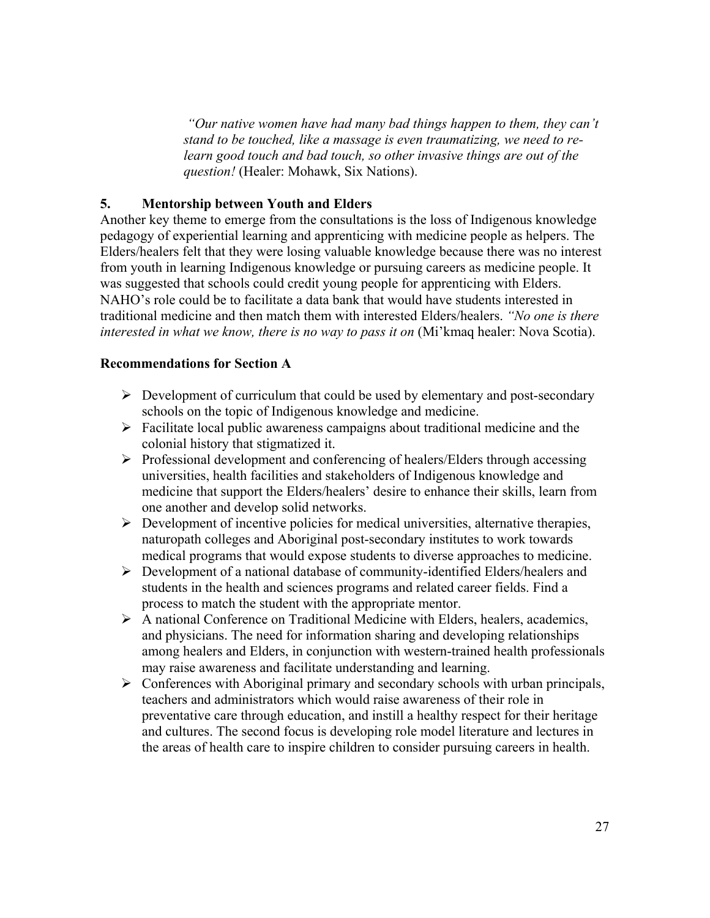> *"Our native women have had many bad things happen to them, they can't stand to be touched, like a massage is even traumatizing, we need to re-learn good touch and bad touch, so other invasive things are out of the question!* (Healer: Mohawk, Six Nations).

### 5. Mentorship between Youth and Elders

Another key theme to emerge from the consultations is the loss of Indigenous knowledge pedagogy of experiential learning and apprenticing with medicine people as helpers. The Elders/healers felt that they were losing valuable knowledge because there was no interest from youth in learning Indigenous knowledge or pursuing careers as medicine people. It was suggested that schools could credit young people for apprenticing with Elders. NAHO's role could be to facilitate a data bank that would have students interested in traditional medicine and then match them with interested Elders/healers. *"No one is there interested in what we know, there is no way to pass it on* (Mi'kmaq healer: Nova Scotia).

### Recommendations for Section A

- Development of curriculum that could be used by elementary and post-secondary schools on the topic of Indigenous knowledge and medicine.
- Facilitate local public awareness campaigns about traditional medicine and the colonial history that stigmatized it.
- Professional development and conferencing of healers/Elders through accessing universities, health facilities and stakeholders of Indigenous knowledge and medicine that support the Elders/healers' desire to enhance their skills, learn from one another and develop solid networks.
- Development of incentive policies for medical universities, alternative therapies, naturopath colleges and Aboriginal post-secondary institutes to work towards medical programs that would expose students to diverse approaches to medicine.
- Development of a national database of community-identified Elders/healers and students in the health and sciences programs and related career fields. Find a process to match the student with the appropriate mentor.
- A national Conference on Traditional Medicine with Elders, healers, academics, and physicians. The need for information sharing and developing relationships among healers and Elders, in conjunction with western-trained health professionals may raise awareness and facilitate understanding and learning.
- Conferences with Aboriginal primary and secondary schools with urban principals, teachers and administrators which would raise awareness of their role in preventative care through education, and instill a healthy respect for their heritage and cultures. The second focus is developing role model literature and lectures in the areas of health care to inspire children to consider pursuing careers in health.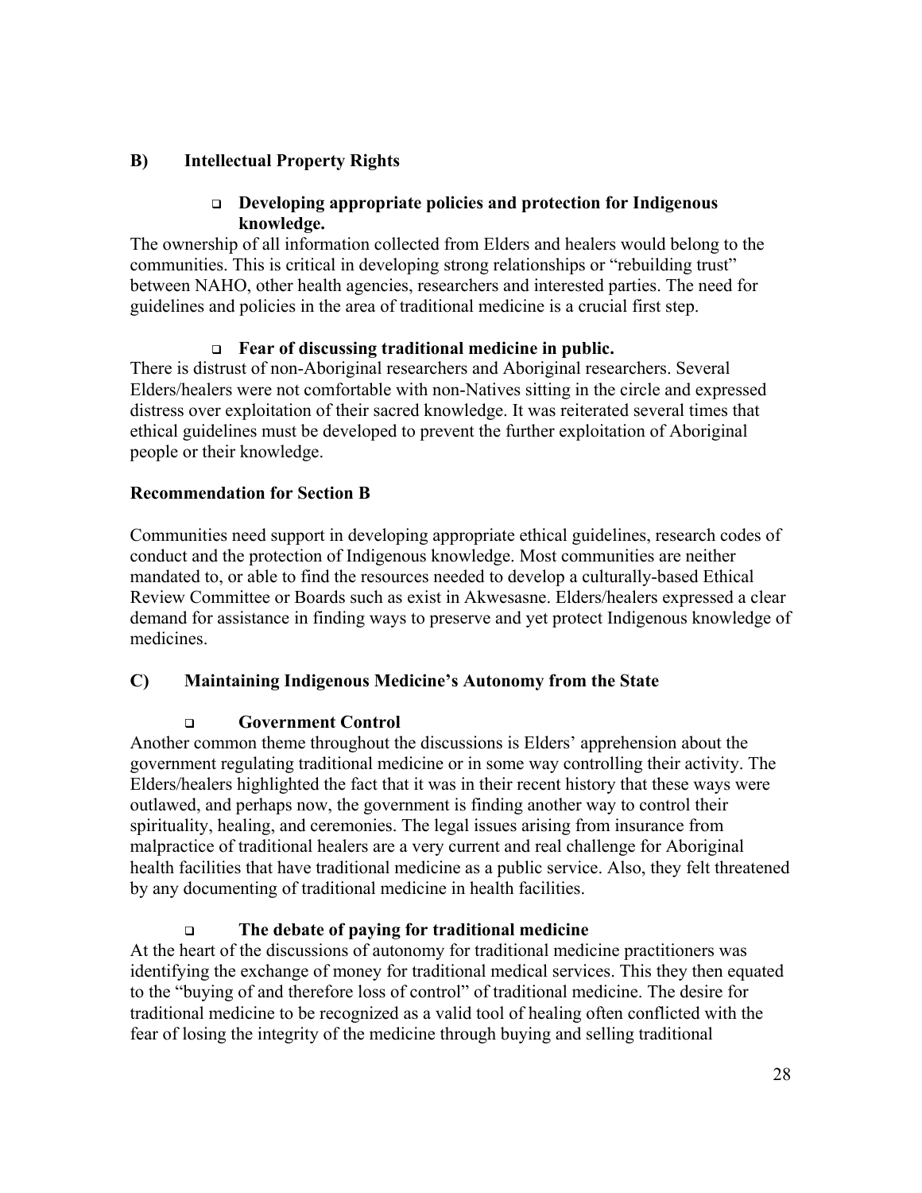## B) Intellectual Property Rights

- **Developing appropriate policies and protection for Indigenous knowledge.**

The ownership of all information collected from Elders and healers would belong to the communities. This is critical in developing strong relationships or "rebuilding trust" between NAHO, other health agencies, researchers and interested parties. The need for guidelines and policies in the area of traditional medicine is a crucial first step.

- **Fear of discussing traditional medicine in public.**

There is distrust of non-Aboriginal researchers and Aboriginal researchers. Several Elders/healers were not comfortable with non-Natives sitting in the circle and expressed distress over exploitation of their sacred knowledge. It was reiterated several times that ethical guidelines must be developed to prevent the further exploitation of Aboriginal people or their knowledge.

### Recommendation for Section B

Communities need support in developing appropriate ethical guidelines, research codes of conduct and the protection of Indigenous knowledge. Most communities are neither mandated to, or able to find the resources needed to develop a culturally-based Ethical Review Committee or Boards such as exist in Akwesasne. Elders/healers expressed a clear demand for assistance in finding ways to preserve and yet protect Indigenous knowledge of medicines.

## C) Maintaining Indigenous Medicine's Autonomy from the State

- **Government Control**

Another common theme throughout the discussions is Elders' apprehension about the government regulating traditional medicine or in some way controlling their activity. The Elders/healers highlighted the fact that it was in their recent history that these ways were outlawed, and perhaps now, the government is finding another way to control their spirituality, healing, and ceremonies. The legal issues arising from insurance from malpractice of traditional healers are a very current and real challenge for Aboriginal health facilities that have traditional medicine as a public service. Also, they felt threatened by any documenting of traditional medicine in health facilities.

- **The debate of paying for traditional medicine**

At the heart of the discussions of autonomy for traditional medicine practitioners was identifying the exchange of money for traditional medical services. This they then equated to the "buying of and therefore loss of control" of traditional medicine. The desire for traditional medicine to be recognized as a valid tool of healing often conflicted with the fear of losing the integrity of the medicine through buying and selling traditional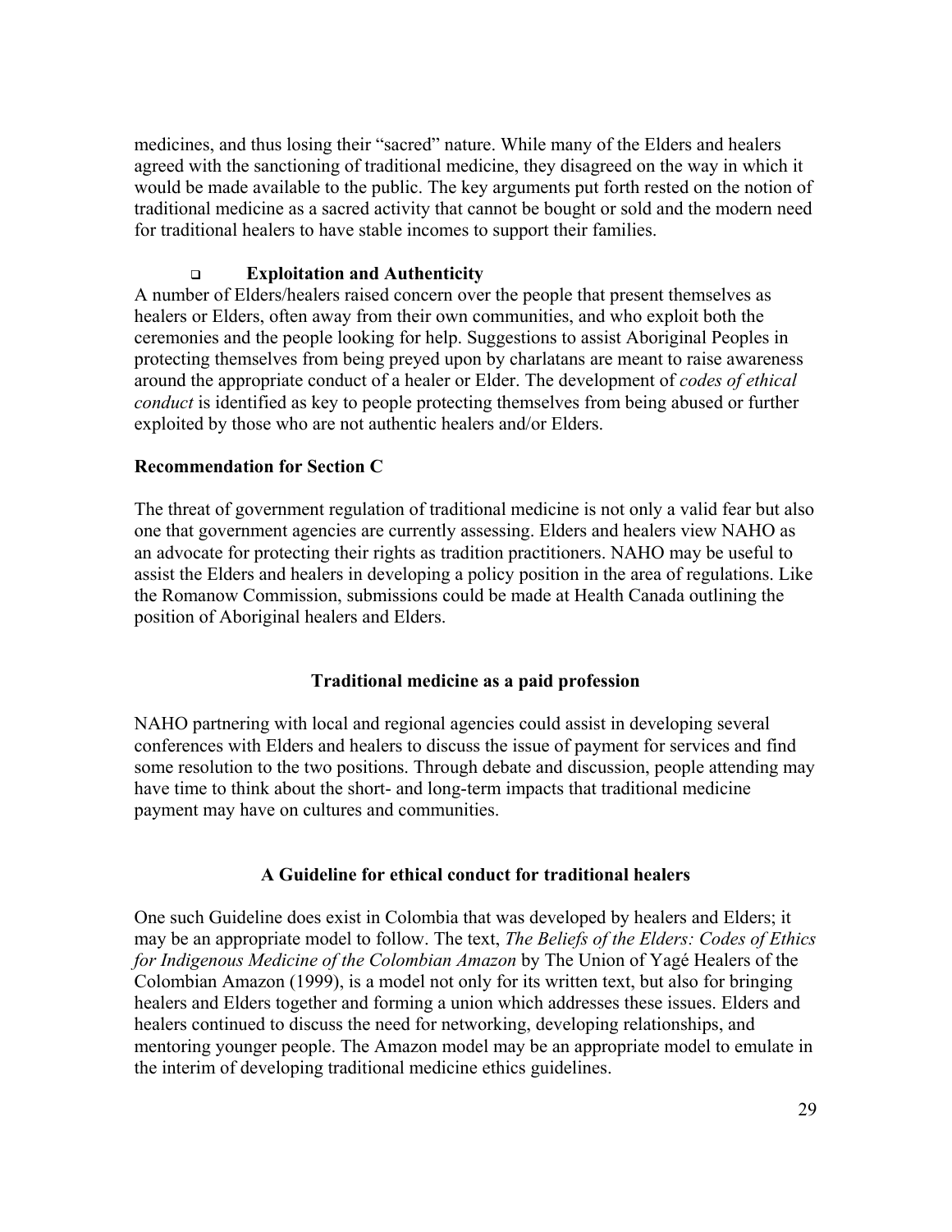medicines, and thus losing their "sacred" nature. While many of the Elders and healers agreed with the sanctioning of traditional medicine, they disagreed on the way in which it would be made available to the public. The key arguments put forth rested on the notion of traditional medicine as a sacred activity that cannot be bought or sold and the modern need for traditional healers to have stable incomes to support their families.

- **Exploitation and Authenticity**

A number of Elders/healers raised concern over the people that present themselves as healers or Elders, often away from their own communities, and who exploit both the ceremonies and the people looking for help. Suggestions to assist Aboriginal Peoples in protecting themselves from being preyed upon by charlatans are meant to raise awareness around the appropriate conduct of a healer or Elder. The development of *codes of ethical conduct* is identified as key to people protecting themselves from being abused or further exploited by those who are not authentic healers and/or Elders.

**Recommendation for Section C**

The threat of government regulation of traditional medicine is not only a valid fear but also one that government agencies are currently assessing. Elders and healers view NAHO as an advocate for protecting their rights as tradition practitioners. NAHO may be useful to assist the Elders and healers in developing a policy position in the area of regulations. Like the Romanow Commission, submissions could be made at Health Canada outlining the position of Aboriginal healers and Elders.

**Traditional medicine as a paid profession**

NAHO partnering with local and regional agencies could assist in developing several conferences with Elders and healers to discuss the issue of payment for services and find some resolution to the two positions. Through debate and discussion, people attending may have time to think about the short- and long-term impacts that traditional medicine payment may have on cultures and communities.

**A Guideline for ethical conduct for traditional healers**

One such Guideline does exist in Colombia that was developed by healers and Elders; it may be an appropriate model to follow. The text, *The Beliefs of the Elders: Codes of Ethics for Indigenous Medicine of the Colombian Amazon* by The Union of Yagé Healers of the Colombian Amazon (1999), is a model not only for its written text, but also for bringing healers and Elders together and forming a union which addresses these issues. Elders and healers continued to discuss the need for networking, developing relationships, and mentoring younger people. The Amazon model may be an appropriate model to emulate in the interim of developing traditional medicine ethics guidelines.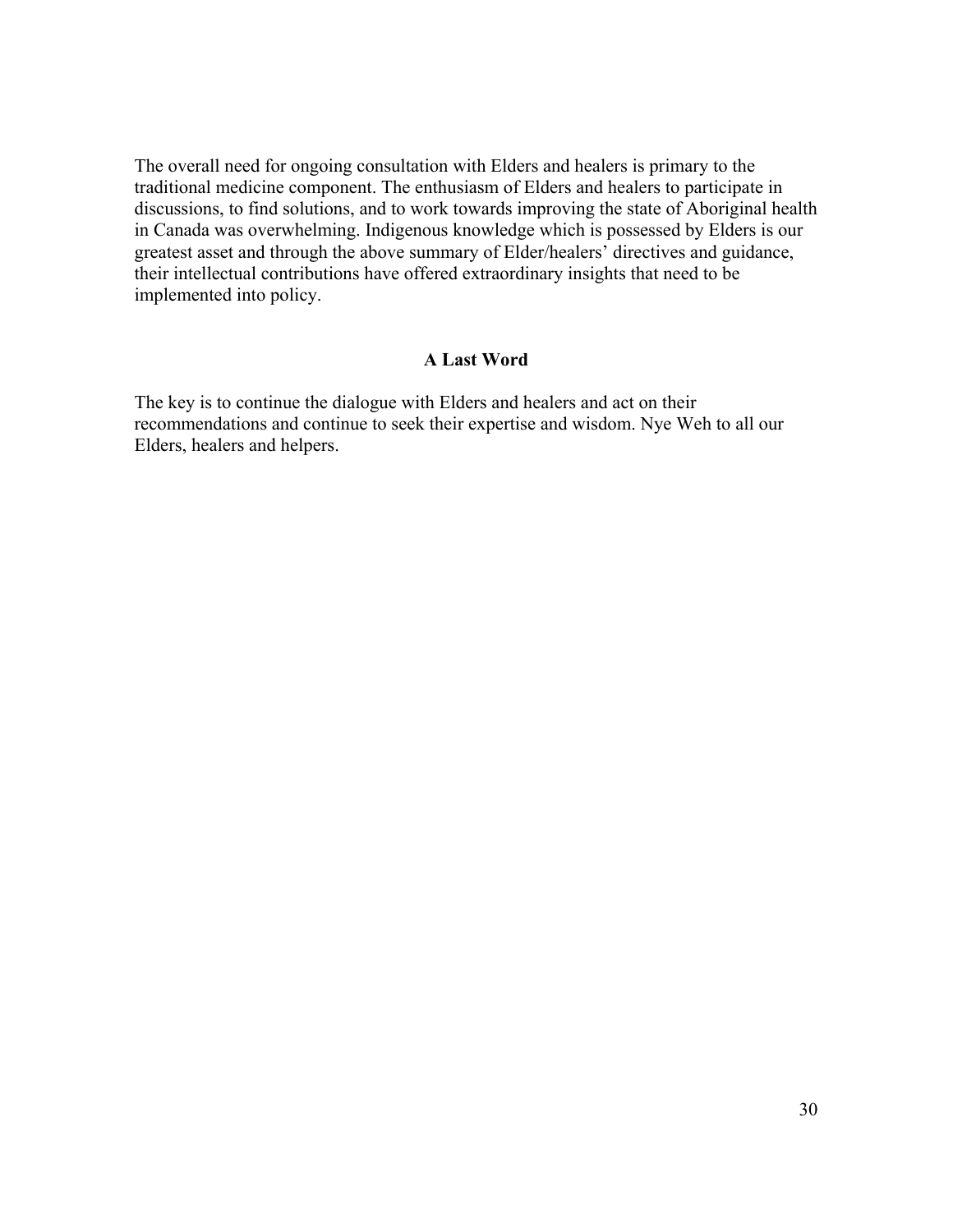The overall need for ongoing consultation with Elders and healers is primary to the traditional medicine component. The enthusiasm of Elders and healers to participate in discussions, to find solutions, and to work towards improving the state of Aboriginal health in Canada was overwhelming. Indigenous knowledge which is possessed by Elders is our greatest asset and through the above summary of Elder/healers' directives and guidance, their intellectual contributions have offered extraordinary insights that need to be implemented into policy.

## A Last Word

The key is to continue the dialogue with Elders and healers and act on their recommendations and continue to seek their expertise and wisdom. Nye Weh to all our Elders, healers and helpers.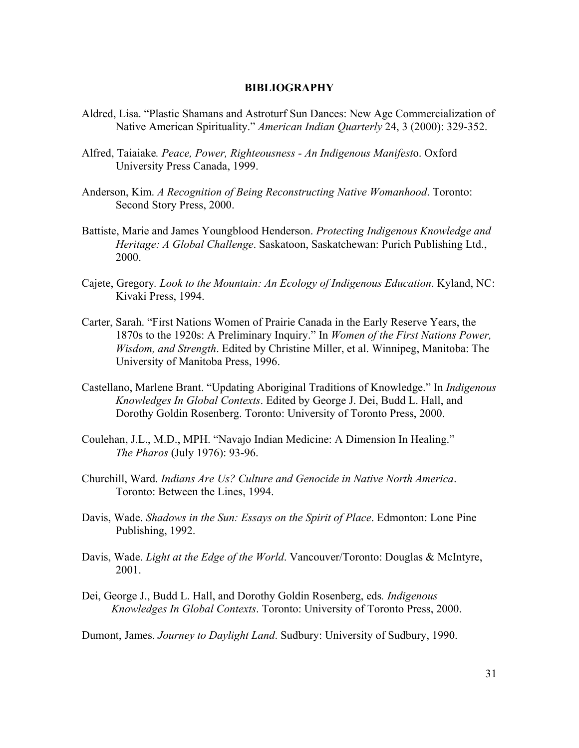# BIBLIOGRAPHY

Aldred, Lisa. "Plastic Shamans and Astroturf Sun Dances: New Age Commercialization of Native American Spirituality." *American Indian Quarterly* 24, 3 (2000): 329-352.

Alfred, Taiaiake*. Peace, Power, Righteousness - An Indigenous Manifest*o. Oxford University Press Canada, 1999.

Anderson, Kim. *A Recognition of Being Reconstructing Native Womanhood*. Toronto: Second Story Press, 2000.

Battiste, Marie and James Youngblood Henderson. *Protecting Indigenous Knowledge and Heritage: A Global Challenge*. Saskatoon, Saskatchewan: Purich Publishing Ltd., 2000.

Cajete, Gregory*. Look to the Mountain: An Ecology of Indigenous Education*. Kyland, NC: Kivaki Press, 1994.

Carter, Sarah. "First Nations Women of Prairie Canada in the Early Reserve Years, the 1870s to the 1920s: A Preliminary Inquiry." In *Women of the First Nations Power, Wisdom, and Strength*. Edited by Christine Miller, et al. Winnipeg, Manitoba: The University of Manitoba Press, 1996.

Castellano, Marlene Brant. "Updating Aboriginal Traditions of Knowledge." In *Indigenous Knowledges In Global Contexts*. Edited by George J. Dei, Budd L. Hall, and Dorothy Goldin Rosenberg. Toronto: University of Toronto Press, 2000.

Coulehan, J.L., M.D., MPH. "Navajo Indian Medicine: A Dimension In Healing." *The Pharos* (July 1976): 93-96.

Churchill, Ward. *Indians Are Us? Culture and Genocide in Native North America*. Toronto: Between the Lines, 1994.

Davis, Wade. *Shadows in the Sun: Essays on the Spirit of Place*. Edmonton: Lone Pine Publishing, 1992.

Davis, Wade. *Light at the Edge of the World*. Vancouver/Toronto: Douglas & McIntyre, 2001.

Dei, George J., Budd L. Hall, and Dorothy Goldin Rosenberg, eds*. Indigenous Knowledges In Global Contexts*. Toronto: University of Toronto Press, 2000.

Dumont, James. *Journey to Daylight Land*. Sudbury: University of Sudbury, 1990.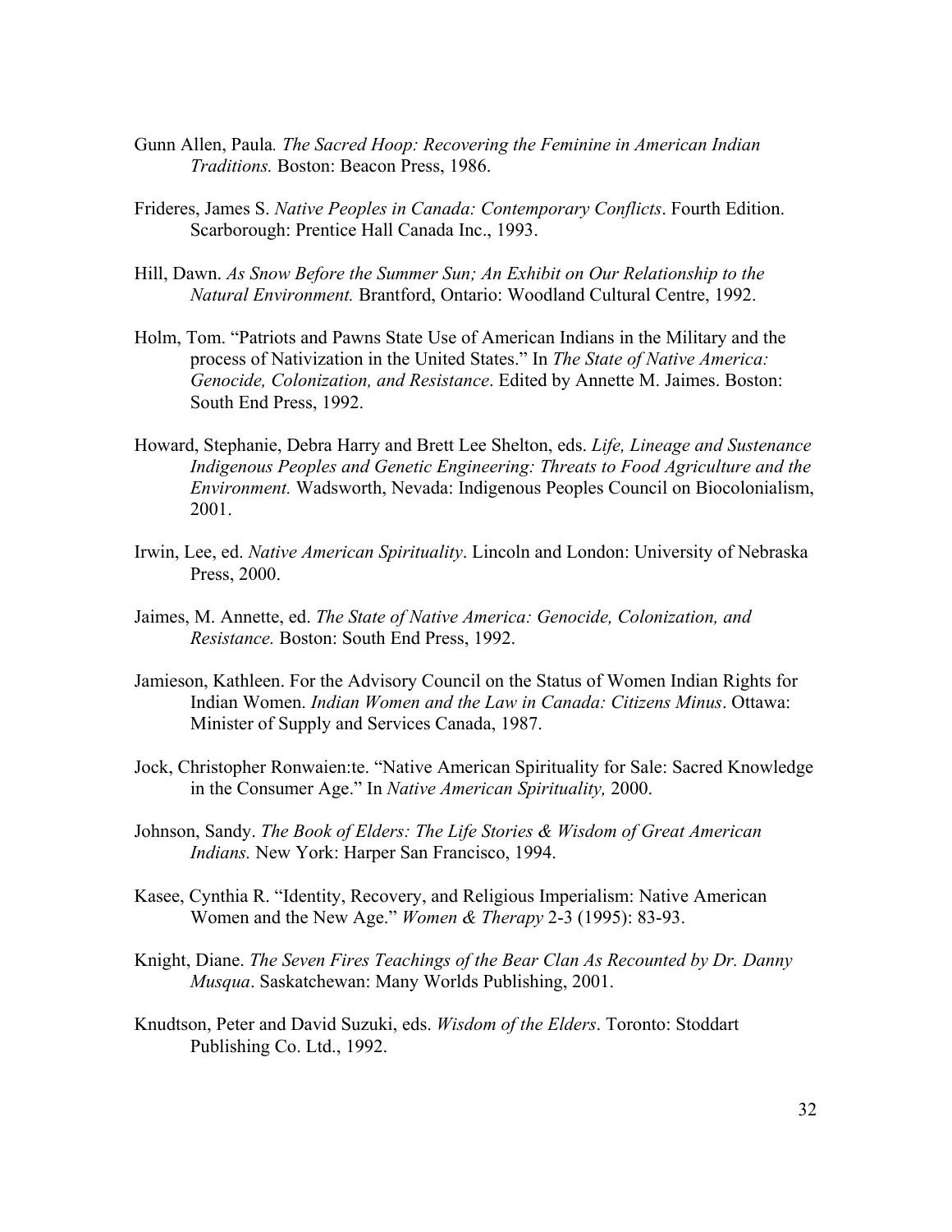Gunn Allen, Paula. *The Sacred Hoop: Recovering the Feminine in American Indian Traditions.* Boston: Beacon Press, 1986.

Frideres, James S. *Native Peoples in Canada: Contemporary Conflicts*. Fourth Edition. Scarborough: Prentice Hall Canada Inc., 1993.

Hill, Dawn. *As Snow Before the Summer Sun; An Exhibit on Our Relationship to the Natural Environment.* Brantford, Ontario: Woodland Cultural Centre, 1992.

Holm, Tom. "Patriots and Pawns State Use of American Indians in the Military and the process of Nativization in the United States." In *The State of Native America: Genocide, Colonization, and Resistance*. Edited by Annette M. Jaimes. Boston: South End Press, 1992.

Howard, Stephanie, Debra Harry and Brett Lee Shelton, eds. *Life, Lineage and Sustenance Indigenous Peoples and Genetic Engineering: Threats to Food Agriculture and the Environment.* Wadsworth, Nevada: Indigenous Peoples Council on Biocolonialism, 2001.

Irwin, Lee, ed. *Native American Spirituality*. Lincoln and London: University of Nebraska Press, 2000.

Jaimes, M. Annette, ed. *The State of Native America: Genocide, Colonization, and Resistance.* Boston: South End Press, 1992.

Jamieson, Kathleen. For the Advisory Council on the Status of Women Indian Rights for Indian Women. *Indian Women and the Law in Canada: Citizens Minus*. Ottawa: Minister of Supply and Services Canada, 1987.

Jock, Christopher Ronwaien:te. "Native American Spirituality for Sale: Sacred Knowledge in the Consumer Age." In *Native American Spirituality,* 2000.

Johnson, Sandy. *The Book of Elders: The Life Stories & Wisdom of Great American Indians.* New York: Harper San Francisco, 1994.

Kasee, Cynthia R. "Identity, Recovery, and Religious Imperialism: Native American Women and the New Age." *Women & Therapy* 2-3 (1995): 83-93.

Knight, Diane. *The Seven Fires Teachings of the Bear Clan As Recounted by Dr. Danny Musqua*. Saskatchewan: Many Worlds Publishing, 2001.

Knudtson, Peter and David Suzuki, eds. *Wisdom of the Elders*. Toronto: Stoddart Publishing Co. Ltd., 1992.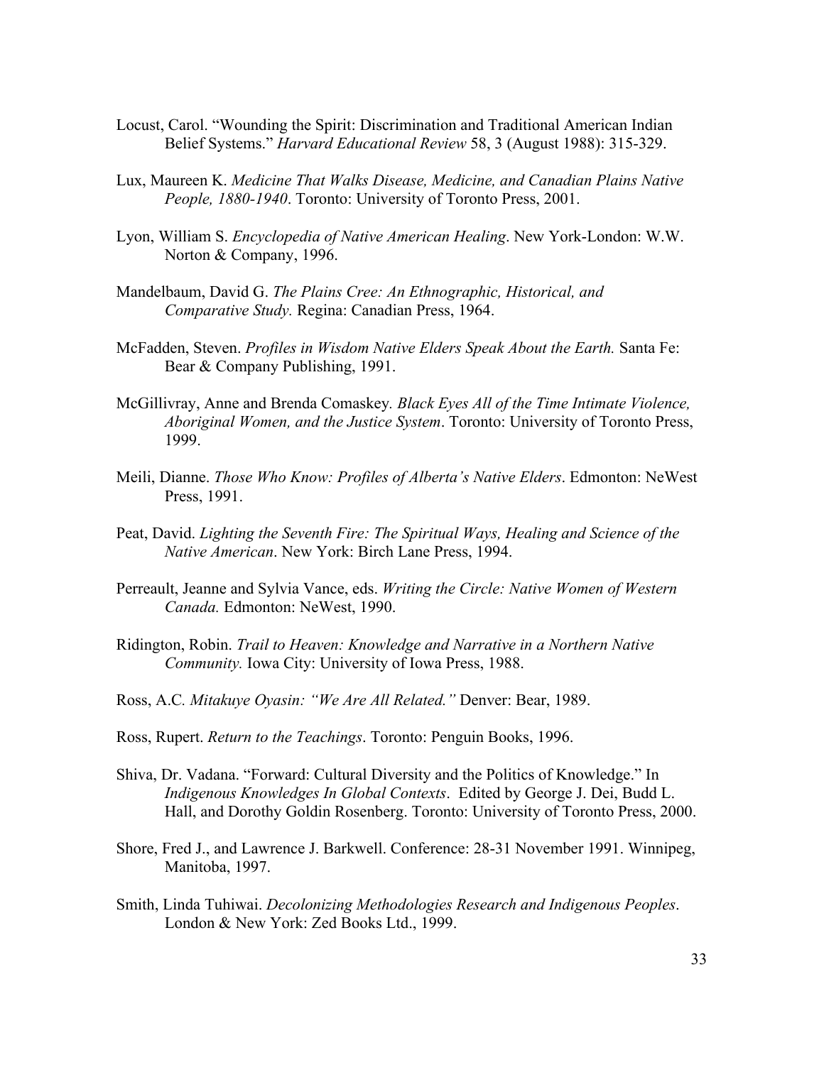Locust, Carol. “Wounding the Spirit: Discrimination and Traditional American Indian Belief Systems.” *Harvard Educational Review* 58, 3 (August 1988): 315-329.

Lux, Maureen K. *Medicine That Walks Disease, Medicine, and Canadian Plains Native People, 1880-1940*. Toronto: University of Toronto Press, 2001.

Lyon, William S. *Encyclopedia of Native American Healing*. New York-London: W.W. Norton & Company, 1996.

Mandelbaum, David G. *The Plains Cree: An Ethnographic, Historical, and Comparative Study.* Regina: Canadian Press, 1964.

McFadden, Steven. *Profiles in Wisdom Native Elders Speak About the Earth.* Santa Fe: Bear & Company Publishing, 1991.

McGillivray, Anne and Brenda Comaskey*. Black Eyes All of the Time Intimate Violence, Aboriginal Women, and the Justice System*. Toronto: University of Toronto Press, 1999.

Meili, Dianne. *Those Who Know: Profiles of Alberta’s Native Elders*. Edmonton: NeWest Press, 1991.

Peat, David. *Lighting the Seventh Fire: The Spiritual Ways, Healing and Science of the Native American*. New York: Birch Lane Press, 1994.

Perreault, Jeanne and Sylvia Vance, eds. *Writing the Circle: Native Women of Western Canada.* Edmonton: NeWest, 1990.

Ridington, Robin. *Trail to Heaven: Knowledge and Narrative in a Northern Native Community.* Iowa City: University of Iowa Press, 1988.

Ross, A.C*. Mitakuye Oyasin: “We Are All Related.”* Denver: Bear, 1989.

Ross, Rupert. *Return to the Teachings*. Toronto: Penguin Books, 1996.

Shiva, Dr. Vadana. “Forward: Cultural Diversity and the Politics of Knowledge.” In *Indigenous Knowledges In Global Contexts*. Edited by George J. Dei, Budd L. Hall, and Dorothy Goldin Rosenberg. Toronto: University of Toronto Press, 2000.

Shore, Fred J., and Lawrence J. Barkwell. Conference: 28-31 November 1991. Winnipeg, Manitoba, 1997.

Smith, Linda Tuhiwai. *Decolonizing Methodologies Research and Indigenous Peoples*. London & New York: Zed Books Ltd., 1999.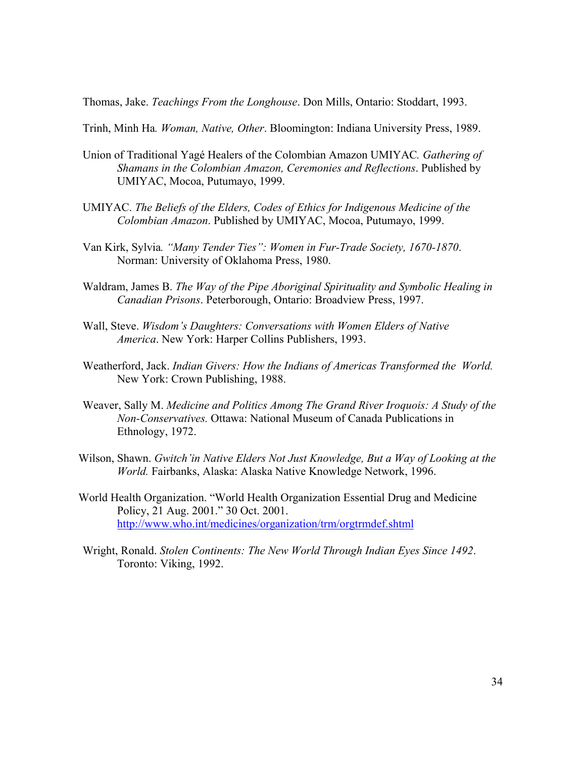Thomas, Jake. *Teachings From the Longhouse*. Don Mills, Ontario: Stoddart, 1993.

Trinh, Minh Ha*. Woman, Native, Other*. Bloomington: Indiana University Press, 1989.

Union of Traditional Yagé Healers of the Colombian Amazon UMIYAC*. Gathering of Shamans in the Colombian Amazon, Ceremonies and Reflections*. Published by UMIYAC, Mocoa, Putumayo, 1999.

UMIYAC. *The Beliefs of the Elders, Codes of Ethics for Indigenous Medicine of the Colombian Amazon*. Published by UMIYAC, Mocoa, Putumayo, 1999.

Van Kirk, Sylvia*. "Many Tender Ties": Women in Fur-Trade Society, 1670-1870*. Norman: University of Oklahoma Press, 1980.

Waldram, James B. *The Way of the Pipe Aboriginal Spirituality and Symbolic Healing in Canadian Prisons*. Peterborough, Ontario: Broadview Press, 1997.

Wall, Steve. *Wisdom's Daughters: Conversations with Women Elders of Native America*. New York: Harper Collins Publishers, 1993.

Weatherford, Jack. *Indian Givers: How the Indians of Americas Transformed the World.* New York: Crown Publishing, 1988.

Weaver, Sally M. *Medicine and Politics Among The Grand River Iroquois: A Study of the Non-Conservatives.* Ottawa: National Museum of Canada Publications in Ethnology, 1972.

Wilson, Shawn. *Gwitch'in Native Elders Not Just Knowledge, But a Way of Looking at the World.* Fairbanks, Alaska: Alaska Native Knowledge Network, 1996.

World Health Organization. "World Health Organization Essential Drug and Medicine Policy, 21 Aug. 2001." 30 Oct. 2001. http://www.who.int/medicines/organization/trm/orgtrmdef.shtml

Wright, Ronald. *Stolen Continents: The New World Through Indian Eyes Since 1492*. Toronto: Viking, 1992.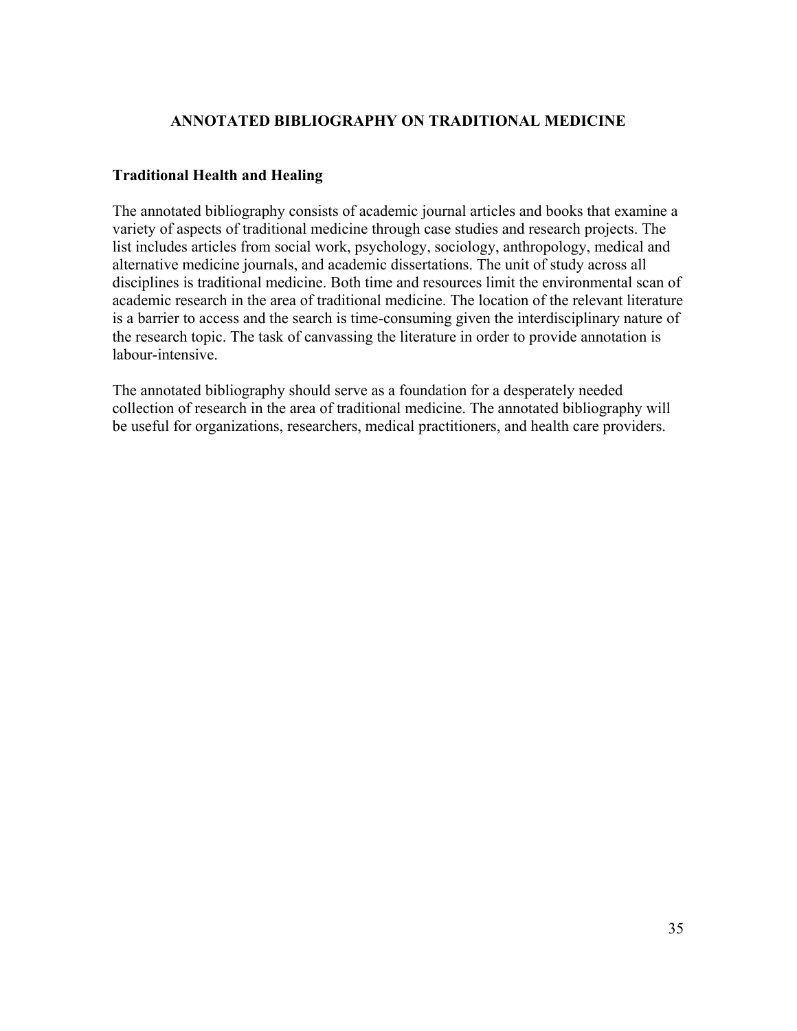## ANNOTATED BIBLIOGRAPHY ON TRADITIONAL MEDICINE

### Traditional Health and Healing

The annotated bibliography consists of academic journal articles and books that examine a variety of aspects of traditional medicine through case studies and research projects. The list includes articles from social work, psychology, sociology, anthropology, medical and alternative medicine journals, and academic dissertations. The unit of study across all disciplines is traditional medicine. Both time and resources limit the environmental scan of academic research in the area of traditional medicine. The location of the relevant literature is a barrier to access and the search is time-consuming given the interdisciplinary nature of the research topic. The task of canvassing the literature in order to provide annotation is labour-intensive.

The annotated bibliography should serve as a foundation for a desperately needed collection of research in the area of traditional medicine. The annotated bibliography will be useful for organizations, researchers, medical practitioners, and health care providers.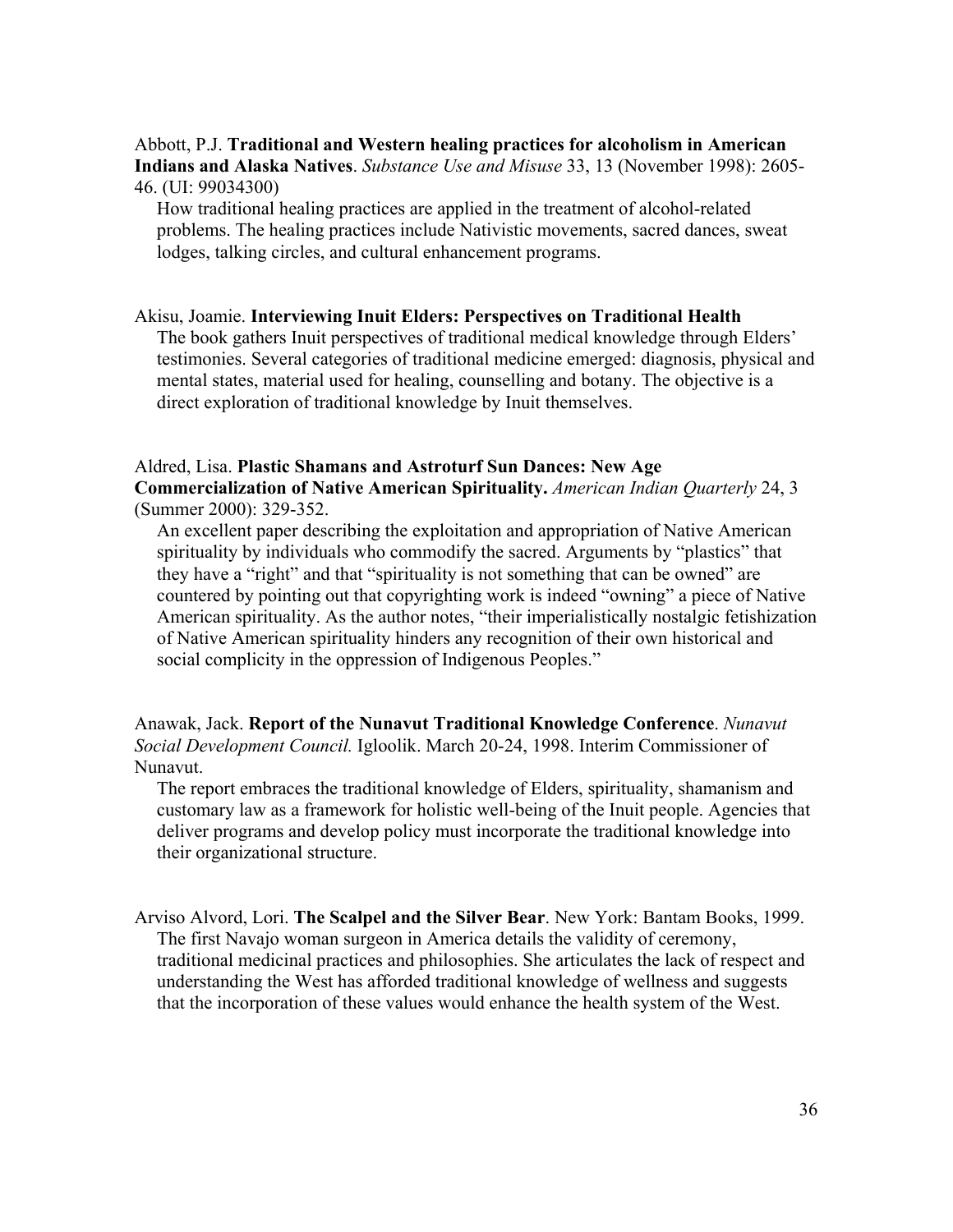Abbott, P.J. **Traditional and Western healing practices for alcoholism in American Indians and Alaska Natives**. *Substance Use and Misuse* 33, 13 (November 1998): 2605-46. (UI: 99034300)

How traditional healing practices are applied in the treatment of alcohol-related problems. The healing practices include Nativistic movements, sacred dances, sweat lodges, talking circles, and cultural enhancement programs.

Akisu, Joamie. **Interviewing Inuit Elders: Perspectives on Traditional Health**

The book gathers Inuit perspectives of traditional medical knowledge through Elders' testimonies. Several categories of traditional medicine emerged: diagnosis, physical and mental states, material used for healing, counselling and botany. The objective is a direct exploration of traditional knowledge by Inuit themselves.

Aldred, Lisa. **Plastic Shamans and Astroturf Sun Dances: New Age Commercialization of Native American Spirituality.** *American Indian Quarterly* 24, 3 (Summer 2000): 329-352.

An excellent paper describing the exploitation and appropriation of Native American spirituality by individuals who commodify the sacred. Arguments by "plastics" that they have a "right" and that "spirituality is not something that can be owned" are countered by pointing out that copyrighting work is indeed "owning" a piece of Native American spirituality. As the author notes, "their imperialistically nostalgic fetishization of Native American spirituality hinders any recognition of their own historical and social complicity in the oppression of Indigenous Peoples."

Anawak, Jack. **Report of the Nunavut Traditional Knowledge Conference**. *Nunavut Social Development Council.* Igloolik. March 20-24, 1998. Interim Commissioner of Nunavut.

The report embraces the traditional knowledge of Elders, spirituality, shamanism and customary law as a framework for holistic well-being of the Inuit people. Agencies that deliver programs and develop policy must incorporate the traditional knowledge into their organizational structure.

Arviso Alvord, Lori. **The Scalpel and the Silver Bear**. New York: Bantam Books, 1999.

The first Navajo woman surgeon in America details the validity of ceremony, traditional medicinal practices and philosophies. She articulates the lack of respect and understanding the West has afforded traditional knowledge of wellness and suggests that the incorporation of these values would enhance the health system of the West.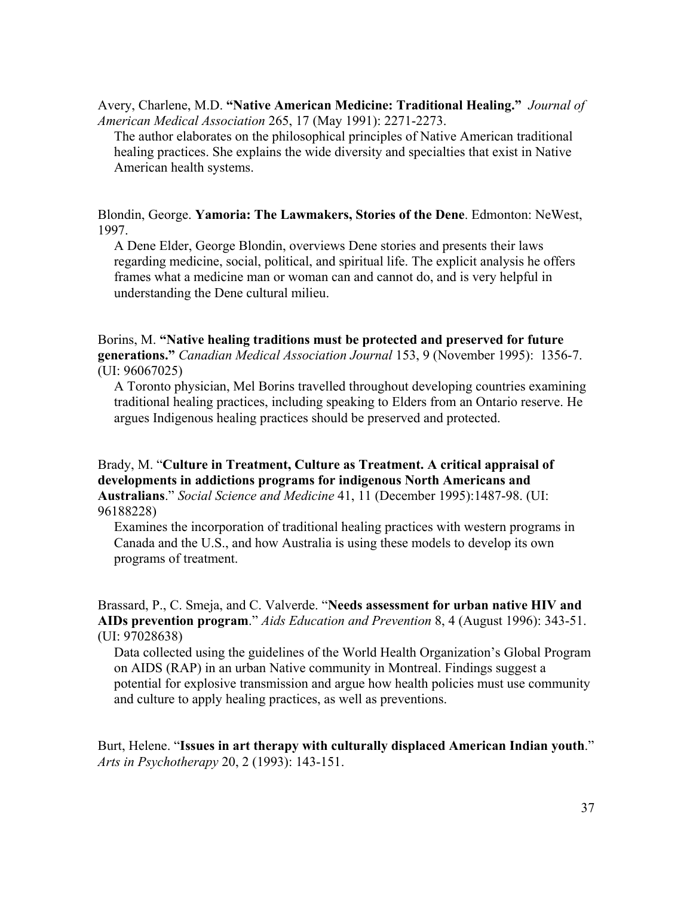Avery, Charlene, M.D. **"Native American Medicine: Traditional Healing."** *Journal of American Medical Association* 265, 17 (May 1991): 2271-2273.

The author elaborates on the philosophical principles of Native American traditional healing practices. She explains the wide diversity and specialties that exist in Native American health systems.

Blondin, George. **Yamoria: The Lawmakers, Stories of the Dene**. Edmonton: NeWest, 1997.

A Dene Elder, George Blondin, overviews Dene stories and presents their laws regarding medicine, social, political, and spiritual life. The explicit analysis he offers frames what a medicine man or woman can and cannot do, and is very helpful in understanding the Dene cultural milieu.

Borins, M. **"Native healing traditions must be protected and preserved for future generations."** *Canadian Medical Association Journal* 153, 9 (November 1995): 1356-7. (UI: 96067025)

A Toronto physician, Mel Borins travelled throughout developing countries examining traditional healing practices, including speaking to Elders from an Ontario reserve. He argues Indigenous healing practices should be preserved and protected.

Brady, M. "**Culture in Treatment, Culture as Treatment. A critical appraisal of developments in addictions programs for indigenous North Americans and Australians**." *Social Science and Medicine* 41, 11 (December 1995):1487-98. (UI: 96188228)

Examines the incorporation of traditional healing practices with western programs in Canada and the U.S., and how Australia is using these models to develop its own programs of treatment.

Brassard, P., C. Smeja, and C. Valverde. "**Needs assessment for urban native HIV and AIDs prevention program**." *Aids Education and Prevention* 8, 4 (August 1996): 343-51. (UI: 97028638)

Data collected using the guidelines of the World Health Organization's Global Program on AIDS (RAP) in an urban Native community in Montreal. Findings suggest a potential for explosive transmission and argue how health policies must use community and culture to apply healing practices, as well as preventions.

Burt, Helene. "**Issues in art therapy with culturally displaced American Indian youth**." *Arts in Psychotherapy* 20, 2 (1993): 143-151.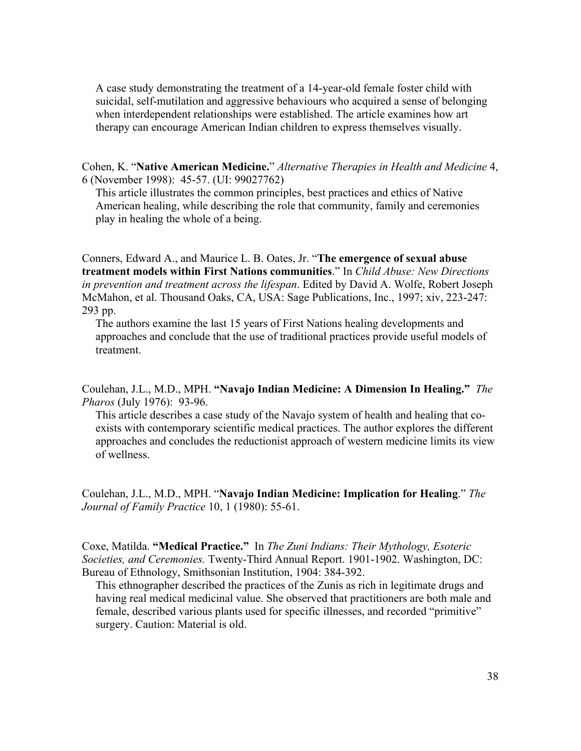A case study demonstrating the treatment of a 14-year-old female foster child with suicidal, self-mutilation and aggressive behaviours who acquired a sense of belonging when interdependent relationships were established. The article examines how art therapy can encourage American Indian children to express themselves visually.

Cohen, K. "**Native American Medicine.**" *Alternative Therapies in Health and Medicine* 4, 6 (November 1998): 45-57. (UI: 99027762)

This article illustrates the common principles, best practices and ethics of Native American healing, while describing the role that community, family and ceremonies play in healing the whole of a being.

Conners, Edward A., and Maurice L. B. Oates, Jr. "**The emergence of sexual abuse treatment models within First Nations communities**." In *Child Abuse: New Directions in prevention and treatment across the lifespan*. Edited by David A. Wolfe, Robert Joseph McMahon, et al. Thousand Oaks, CA, USA: Sage Publications, Inc., 1997; xiv, 223-247: 293 pp.

The authors examine the last 15 years of First Nations healing developments and approaches and conclude that the use of traditional practices provide useful models of treatment.

Coulehan, J.L., M.D., MPH. **"Navajo Indian Medicine: A Dimension In Healing."** *The Pharos* (July 1976): 93-96.

This article describes a case study of the Navajo system of health and healing that co-exists with contemporary scientific medical practices. The author explores the different approaches and concludes the reductionist approach of western medicine limits its view of wellness.

Coulehan, J.L., M.D., MPH. "**Navajo Indian Medicine: Implication for Healing**." *The Journal of Family Practice* 10, 1 (1980): 55-61.

Coxe, Matilda. **"Medical Practice."** In *The Zuni Indians: Their Mythology, Esoteric Societies, and Ceremonies.* Twenty-Third Annual Report. 1901-1902. Washington, DC: Bureau of Ethnology, Smithsonian Institution, 1904: 384-392.

This ethnographer described the practices of the Zunis as rich in legitimate drugs and having real medical medicinal value. She observed that practitioners are both male and female, described various plants used for specific illnesses, and recorded "primitive" surgery. Caution: Material is old.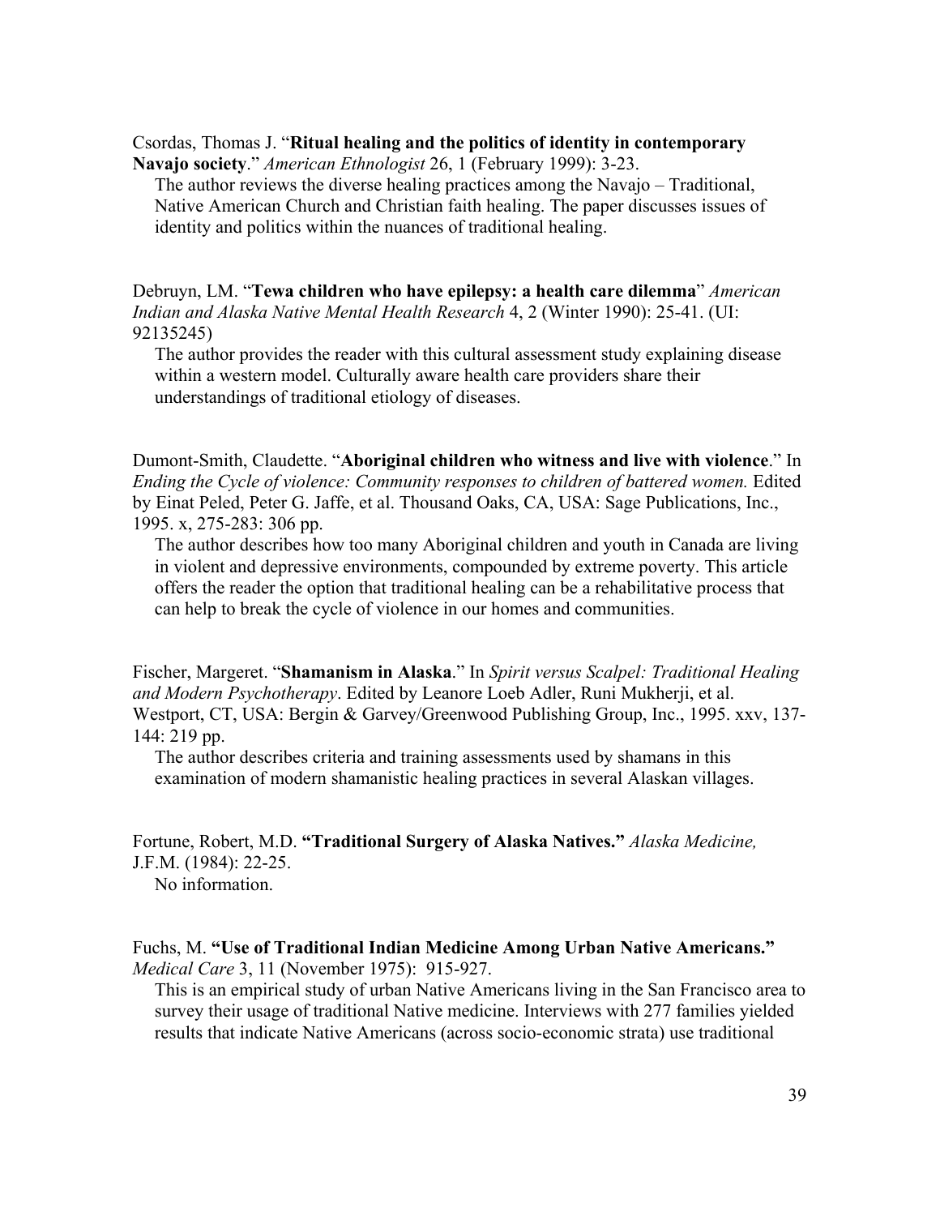Csordas, Thomas J. "**Ritual healing and the politics of identity in contemporary Navajo society**." *American Ethnologist* 26, 1 (February 1999): 3-23.

The author reviews the diverse healing practices among the Navajo – Traditional, Native American Church and Christian faith healing. The paper discusses issues of identity and politics within the nuances of traditional healing.

Debruyn, LM. "**Tewa children who have epilepsy: a health care dilemma**" *American Indian and Alaska Native Mental Health Research* 4, 2 (Winter 1990): 25-41. (UI: 92135245)

The author provides the reader with this cultural assessment study explaining disease within a western model. Culturally aware health care providers share their understandings of traditional etiology of diseases.

Dumont-Smith, Claudette. "**Aboriginal children who witness and live with violence**." In *Ending the Cycle of violence: Community responses to children of battered women.* Edited by Einat Peled, Peter G. Jaffe, et al. Thousand Oaks, CA, USA: Sage Publications, Inc., 1995. x, 275-283: 306 pp.

The author describes how too many Aboriginal children and youth in Canada are living in violent and depressive environments, compounded by extreme poverty. This article offers the reader the option that traditional healing can be a rehabilitative process that can help to break the cycle of violence in our homes and communities.

Fischer, Margeret. "**Shamanism in Alaska**." In *Spirit versus Scalpel: Traditional Healing and Modern Psychotherapy*. Edited by Leanore Loeb Adler, Runi Mukherji, et al. Westport, CT, USA: Bergin & Garvey/Greenwood Publishing Group, Inc., 1995. xxv, 137-144: 219 pp.

The author describes criteria and training assessments used by shamans in this examination of modern shamanistic healing practices in several Alaskan villages.

Fortune, Robert, M.D. **"Traditional Surgery of Alaska Natives."** *Alaska Medicine,* J.F.M. (1984): 22-25.

No information.

Fuchs, M. **"Use of Traditional Indian Medicine Among Urban Native Americans."** *Medical Care* 3, 11 (November 1975): 915-927.

This is an empirical study of urban Native Americans living in the San Francisco area to survey their usage of traditional Native medicine. Interviews with 277 families yielded results that indicate Native Americans (across socio-economic strata) use traditional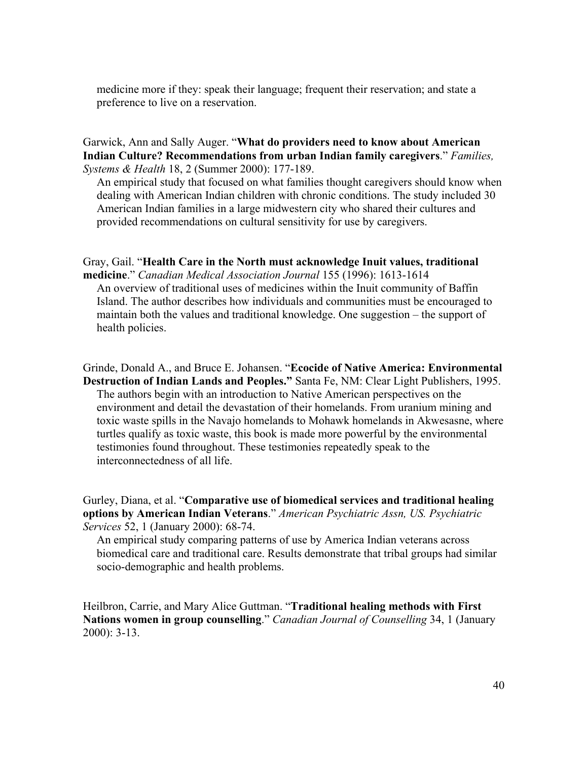medicine more if they: speak their language; frequent their reservation; and state a preference to live on a reservation.

Garwick, Ann and Sally Auger. "**What do providers need to know about American Indian Culture? Recommendations from urban Indian family caregivers**." *Families, Systems & Health* 18, 2 (Summer 2000): 177-189.

An empirical study that focused on what families thought caregivers should know when dealing with American Indian children with chronic conditions. The study included 30 American Indian families in a large midwestern city who shared their cultures and provided recommendations on cultural sensitivity for use by caregivers.

Gray, Gail. "**Health Care in the North must acknowledge Inuit values, traditional medicine**." *Canadian Medical Association Journal* 155 (1996): 1613-1614

An overview of traditional uses of medicines within the Inuit community of Baffin Island. The author describes how individuals and communities must be encouraged to maintain both the values and traditional knowledge. One suggestion – the support of health policies.

Grinde, Donald A., and Bruce E. Johansen. "**Ecocide of Native America: Environmental Destruction of Indian Lands and Peoples.**" Santa Fe, NM: Clear Light Publishers, 1995.

The authors begin with an introduction to Native American perspectives on the environment and detail the devastation of their homelands. From uranium mining and toxic waste spills in the Navajo homelands to Mohawk homelands in Akwesasne, where turtles qualify as toxic waste, this book is made more powerful by the environmental testimonies found throughout. These testimonies repeatedly speak to the interconnectedness of all life.

Gurley, Diana, et al. "**Comparative use of biomedical services and traditional healing options by American Indian Veterans**." *American Psychiatric Assn, US. Psychiatric Services* 52, 1 (January 2000): 68-74.

An empirical study comparing patterns of use by America Indian veterans across biomedical care and traditional care. Results demonstrate that tribal groups had similar socio-demographic and health problems.

Heilbron, Carrie, and Mary Alice Guttman. "**Traditional healing methods with First Nations women in group counselling**." *Canadian Journal of Counselling* 34, 1 (January 2000): 3-13.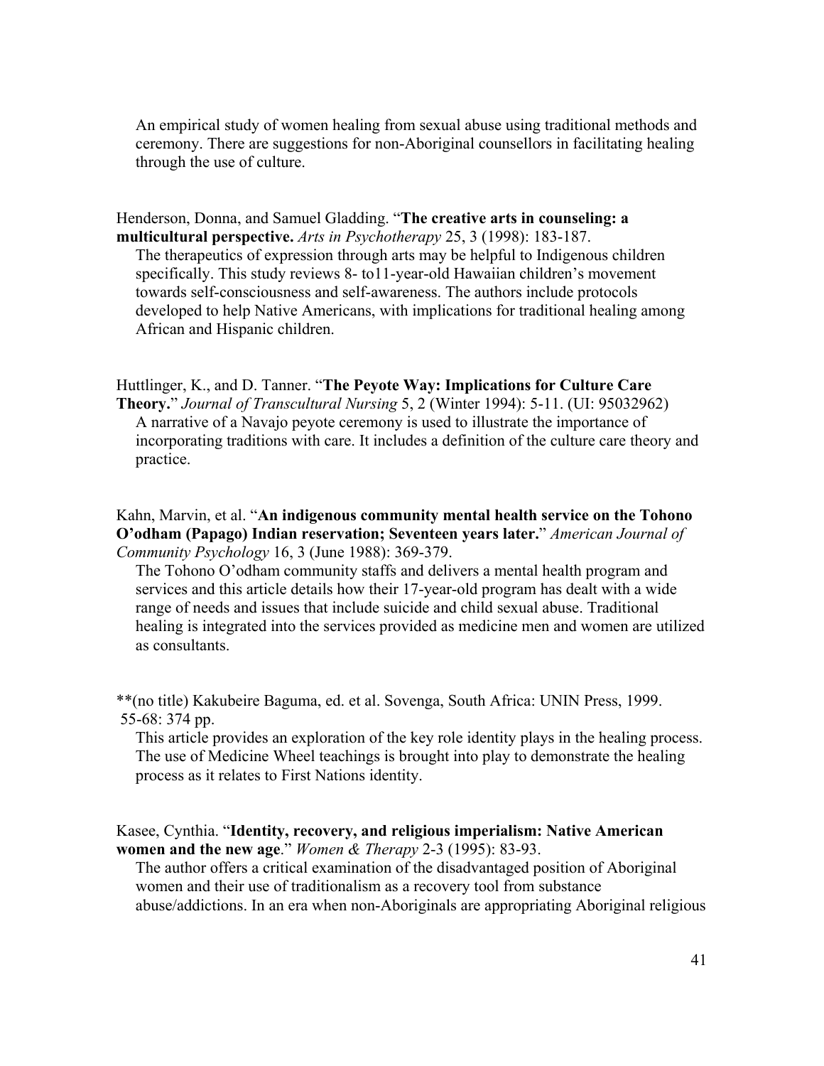An empirical study of women healing from sexual abuse using traditional methods and ceremony. There are suggestions for non-Aboriginal counsellors in facilitating healing through the use of culture.

Henderson, Donna, and Samuel Gladding. "**The creative arts in counseling: a multicultural perspective.** *Arts in Psychotherapy* 25, 3 (1998): 183-187.

The therapeutics of expression through arts may be helpful to Indigenous children specifically. This study reviews 8- to11-year-old Hawaiian children's movement towards self-consciousness and self-awareness. The authors include protocols developed to help Native Americans, with implications for traditional healing among African and Hispanic children.

Huttlinger, K., and D. Tanner. "**The Peyote Way: Implications for Culture Care Theory.**" *Journal of Transcultural Nursing* 5, 2 (Winter 1994): 5-11. (UI: 95032962)

A narrative of a Navajo peyote ceremony is used to illustrate the importance of incorporating traditions with care. It includes a definition of the culture care theory and practice.

Kahn, Marvin, et al. "**An indigenous community mental health service on the Tohono O'odham (Papago) Indian reservation; Seventeen years later.**" *American Journal of Community Psychology* 16, 3 (June 1988): 369-379.

The Tohono O'odham community staffs and delivers a mental health program and services and this article details how their 17-year-old program has dealt with a wide range of needs and issues that include suicide and child sexual abuse. Traditional healing is integrated into the services provided as medicine men and women are utilized as consultants.

**(no title) Kakubeire Baguma, ed. et al. Sovenga, South Africa: UNIN Press, 1999. 55-68: 374 pp.

This article provides an exploration of the key role identity plays in the healing process. The use of Medicine Wheel teachings is brought into play to demonstrate the healing process as it relates to First Nations identity.

Kasee, Cynthia. "**Identity, recovery, and religious imperialism: Native American women and the new age**." *Women & Therapy* 2-3 (1995): 83-93.

The author offers a critical examination of the disadvantaged position of Aboriginal women and their use of traditionalism as a recovery tool from substance abuse/addictions. In an era when non-Aboriginals are appropriating Aboriginal religious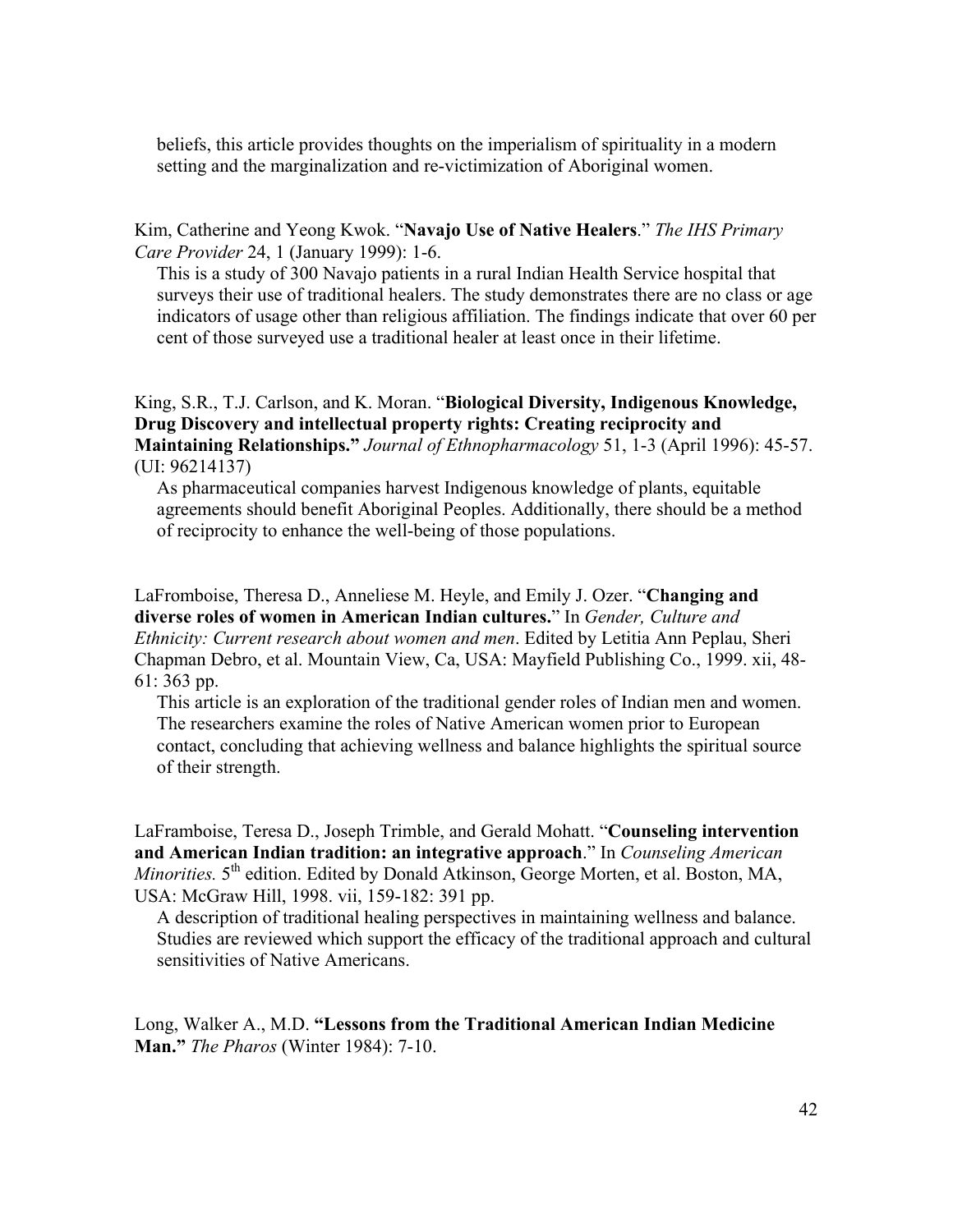beliefs, this article provides thoughts on the imperialism of spirituality in a modern setting and the marginalization and re-victimization of Aboriginal women.

Kim, Catherine and Yeong Kwok. "**Navajo Use of Native Healers**." *The IHS Primary Care Provider* 24, 1 (January 1999): 1-6.

This is a study of 300 Navajo patients in a rural Indian Health Service hospital that surveys their use of traditional healers. The study demonstrates there are no class or age indicators of usage other than religious affiliation. The findings indicate that over 60 per cent of those surveyed use a traditional healer at least once in their lifetime.

King, S.R., T.J. Carlson, and K. Moran. "**Biological Diversity, Indigenous Knowledge, Drug Discovery and intellectual property rights: Creating reciprocity and Maintaining Relationships.**" *Journal of Ethnopharmacology* 51, 1-3 (April 1996): 45-57. (UI: 96214137)

As pharmaceutical companies harvest Indigenous knowledge of plants, equitable agreements should benefit Aboriginal Peoples. Additionally, there should be a method of reciprocity to enhance the well-being of those populations.

LaFromboise, Theresa D., Anneliese M. Heyle, and Emily J. Ozer. "**Changing and diverse roles of women in American Indian cultures.**" In *Gender, Culture and Ethnicity: Current research about women and men*. Edited by Letitia Ann Peplau, Sheri Chapman Debro, et al. Mountain View, Ca, USA: Mayfield Publishing Co., 1999. xii, 48-61: 363 pp.

This article is an exploration of the traditional gender roles of Indian men and women. The researchers examine the roles of Native American women prior to European contact, concluding that achieving wellness and balance highlights the spiritual source of their strength.

LaFramboise, Teresa D., Joseph Trimble, and Gerald Mohatt. "**Counseling intervention and American Indian tradition: an integrative approach**." In *Counseling American Minorities.* 5th edition. Edited by Donald Atkinson, George Morten, et al. Boston, MA, USA: McGraw Hill, 1998. vii, 159-182: 391 pp.

A description of traditional healing perspectives in maintaining wellness and balance. Studies are reviewed which support the efficacy of the traditional approach and cultural sensitivities of Native Americans.

Long, Walker A., M.D. **"Lessons from the Traditional American Indian Medicine Man."** *The Pharos* (Winter 1984): 7-10.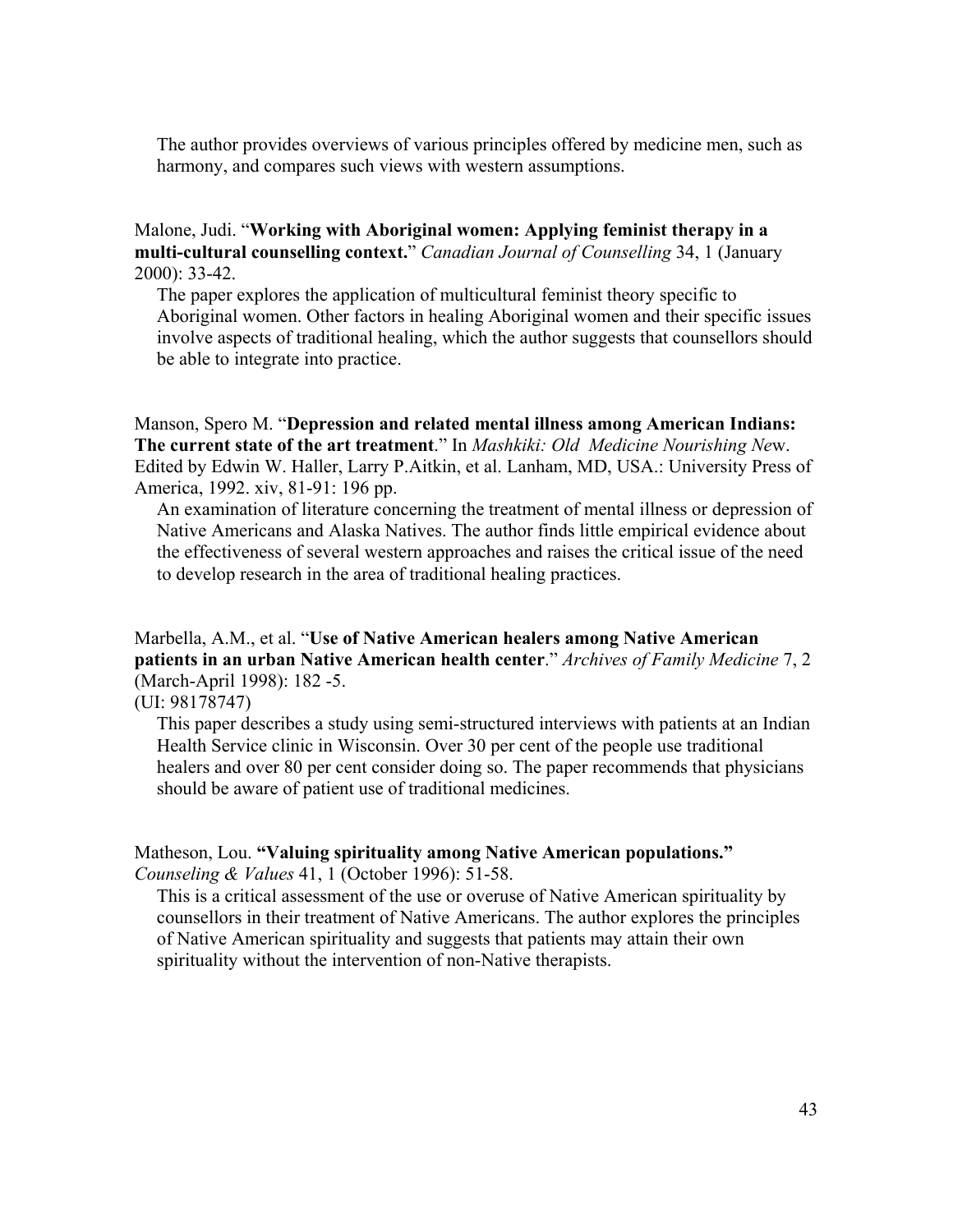The author provides overviews of various principles offered by medicine men, such as harmony, and compares such views with western assumptions.

Malone, Judi. "**Working with Aboriginal women: Applying feminist therapy in a multi-cultural counselling context.**" *Canadian Journal of Counselling* 34, 1 (January 2000): 33-42.

The paper explores the application of multicultural feminist theory specific to Aboriginal women. Other factors in healing Aboriginal women and their specific issues involve aspects of traditional healing, which the author suggests that counsellors should be able to integrate into practice.

Manson, Spero M. "**Depression and related mental illness among American Indians: The current state of the art treatment**." In *Mashkiki: Old Medicine Nourishing New*. Edited by Edwin W. Haller, Larry P.Aitkin, et al. Lanham, MD, USA.: University Press of America, 1992. xiv, 81-91: 196 pp.

An examination of literature concerning the treatment of mental illness or depression of Native Americans and Alaska Natives. The author finds little empirical evidence about the effectiveness of several western approaches and raises the critical issue of the need to develop research in the area of traditional healing practices.

Marbella, A.M., et al. "**Use of Native American healers among Native American patients in an urban Native American health center**." *Archives of Family Medicine* 7, 2 (March-April 1998): 182 -5.

(UI: 98178747)

This paper describes a study using semi-structured interviews with patients at an Indian Health Service clinic in Wisconsin. Over 30 per cent of the people use traditional healers and over 80 per cent consider doing so. The paper recommends that physicians should be aware of patient use of traditional medicines.

Matheson, Lou. **"Valuing spirituality among Native American populations."** *Counseling & Values* 41, 1 (October 1996): 51-58.

This is a critical assessment of the use or overuse of Native American spirituality by counsellors in their treatment of Native Americans. The author explores the principles of Native American spirituality and suggests that patients may attain their own spirituality without the intervention of non-Native therapists.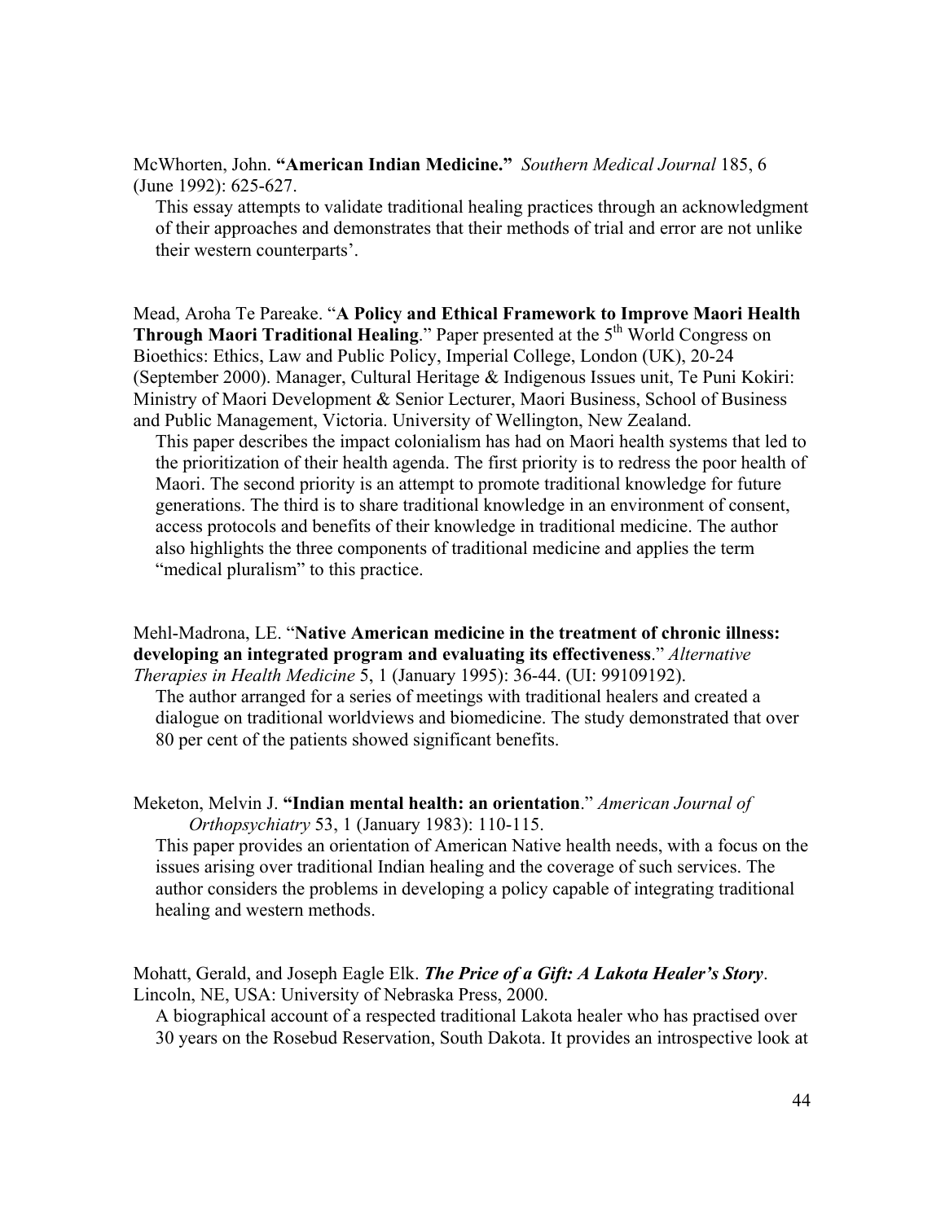McWhorten, John. **"American Indian Medicine."** *Southern Medical Journal* 185, 6 (June 1992): 625-627.

This essay attempts to validate traditional healing practices through an acknowledgment of their approaches and demonstrates that their methods of trial and error are not unlike their western counterparts'.

Mead, Aroha Te Pareake. "**A Policy and Ethical Framework to Improve Maori Health Through Maori Traditional Healing**." Paper presented at the 5th World Congress on Bioethics: Ethics, Law and Public Policy, Imperial College, London (UK), 20-24 (September 2000). Manager, Cultural Heritage & Indigenous Issues unit, Te Puni Kokiri: Ministry of Maori Development & Senior Lecturer, Maori Business, School of Business and Public Management, Victoria. University of Wellington, New Zealand.

This paper describes the impact colonialism has had on Maori health systems that led to the prioritization of their health agenda. The first priority is to redress the poor health of Maori. The second priority is an attempt to promote traditional knowledge for future generations. The third is to share traditional knowledge in an environment of consent, access protocols and benefits of their knowledge in traditional medicine. The author also highlights the three components of traditional medicine and applies the term "medical pluralism" to this practice.

Mehl-Madrona, LE. "**Native American medicine in the treatment of chronic illness: developing an integrated program and evaluating its effectiveness**." *Alternative Therapies in Health Medicine* 5, 1 (January 1995): 36-44. (UI: 99109192).

The author arranged for a series of meetings with traditional healers and created a dialogue on traditional worldviews and biomedicine. The study demonstrated that over 80 per cent of the patients showed significant benefits.

Meketon, Melvin J. **"Indian mental health: an orientation**." *American Journal of Orthopsychiatry* 53, 1 (January 1983): 110-115.

This paper provides an orientation of American Native health needs, with a focus on the issues arising over traditional Indian healing and the coverage of such services. The author considers the problems in developing a policy capable of integrating traditional healing and western methods.

Mohatt, Gerald, and Joseph Eagle Elk. ***The Price of a Gift: A Lakota Healer's Story***. Lincoln, NE, USA: University of Nebraska Press, 2000.

A biographical account of a respected traditional Lakota healer who has practised over 30 years on the Rosebud Reservation, South Dakota. It provides an introspective look at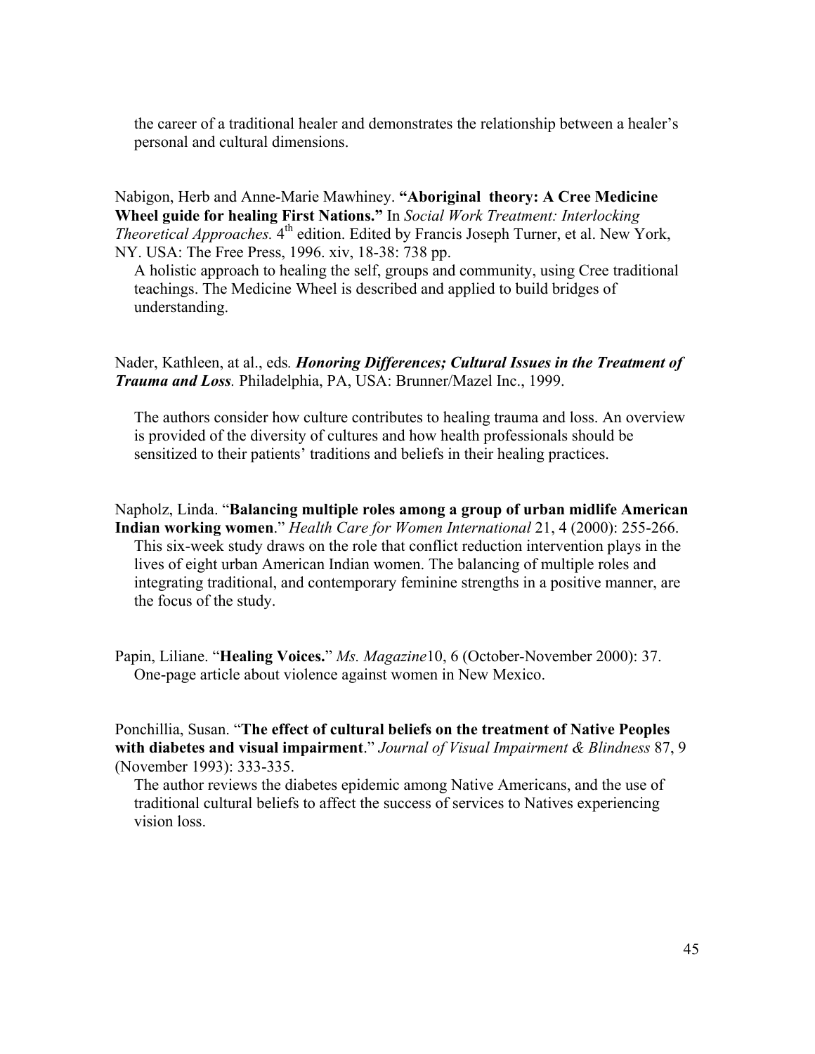the career of a traditional healer and demonstrates the relationship between a healer's personal and cultural dimensions.

Nabigon, Herb and Anne-Marie Mawhiney. **"Aboriginal theory: A Cree Medicine Wheel guide for healing First Nations."** In *Social Work Treatment: Interlocking Theoretical Approaches.* 4th edition. Edited by Francis Joseph Turner, et al. New York, NY. USA: The Free Press, 1996. xiv, 18-38: 738 pp.

A holistic approach to healing the self, groups and community, using Cree traditional teachings. The Medicine Wheel is described and applied to build bridges of understanding.

Nader, Kathleen, at al., eds. ***Honoring Differences; Cultural Issues in the Treatment of Trauma and Loss***. Philadelphia, PA, USA: Brunner/Mazel Inc., 1999.

The authors consider how culture contributes to healing trauma and loss. An overview is provided of the diversity of cultures and how health professionals should be sensitized to their patients' traditions and beliefs in their healing practices.

Napholz, Linda. "**Balancing multiple roles among a group of urban midlife American Indian working women**." *Health Care for Women International* 21, 4 (2000): 255-266.

This six-week study draws on the role that conflict reduction intervention plays in the lives of eight urban American Indian women. The balancing of multiple roles and integrating traditional, and contemporary feminine strengths in a positive manner, are the focus of the study.

Papin, Liliane. "**Healing Voices.**" *Ms. Magazine*10, 6 (October-November 2000): 37.

One-page article about violence against women in New Mexico.

Ponchillia, Susan. "**The effect of cultural beliefs on the treatment of Native Peoples with diabetes and visual impairment**." *Journal of Visual Impairment & Blindness* 87, 9 (November 1993): 333-335.

The author reviews the diabetes epidemic among Native Americans, and the use of traditional cultural beliefs to affect the success of services to Natives experiencing vision loss.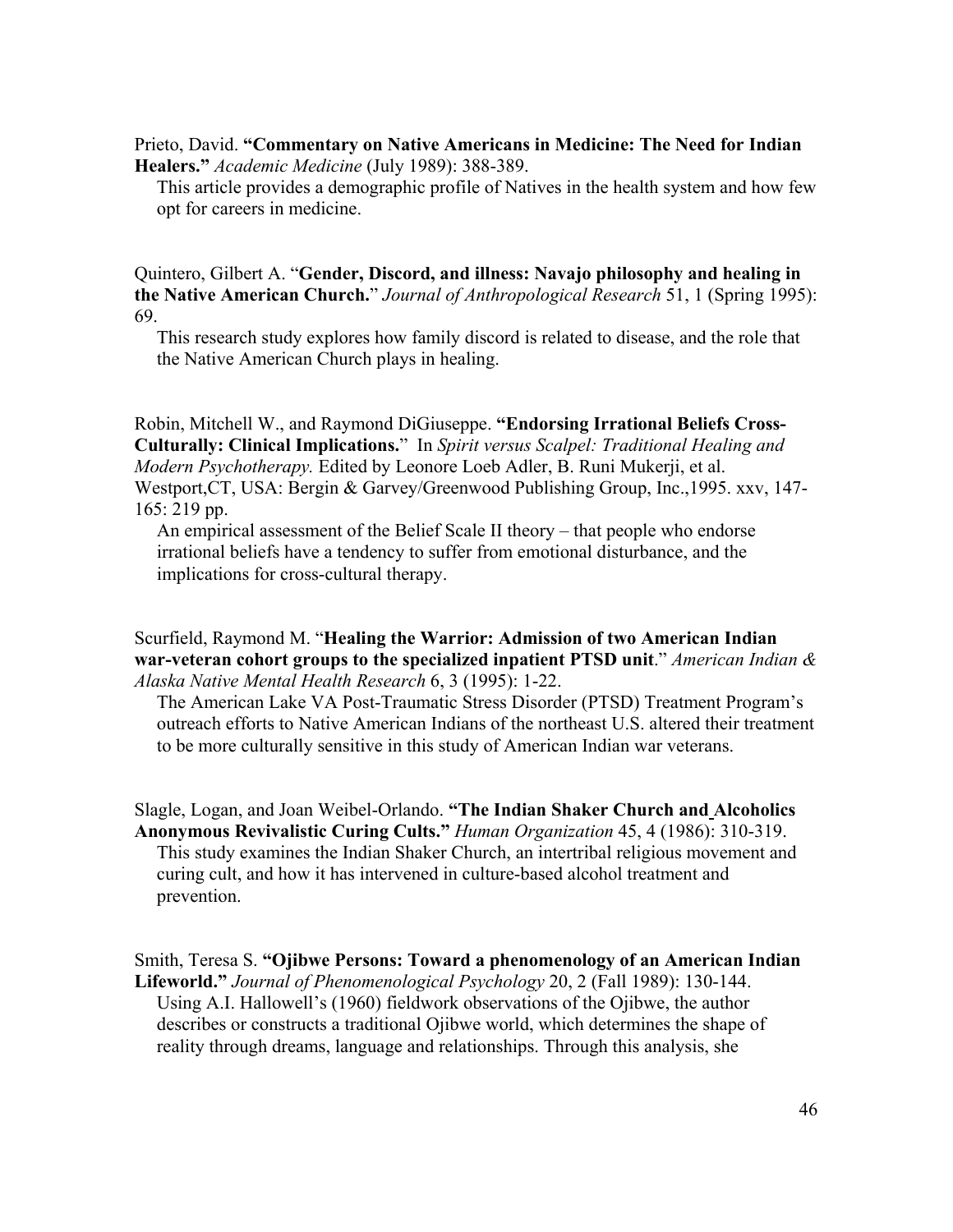Prieto, David. **"Commentary on Native Americans in Medicine: The Need for Indian Healers."** *Academic Medicine* (July 1989): 388-389.

This article provides a demographic profile of Natives in the health system and how few opt for careers in medicine.

Quintero, Gilbert A. "**Gender, Discord, and illness: Navajo philosophy and healing in the Native American Church.**" *Journal of Anthropological Research* 51, 1 (Spring 1995): 69.

This research study explores how family discord is related to disease, and the role that the Native American Church plays in healing.

Robin, Mitchell W., and Raymond DiGiuseppe. **"Endorsing Irrational Beliefs Cross-Culturally: Clinical Implications."** In *Spirit versus Scalpel: Traditional Healing and Modern Psychotherapy.* Edited by Leonore Loeb Adler, B. Runi Mukerji, et al. Westport,CT, USA: Bergin & Garvey/Greenwood Publishing Group, Inc.,1995. xxv, 147-165: 219 pp.

An empirical assessment of the Belief Scale II theory – that people who endorse irrational beliefs have a tendency to suffer from emotional disturbance, and the implications for cross-cultural therapy.

Scurfield, Raymond M. "**Healing the Warrior: Admission of two American Indian war-veteran cohort groups to the specialized inpatient PTSD unit**." *American Indian & Alaska Native Mental Health Research* 6, 3 (1995): 1-22.

The American Lake VA Post-Traumatic Stress Disorder (PTSD) Treatment Program's outreach efforts to Native American Indians of the northeast U.S. altered their treatment to be more culturally sensitive in this study of American Indian war veterans.

Slagle, Logan, and Joan Weibel-Orlando. **"The Indian Shaker Church and Alcoholics Anonymous Revivalistic Curing Cults."** *Human Organization* 45, 4 (1986): 310-319.

This study examines the Indian Shaker Church, an intertribal religious movement and curing cult, and how it has intervened in culture-based alcohol treatment and prevention.

Smith, Teresa S. **"Ojibwe Persons: Toward a phenomenology of an American Indian Lifeworld."** *Journal of Phenomenological Psychology* 20, 2 (Fall 1989): 130-144.

Using A.I. Hallowell's (1960) fieldwork observations of the Ojibwe, the author describes or constructs a traditional Ojibwe world, which determines the shape of reality through dreams, language and relationships. Through this analysis, she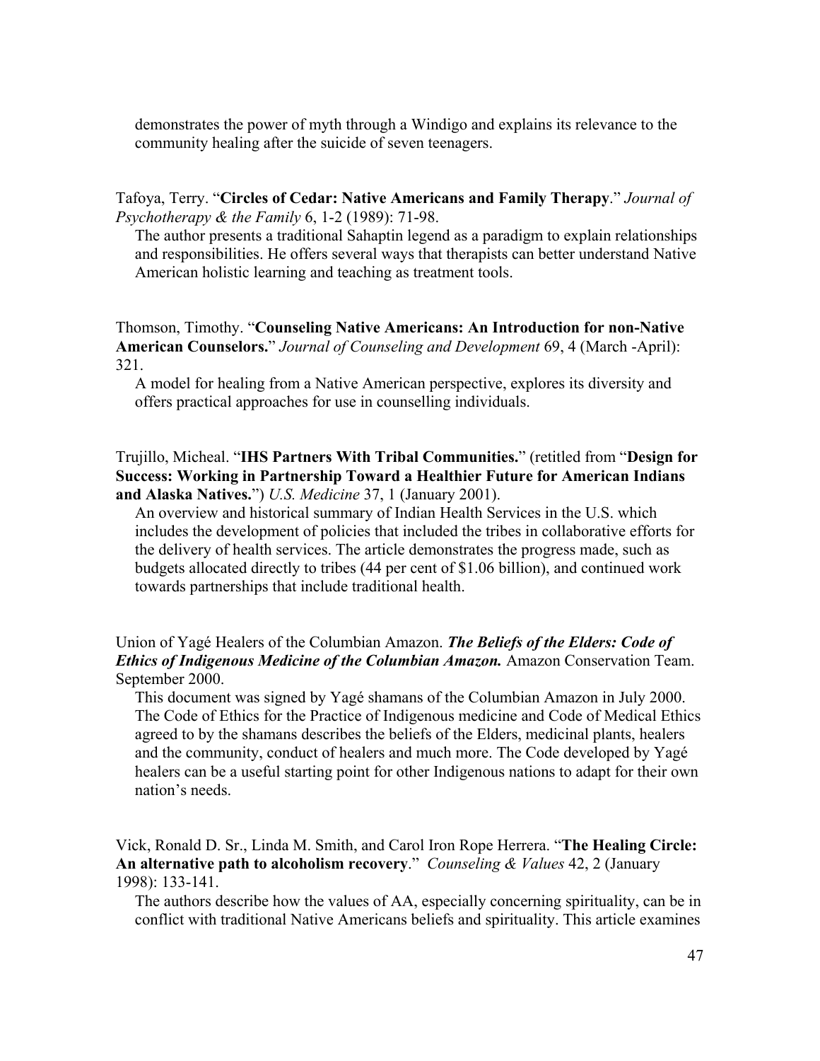demonstrates the power of myth through a Windigo and explains its relevance to the community healing after the suicide of seven teenagers.

Tafoya, Terry. "**Circles of Cedar: Native Americans and Family Therapy**." *Journal of Psychotherapy & the Family* 6, 1-2 (1989): 71-98.

The author presents a traditional Sahaptin legend as a paradigm to explain relationships and responsibilities. He offers several ways that therapists can better understand Native American holistic learning and teaching as treatment tools.

Thomson, Timothy. "**Counseling Native Americans: An Introduction for non-Native American Counselors.**" *Journal of Counseling and Development* 69, 4 (March -April): 321.

A model for healing from a Native American perspective, explores its diversity and offers practical approaches for use in counselling individuals.

Trujillo, Micheal. "**IHS Partners With Tribal Communities.**" (retitled from "**Design for Success: Working in Partnership Toward a Healthier Future for American Indians and Alaska Natives.**") *U.S. Medicine* 37, 1 (January 2001).

An overview and historical summary of Indian Health Services in the U.S. which includes the development of policies that included the tribes in collaborative efforts for the delivery of health services. The article demonstrates the progress made, such as budgets allocated directly to tribes (44 per cent of $1.06 billion), and continued work towards partnerships that include traditional health.

Union of Yagé Healers of the Columbian Amazon. ***The Beliefs of the Elders: Code of Ethics of Indigenous Medicine of the Columbian Amazon.*** Amazon Conservation Team. September 2000.

This document was signed by Yagé shamans of the Columbian Amazon in July 2000. The Code of Ethics for the Practice of Indigenous medicine and Code of Medical Ethics agreed to by the shamans describes the beliefs of the Elders, medicinal plants, healers and the community, conduct of healers and much more. The Code developed by Yagé healers can be a useful starting point for other Indigenous nations to adapt for their own nation's needs.

Vick, Ronald D. Sr., Linda M. Smith, and Carol Iron Rope Herrera. "**The Healing Circle: An alternative path to alcoholism recovery**." *Counseling & Values* 42, 2 (January 1998): 133-141.

The authors describe how the values of AA, especially concerning spirituality, can be in conflict with traditional Native Americans beliefs and spirituality. This article examines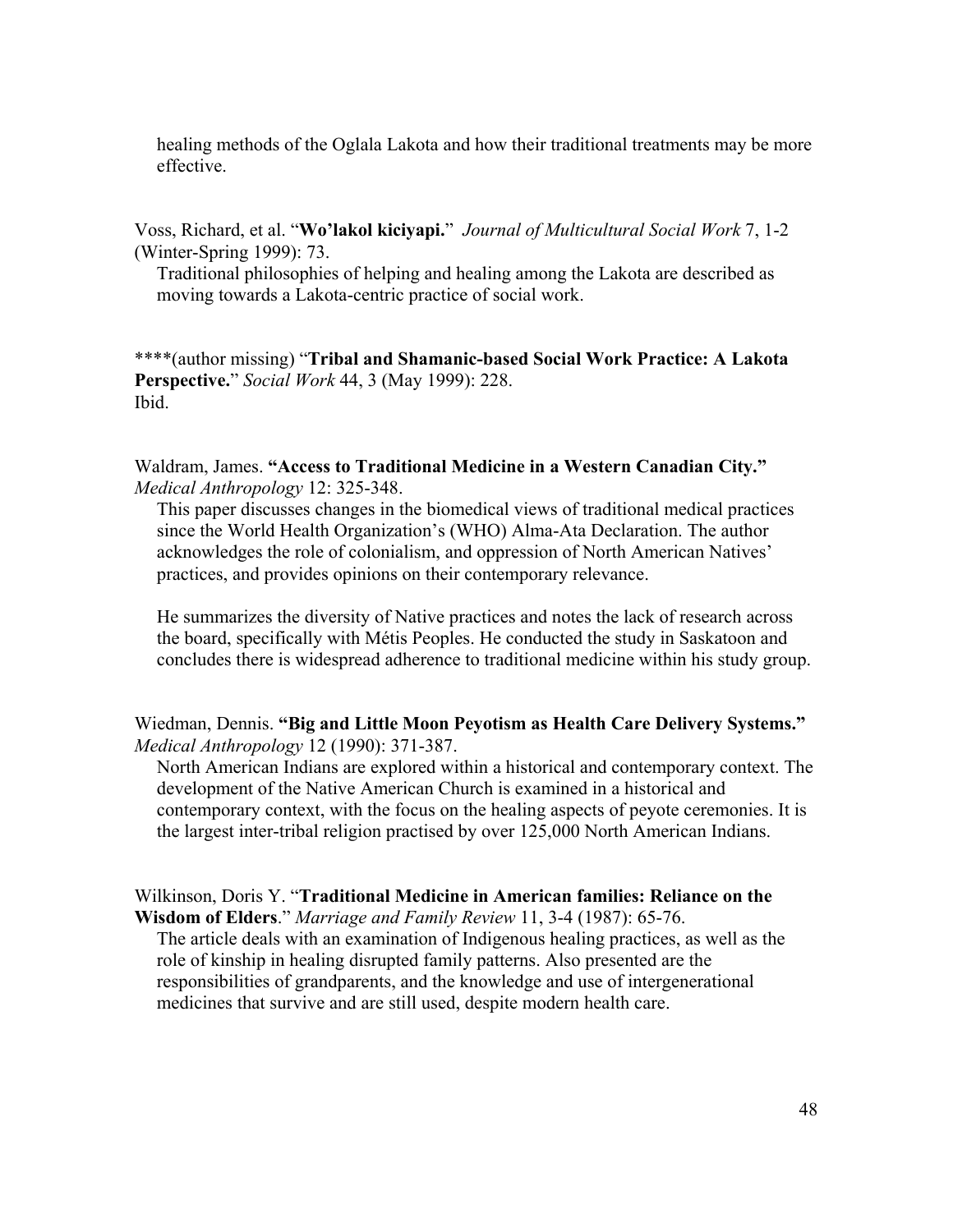healing methods of the Oglala Lakota and how their traditional treatments may be more effective.

Voss, Richard, et al. "**Wo'lakol kiciyapi.**" *Journal of Multicultural Social Work* 7, 1-2 (Winter-Spring 1999): 73.

Traditional philosophies of helping and healing among the Lakota are described as moving towards a Lakota-centric practice of social work.

****(author missing) "**Tribal and Shamanic-based Social Work Practice: A Lakota Perspective.**" *Social Work* 44, 3 (May 1999): 228.
Ibid.

Waldram, James. **"Access to Traditional Medicine in a Western Canadian City."** *Medical Anthropology* 12: 325-348.

This paper discusses changes in the biomedical views of traditional medical practices since the World Health Organization's (WHO) Alma-Ata Declaration. The author acknowledges the role of colonialism, and oppression of North American Natives' practices, and provides opinions on their contemporary relevance.

He summarizes the diversity of Native practices and notes the lack of research across the board, specifically with Métis Peoples. He conducted the study in Saskatoon and concludes there is widespread adherence to traditional medicine within his study group.

Wiedman, Dennis. **"Big and Little Moon Peyotism as Health Care Delivery Systems."** *Medical Anthropology* 12 (1990): 371-387.

North American Indians are explored within a historical and contemporary context. The development of the Native American Church is examined in a historical and contemporary context, with the focus on the healing aspects of peyote ceremonies. It is the largest inter-tribal religion practised by over 125,000 North American Indians.

Wilkinson, Doris Y. "**Traditional Medicine in American families: Reliance on the Wisdom of Elders**." *Marriage and Family Review* 11, 3-4 (1987): 65-76.

The article deals with an examination of Indigenous healing practices, as well as the role of kinship in healing disrupted family patterns. Also presented are the responsibilities of grandparents, and the knowledge and use of intergenerational medicines that survive and are still used, despite modern health care.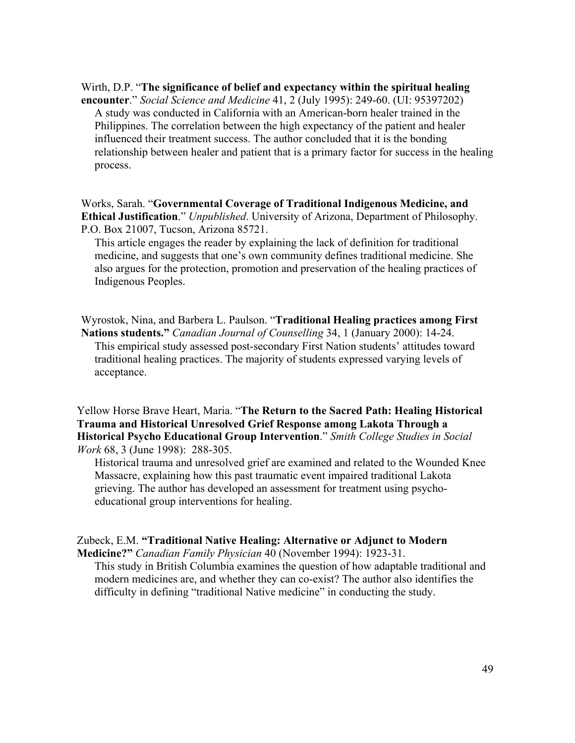Wirth, D.P. "**The significance of belief and expectancy within the spiritual healing encounter**." *Social Science and Medicine* 41, 2 (July 1995): 249-60. (UI: 95397202)

A study was conducted in California with an American-born healer trained in the Philippines. The correlation between the high expectancy of the patient and healer influenced their treatment success. The author concluded that it is the bonding relationship between healer and patient that is a primary factor for success in the healing process.

Works, Sarah. "**Governmental Coverage of Traditional Indigenous Medicine, and Ethical Justification**." *Unpublished*. University of Arizona, Department of Philosophy. P.O. Box 21007, Tucson, Arizona 85721.

This article engages the reader by explaining the lack of definition for traditional medicine, and suggests that one's own community defines traditional medicine. She also argues for the protection, promotion and preservation of the healing practices of Indigenous Peoples.

Wyrostok, Nina, and Barbera L. Paulson. "**Traditional Healing practices among First Nations students.**" *Canadian Journal of Counselling* 34, 1 (January 2000): 14-24.

This empirical study assessed post-secondary First Nation students' attitudes toward traditional healing practices. The majority of students expressed varying levels of acceptance.

Yellow Horse Brave Heart, Maria. "**The Return to the Sacred Path: Healing Historical Trauma and Historical Unresolved Grief Response among Lakota Through a Historical Psycho Educational Group Intervention**." *Smith College Studies in Social Work* 68, 3 (June 1998): 288-305.

Historical trauma and unresolved grief are examined and related to the Wounded Knee Massacre, explaining how this past traumatic event impaired traditional Lakota grieving. The author has developed an assessment for treatment using psycho-educational group interventions for healing.

Zubeck, E.M. **"Traditional Native Healing: Alternative or Adjunct to Modern Medicine?"** *Canadian Family Physician* 40 (November 1994): 1923-31.

This study in British Columbia examines the question of how adaptable traditional and modern medicines are, and whether they can co-exist? The author also identifies the difficulty in defining "traditional Native medicine" in conducting the study.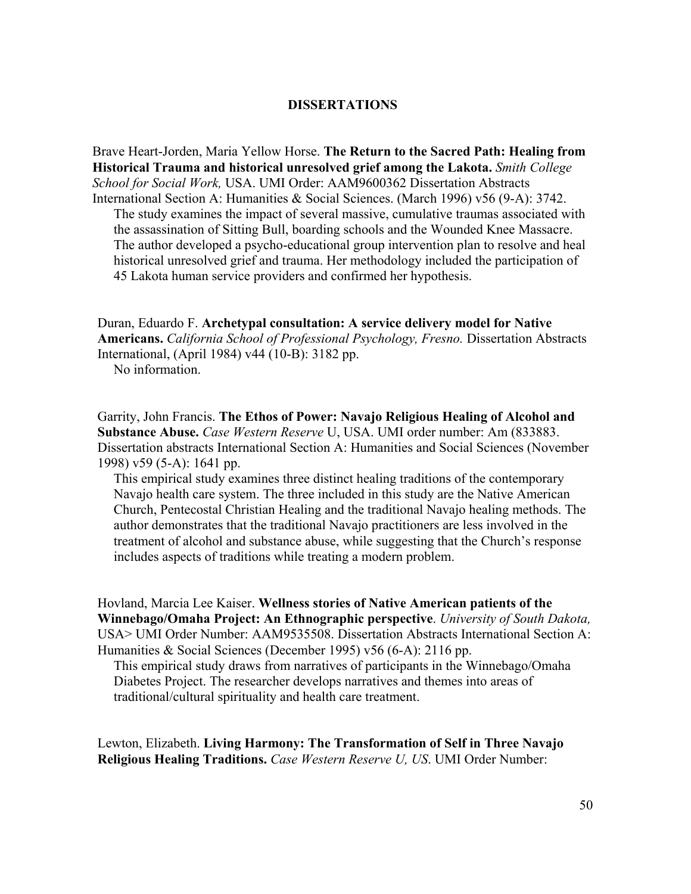## DISSERTATIONS

Brave Heart-Jorden, Maria Yellow Horse. **The Return to the Sacred Path: Healing from Historical Trauma and historical unresolved grief among the Lakota.** *Smith College School for Social Work,* USA. UMI Order: AAM9600362 Dissertation Abstracts International Section A: Humanities & Social Sciences. (March 1996) v56 (9-A): 3742.

The study examines the impact of several massive, cumulative traumas associated with the assassination of Sitting Bull, boarding schools and the Wounded Knee Massacre. The author developed a psycho-educational group intervention plan to resolve and heal historical unresolved grief and trauma. Her methodology included the participation of 45 Lakota human service providers and confirmed her hypothesis.

Duran, Eduardo F. **Archetypal consultation: A service delivery model for Native Americans.** *California School of Professional Psychology, Fresno.* Dissertation Abstracts International, (April 1984) v44 (10-B): 3182 pp.

No information.

Garrity, John Francis. **The Ethos of Power: Navajo Religious Healing of Alcohol and Substance Abuse.** *Case Western Reserve* U, USA. UMI order number: Am (833883. Dissertation abstracts International Section A: Humanities and Social Sciences (November 1998) v59 (5-A): 1641 pp.

This empirical study examines three distinct healing traditions of the contemporary Navajo health care system. The three included in this study are the Native American Church, Pentecostal Christian Healing and the traditional Navajo healing methods. The author demonstrates that the traditional Navajo practitioners are less involved in the treatment of alcohol and substance abuse, while suggesting that the Church's response includes aspects of traditions while treating a modern problem.

Hovland, Marcia Lee Kaiser. **Wellness stories of Native American patients of the Winnebago/Omaha Project: An Ethnographic perspective**. *University of South Dakota,* USA> UMI Order Number: AAM9535508. Dissertation Abstracts International Section A: Humanities & Social Sciences (December 1995) v56 (6-A): 2116 pp.

This empirical study draws from narratives of participants in the Winnebago/Omaha Diabetes Project. The researcher develops narratives and themes into areas of traditional/cultural spirituality and health care treatment.

Lewton, Elizabeth. **Living Harmony: The Transformation of Self in Three Navajo Religious Healing Traditions.** *Case Western Reserve U, US*. UMI Order Number: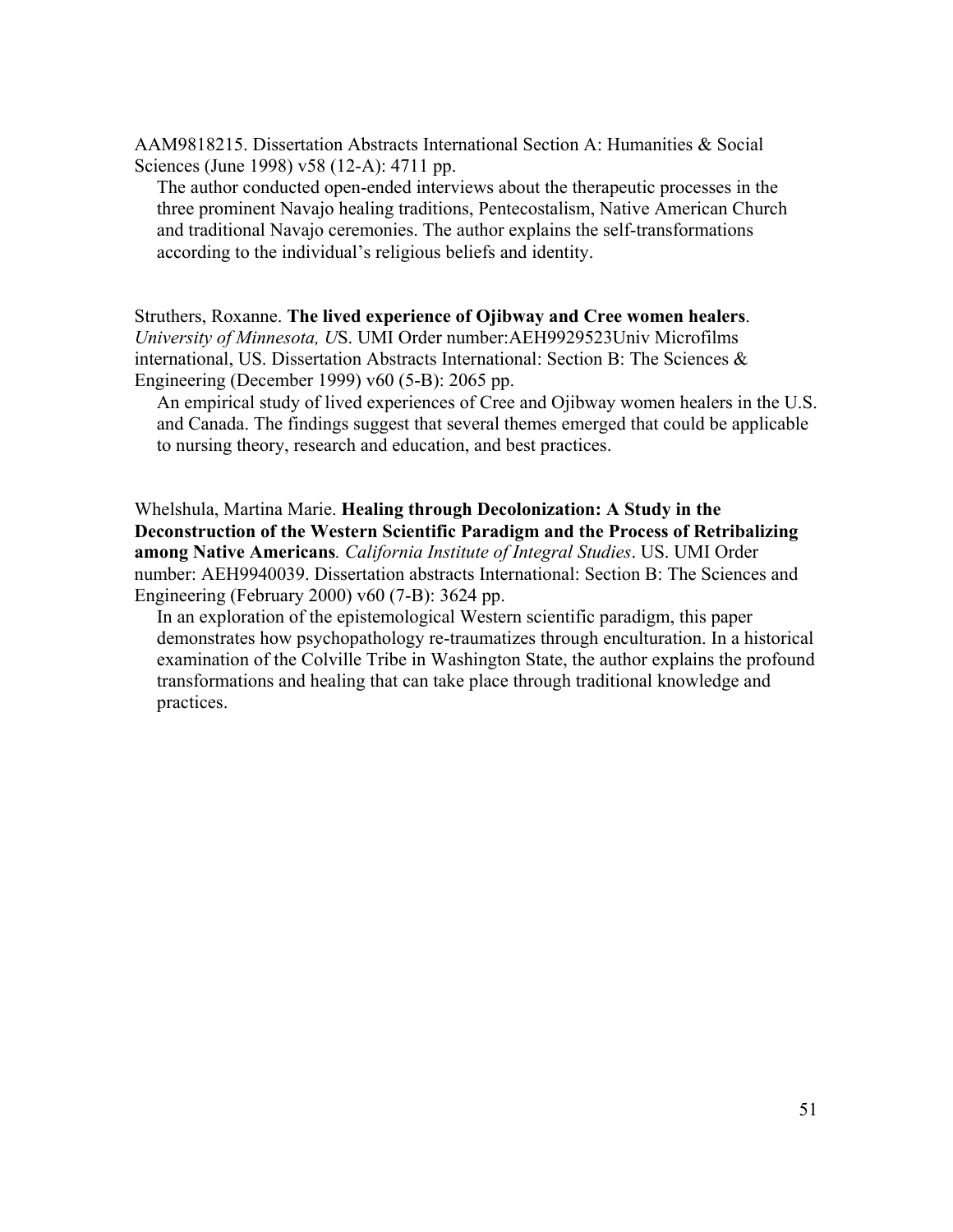AAM9818215. Dissertation Abstracts International Section A: Humanities & Social Sciences (June 1998) v58 (12-A): 4711 pp.

The author conducted open-ended interviews about the therapeutic processes in the three prominent Navajo healing traditions, Pentecostalism, Native American Church and traditional Navajo ceremonies. The author explains the self-transformations according to the individual's religious beliefs and identity.

Struthers, Roxanne. **The lived experience of Ojibway and Cree women healers**. *University of Minnesota, U*S. UMI Order number:AEH9929523Univ Microfilms international, US. Dissertation Abstracts International: Section B: The Sciences & Engineering (December 1999) v60 (5-B): 2065 pp.

An empirical study of lived experiences of Cree and Ojibway women healers in the U.S. and Canada. The findings suggest that several themes emerged that could be applicable to nursing theory, research and education, and best practices.

Whelshula, Martina Marie. **Healing through Decolonization: A Study in the Deconstruction of the Western Scientific Paradigm and the Process of Retribalizing among Native Americans***. California Institute of Integral Studies*. US. UMI Order number: AEH9940039. Dissertation abstracts International: Section B: The Sciences and Engineering (February 2000) v60 (7-B): 3624 pp.

In an exploration of the epistemological Western scientific paradigm, this paper demonstrates how psychopathology re-traumatizes through enculturation. In a historical examination of the Colville Tribe in Washington State, the author explains the profound transformations and healing that can take place through traditional knowledge and practices.